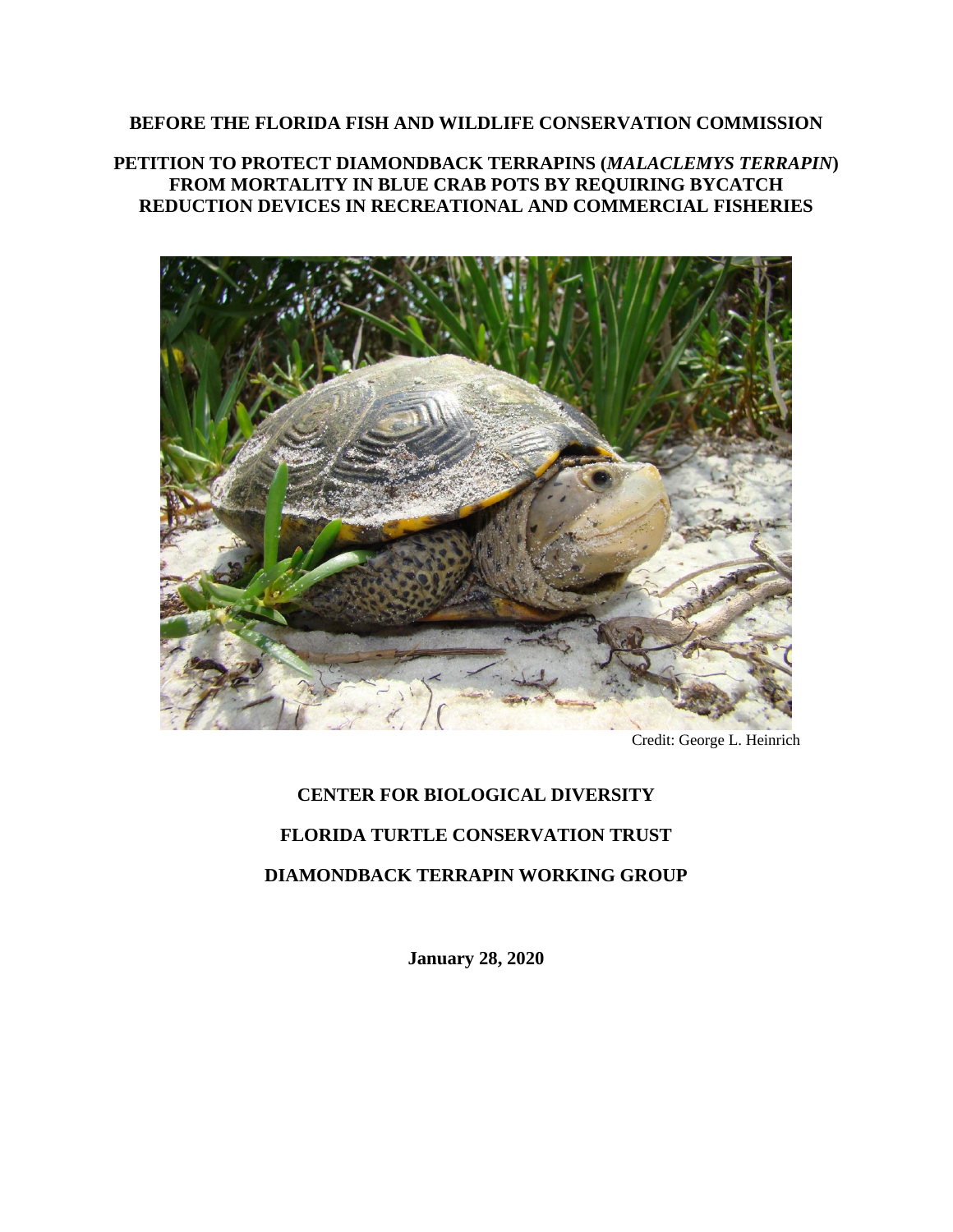**BEFORE THE FLORIDA FISH AND WILDLIFE CONSERVATION COMMISSION**

# PETITION TO PROTECT DIAMONDBACK TERRAPINS (*MALACLEMYS TERRAPIN*) FROM MORTALITY IN BLUE CRAB POTS BY REQUIRING BYCATCH REDUCTION DEVICES IN RECREATIONAL AND COMMERCIAL FISHERIES

Credit: George L. Heinrich

**CENTER FOR BIOLOGICAL DIVERSITY**

**FLORIDA TURTLE CONSERVATION TRUST**

**DIAMONDBACK TERRAPIN WORKING GROUP**

**January 28, 2020**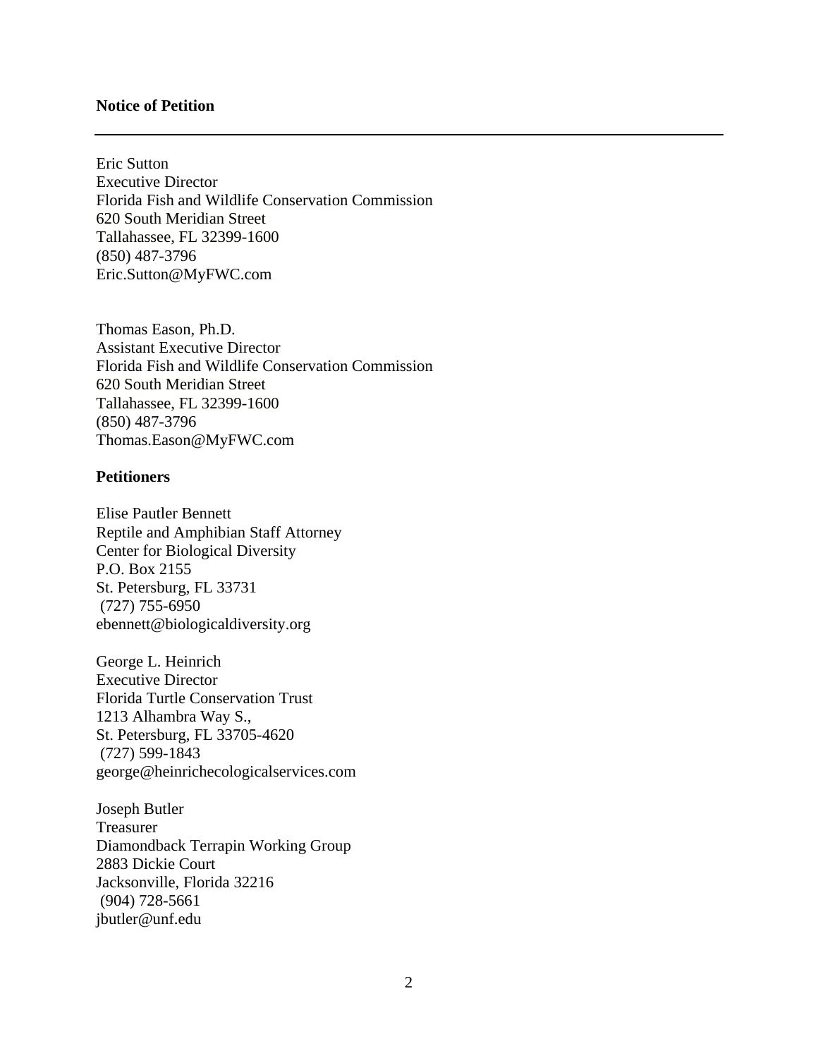**Notice of Petition**

---

Eric Sutton
Executive Director
Florida Fish and Wildlife Conservation Commission
620 South Meridian Street
Tallahassee, FL 32399-1600
(850) 487-3796
Eric.Sutton@MyFWC.com

Thomas Eason, Ph.D.
Assistant Executive Director
Florida Fish and Wildlife Conservation Commission
620 South Meridian Street
Tallahassee, FL 32399-1600
(850) 487-3796
Thomas.Eason@MyFWC.com

**Petitioners**

Elise Pautler Bennett
Reptile and Amphibian Staff Attorney
Center for Biological Diversity
P.O. Box 2155
St. Petersburg, FL 33731
(727) 755-6950
ebennett@biologicaldiversity.org

George L. Heinrich
Executive Director
Florida Turtle Conservation Trust
1213 Alhambra Way S.,
St. Petersburg, FL 33705-4620
(727) 599-1843
george@heinrichecologicalservices.com

Joseph Butler
Treasurer
Diamondback Terrapin Working Group
2883 Dickie Court
Jacksonville, Florida 32216
(904) 728-5661
jbutler@unf.edu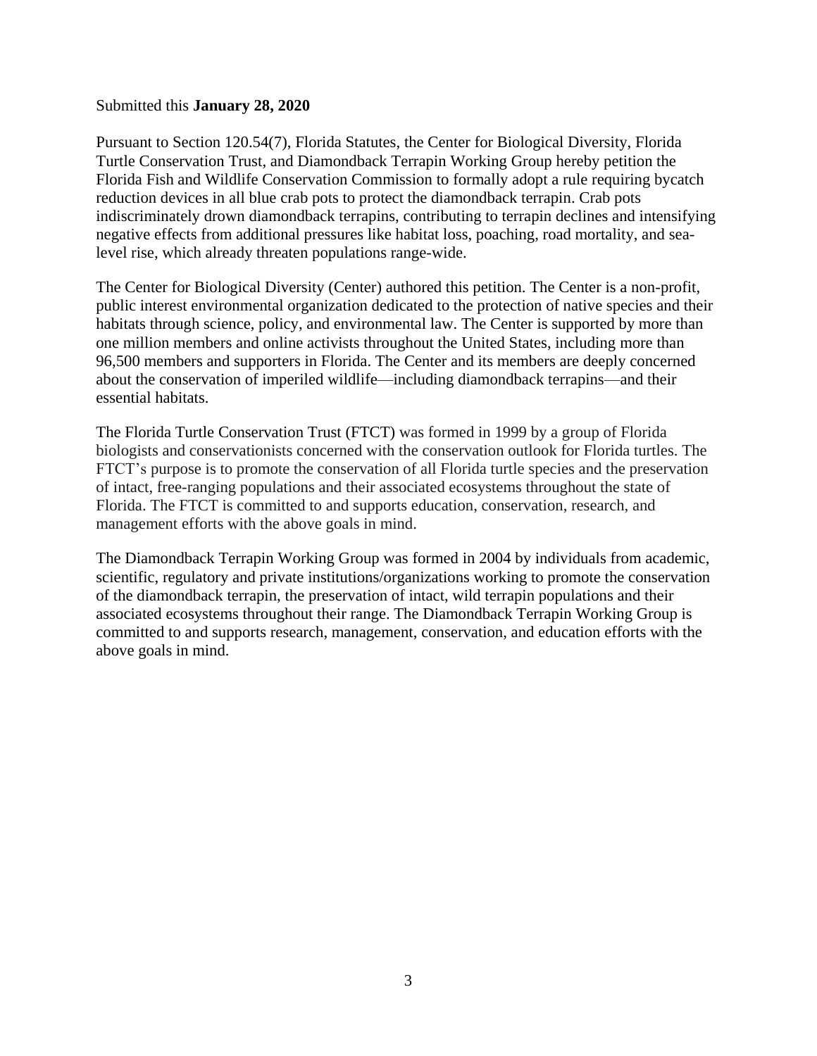Submitted this **January 28, 2020**

Pursuant to Section 120.54(7), Florida Statutes, the Center for Biological Diversity, Florida Turtle Conservation Trust, and Diamondback Terrapin Working Group hereby petition the Florida Fish and Wildlife Conservation Commission to formally adopt a rule requiring bycatch reduction devices in all blue crab pots to protect the diamondback terrapin. Crab pots indiscriminately drown diamondback terrapins, contributing to terrapin declines and intensifying negative effects from additional pressures like habitat loss, poaching, road mortality, and sea-level rise, which already threaten populations range-wide.

The Center for Biological Diversity (Center) authored this petition. The Center is a non-profit, public interest environmental organization dedicated to the protection of native species and their habitats through science, policy, and environmental law. The Center is supported by more than one million members and online activists throughout the United States, including more than 96,500 members and supporters in Florida. The Center and its members are deeply concerned about the conservation of imperiled wildlife—including diamondback terrapins—and their essential habitats.

The Florida Turtle Conservation Trust (FTCT) was formed in 1999 by a group of Florida biologists and conservationists concerned with the conservation outlook for Florida turtles. The FTCT's purpose is to promote the conservation of all Florida turtle species and the preservation of intact, free-ranging populations and their associated ecosystems throughout the state of Florida. The FTCT is committed to and supports education, conservation, research, and management efforts with the above goals in mind.

The Diamondback Terrapin Working Group was formed in 2004 by individuals from academic, scientific, regulatory and private institutions/organizations working to promote the conservation of the diamondback terrapin, the preservation of intact, wild terrapin populations and their associated ecosystems throughout their range. The Diamondback Terrapin Working Group is committed to and supports research, management, conservation, and education efforts with the above goals in mind.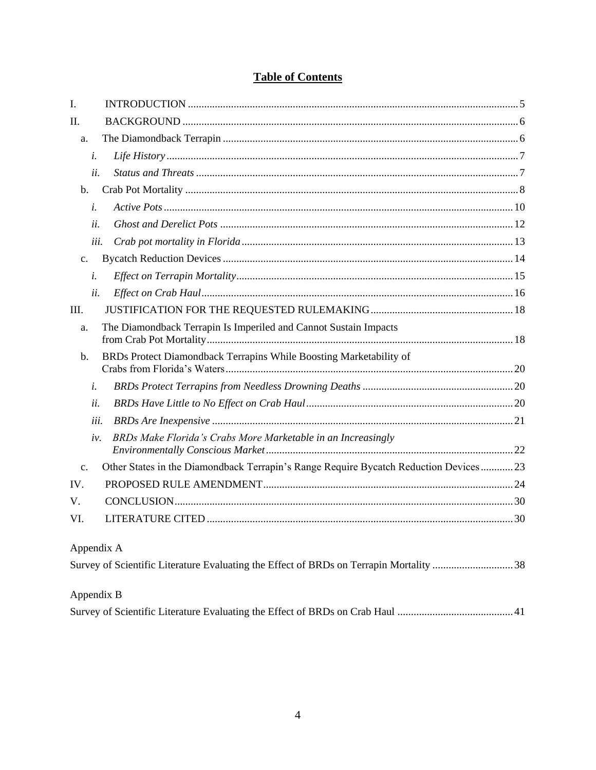## Table of Contents

I. INTRODUCTION ..... 5

II. BACKGROUND ..... 6

- a. The Diamondback Terrapin ..... 6
  - *i. Life History* ..... 7
  - *ii. Status and Threats* ..... 7
- b. Crab Pot Mortality ..... 8
  - *i. Active Pots* ..... 10
  - *ii. Ghost and Derelict Pots* ..... 12
  - *iii. Crab pot mortality in Florida* ..... 13
- c. Bycatch Reduction Devices ..... 14
  - *i. Effect on Terrapin Mortality* ..... 15
  - *ii. Effect on Crab Haul* ..... 16

III. JUSTIFICATION FOR THE REQUESTED RULEMAKING ..... 18

- a. The Diamondback Terrapin Is Imperiled and Cannot Sustain Impacts from Crab Pot Mortality ..... 18
- b. BRDs Protect Diamondback Terrapins While Boosting Marketability of Crabs from Florida's Waters ..... 20
  - *i. BRDs Protect Terrapins from Needless Drowning Deaths* ..... 20
  - *ii. BRDs Have Little to No Effect on Crab Haul* ..... 20
  - *iii. BRDs Are Inexpensive* ..... 21
  - *iv. BRDs Make Florida's Crabs More Marketable in an Increasingly Environmentally Conscious Market* ..... 22
- c. Other States in the Diamondback Terrapin's Range Require Bycatch Reduction Devices ..... 23

IV. PROPOSED RULE AMENDMENT ..... 24

V. CONCLUSION ..... 30

VI. LITERATURE CITED ..... 30

Appendix A

Survey of Scientific Literature Evaluating the Effect of BRDs on Terrapin Mortality ..... 38

Appendix B

Survey of Scientific Literature Evaluating the Effect of BRDs on Crab Haul ..... 41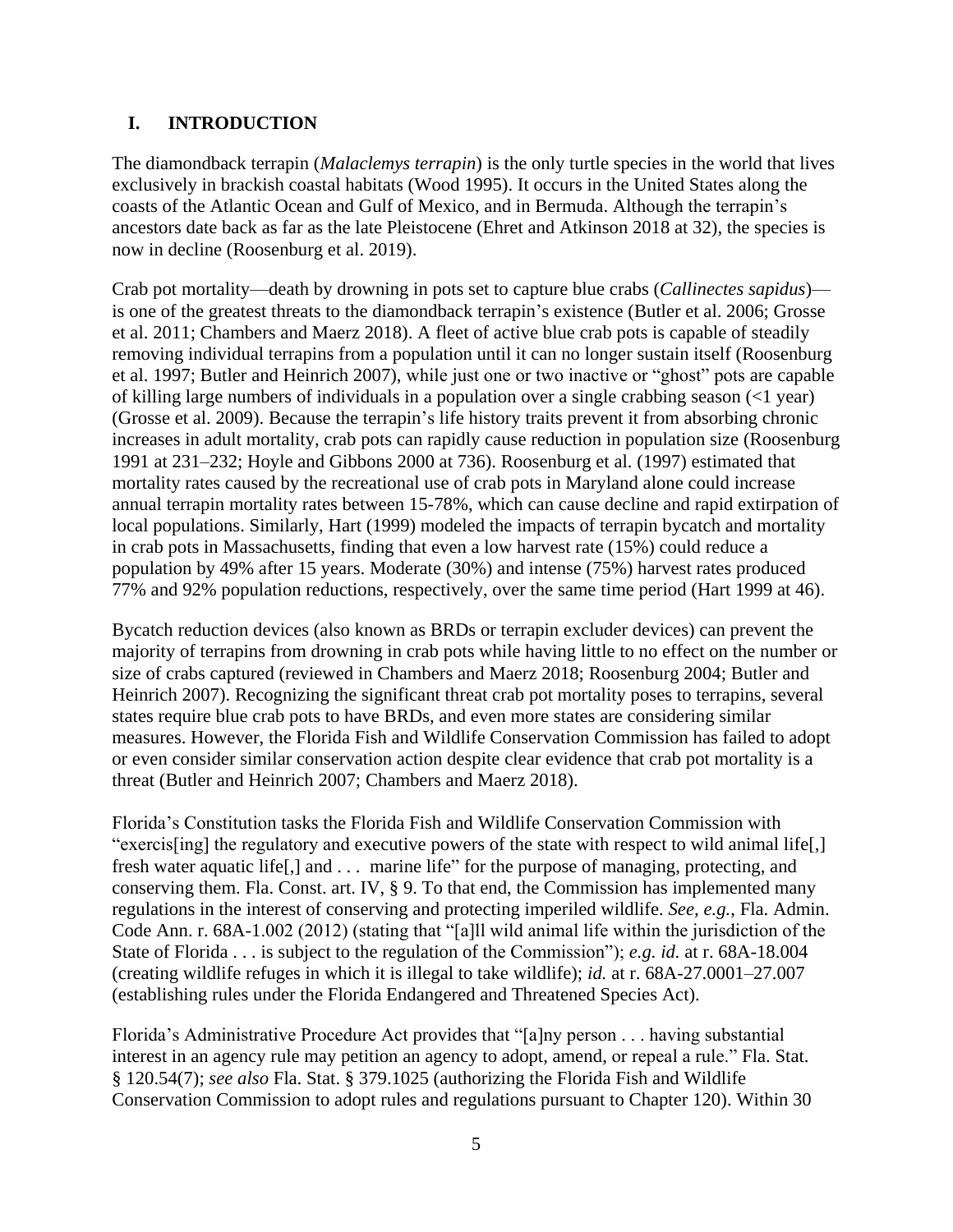## I. INTRODUCTION

The diamondback terrapin (*Malaclemys terrapin*) is the only turtle species in the world that lives exclusively in brackish coastal habitats (Wood 1995). It occurs in the United States along the coasts of the Atlantic Ocean and Gulf of Mexico, and in Bermuda. Although the terrapin's ancestors date back as far as the late Pleistocene (Ehret and Atkinson 2018 at 32), the species is now in decline (Roosenburg et al. 2019).

Crab pot mortality—death by drowning in pots set to capture blue crabs (*Callinectes sapidus*)—is one of the greatest threats to the diamondback terrapin's existence (Butler et al. 2006; Grosse et al. 2011; Chambers and Maerz 2018). A fleet of active blue crab pots is capable of steadily removing individual terrapins from a population until it can no longer sustain itself (Roosenburg et al. 1997; Butler and Heinrich 2007), while just one or two inactive or "ghost" pots are capable of killing large numbers of individuals in a population over a single crabbing season (<1 year) (Grosse et al. 2009). Because the terrapin's life history traits prevent it from absorbing chronic increases in adult mortality, crab pots can rapidly cause reduction in population size (Roosenburg 1991 at 231–232; Hoyle and Gibbons 2000 at 736). Roosenburg et al. (1997) estimated that mortality rates caused by the recreational use of crab pots in Maryland alone could increase annual terrapin mortality rates between 15-78%, which can cause decline and rapid extirpation of local populations. Similarly, Hart (1999) modeled the impacts of terrapin bycatch and mortality in crab pots in Massachusetts, finding that even a low harvest rate (15%) could reduce a population by 49% after 15 years. Moderate (30%) and intense (75%) harvest rates produced 77% and 92% population reductions, respectively, over the same time period (Hart 1999 at 46).

Bycatch reduction devices (also known as BRDs or terrapin excluder devices) can prevent the majority of terrapins from drowning in crab pots while having little to no effect on the number or size of crabs captured (reviewed in Chambers and Maerz 2018; Roosenburg 2004; Butler and Heinrich 2007). Recognizing the significant threat crab pot mortality poses to terrapins, several states require blue crab pots to have BRDs, and even more states are considering similar measures. However, the Florida Fish and Wildlife Conservation Commission has failed to adopt or even consider similar conservation action despite clear evidence that crab pot mortality is a threat (Butler and Heinrich 2007; Chambers and Maerz 2018).

Florida's Constitution tasks the Florida Fish and Wildlife Conservation Commission with "exercis[ing] the regulatory and executive powers of the state with respect to wild animal life[,] fresh water aquatic life[,] and . . . marine life" for the purpose of managing, protecting, and conserving them. Fla. Const. art. IV, § 9. To that end, the Commission has implemented many regulations in the interest of conserving and protecting imperiled wildlife. *See, e.g.*, Fla. Admin. Code Ann. r. 68A-1.002 (2012) (stating that "[a]ll wild animal life within the jurisdiction of the State of Florida . . . is subject to the regulation of the Commission"); *e.g. id.* at r. 68A-18.004 (creating wildlife refuges in which it is illegal to take wildlife); *id.* at r. 68A-27.0001–27.007 (establishing rules under the Florida Endangered and Threatened Species Act).

Florida's Administrative Procedure Act provides that "[a]ny person . . . having substantial interest in an agency rule may petition an agency to adopt, amend, or repeal a rule." Fla. Stat. § 120.54(7); *see also* Fla. Stat. § 379.1025 (authorizing the Florida Fish and Wildlife Conservation Commission to adopt rules and regulations pursuant to Chapter 120). Within 30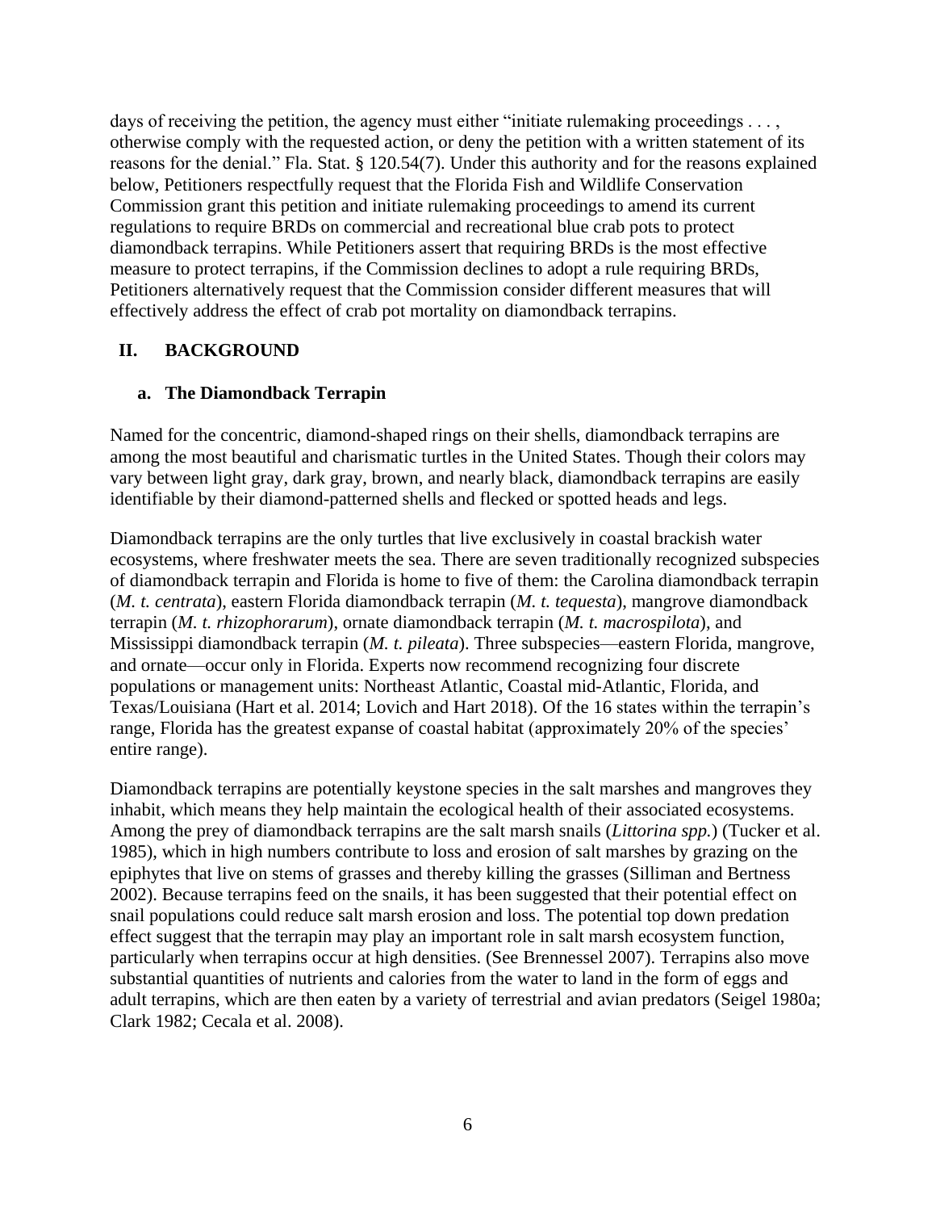days of receiving the petition, the agency must either "initiate rulemaking proceedings . . . , otherwise comply with the requested action, or deny the petition with a written statement of its reasons for the denial." Fla. Stat. § 120.54(7). Under this authority and for the reasons explained below, Petitioners respectfully request that the Florida Fish and Wildlife Conservation Commission grant this petition and initiate rulemaking proceedings to amend its current regulations to require BRDs on commercial and recreational blue crab pots to protect diamondback terrapins. While Petitioners assert that requiring BRDs is the most effective measure to protect terrapins, if the Commission declines to adopt a rule requiring BRDs, Petitioners alternatively request that the Commission consider different measures that will effectively address the effect of crab pot mortality on diamondback terrapins.

## II. BACKGROUND

### a. The Diamondback Terrapin

Named for the concentric, diamond-shaped rings on their shells, diamondback terrapins are among the most beautiful and charismatic turtles in the United States. Though their colors may vary between light gray, dark gray, brown, and nearly black, diamondback terrapins are easily identifiable by their diamond-patterned shells and flecked or spotted heads and legs.

Diamondback terrapins are the only turtles that live exclusively in coastal brackish water ecosystems, where freshwater meets the sea. There are seven traditionally recognized subspecies of diamondback terrapin and Florida is home to five of them: the Carolina diamondback terrapin (*M. t. centrata*), eastern Florida diamondback terrapin (*M. t. tequesta*), mangrove diamondback terrapin (*M. t. rhizophorarum*), ornate diamondback terrapin (*M. t. macrospilota*), and Mississippi diamondback terrapin (*M. t. pileata*). Three subspecies—eastern Florida, mangrove, and ornate—occur only in Florida. Experts now recommend recognizing four discrete populations or management units: Northeast Atlantic, Coastal mid-Atlantic, Florida, and Texas/Louisiana (Hart et al. 2014; Lovich and Hart 2018). Of the 16 states within the terrapin's range, Florida has the greatest expanse of coastal habitat (approximately 20% of the species' entire range).

Diamondback terrapins are potentially keystone species in the salt marshes and mangroves they inhabit, which means they help maintain the ecological health of their associated ecosystems. Among the prey of diamondback terrapins are the salt marsh snails (*Littorina spp.*) (Tucker et al. 1985), which in high numbers contribute to loss and erosion of salt marshes by grazing on the epiphytes that live on stems of grasses and thereby killing the grasses (Silliman and Bertness 2002). Because terrapins feed on the snails, it has been suggested that their potential effect on snail populations could reduce salt marsh erosion and loss. The potential top down predation effect suggest that the terrapin may play an important role in salt marsh ecosystem function, particularly when terrapins occur at high densities. (See Brennessel 2007). Terrapins also move substantial quantities of nutrients and calories from the water to land in the form of eggs and adult terrapins, which are then eaten by a variety of terrestrial and avian predators (Seigel 1980a; Clark 1982; Cecala et al. 2008).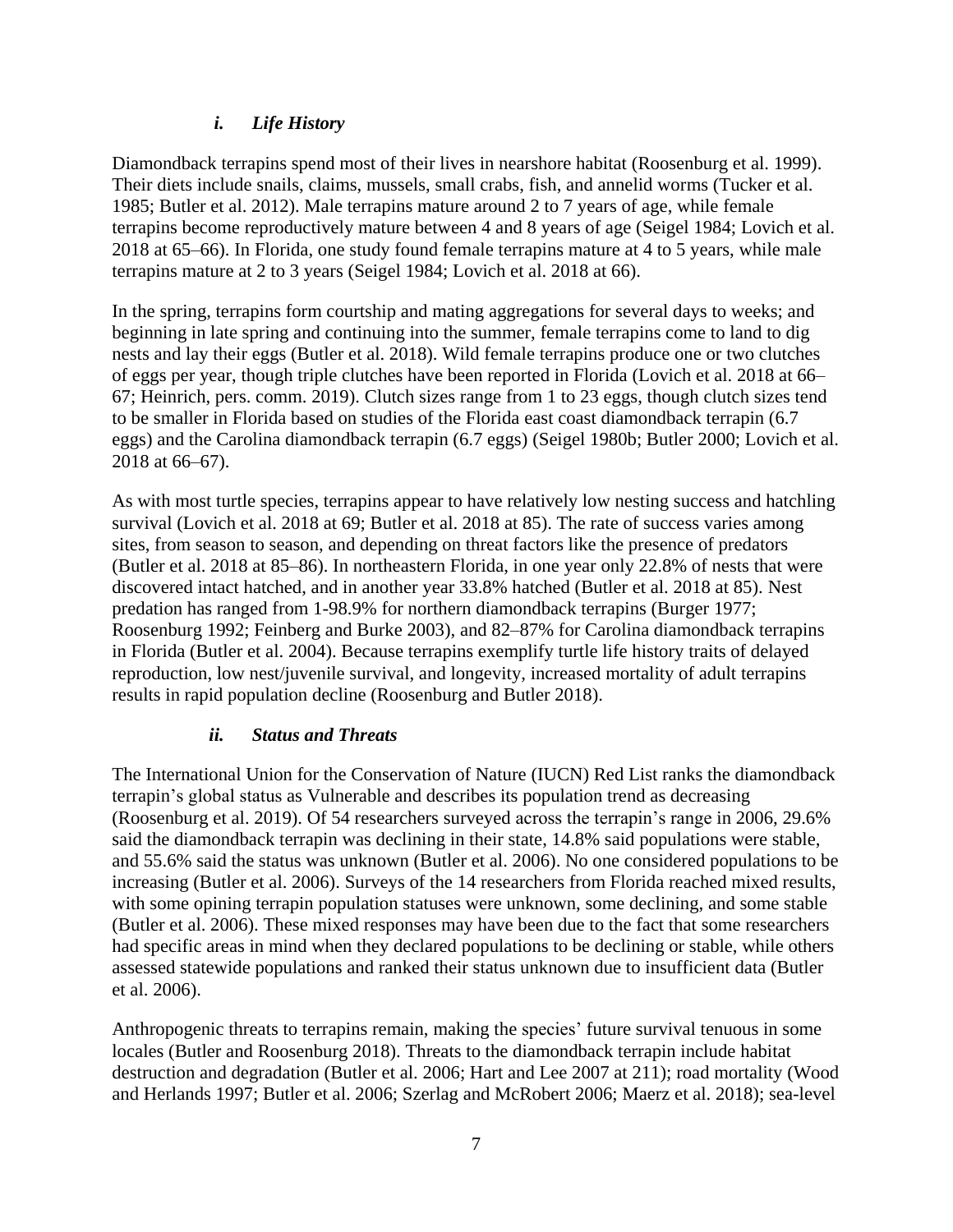### *i. Life History*

Diamondback terrapins spend most of their lives in nearshore habitat (Roosenburg et al. 1999). Their diets include snails, claims, mussels, small crabs, fish, and annelid worms (Tucker et al. 1985; Butler et al. 2012). Male terrapins mature around 2 to 7 years of age, while female terrapins become reproductively mature between 4 and 8 years of age (Seigel 1984; Lovich et al. 2018 at 65–66). In Florida, one study found female terrapins mature at 4 to 5 years, while male terrapins mature at 2 to 3 years (Seigel 1984; Lovich et al. 2018 at 66).

In the spring, terrapins form courtship and mating aggregations for several days to weeks; and beginning in late spring and continuing into the summer, female terrapins come to land to dig nests and lay their eggs (Butler et al. 2018). Wild female terrapins produce one or two clutches of eggs per year, though triple clutches have been reported in Florida (Lovich et al. 2018 at 66–67; Heinrich, pers. comm. 2019). Clutch sizes range from 1 to 23 eggs, though clutch sizes tend to be smaller in Florida based on studies of the Florida east coast diamondback terrapin (6.7 eggs) and the Carolina diamondback terrapin (6.7 eggs) (Seigel 1980b; Butler 2000; Lovich et al. 2018 at 66–67).

As with most turtle species, terrapins appear to have relatively low nesting success and hatchling survival (Lovich et al. 2018 at 69; Butler et al. 2018 at 85). The rate of success varies among sites, from season to season, and depending on threat factors like the presence of predators (Butler et al. 2018 at 85–86). In northeastern Florida, in one year only 22.8% of nests that were discovered intact hatched, and in another year 33.8% hatched (Butler et al. 2018 at 85). Nest predation has ranged from 1-98.9% for northern diamondback terrapins (Burger 1977; Roosenburg 1992; Feinberg and Burke 2003), and 82–87% for Carolina diamondback terrapins in Florida (Butler et al. 2004). Because terrapins exemplify turtle life history traits of delayed reproduction, low nest/juvenile survival, and longevity, increased mortality of adult terrapins results in rapid population decline (Roosenburg and Butler 2018).

### *ii. Status and Threats*

The International Union for the Conservation of Nature (IUCN) Red List ranks the diamondback terrapin's global status as Vulnerable and describes its population trend as decreasing (Roosenburg et al. 2019). Of 54 researchers surveyed across the terrapin's range in 2006, 29.6% said the diamondback terrapin was declining in their state, 14.8% said populations were stable, and 55.6% said the status was unknown (Butler et al. 2006). No one considered populations to be increasing (Butler et al. 2006). Surveys of the 14 researchers from Florida reached mixed results, with some opining terrapin population statuses were unknown, some declining, and some stable (Butler et al. 2006). These mixed responses may have been due to the fact that some researchers had specific areas in mind when they declared populations to be declining or stable, while others assessed statewide populations and ranked their status unknown due to insufficient data (Butler et al. 2006).

Anthropogenic threats to terrapins remain, making the species' future survival tenuous in some locales (Butler and Roosenburg 2018). Threats to the diamondback terrapin include habitat destruction and degradation (Butler et al. 2006; Hart and Lee 2007 at 211); road mortality (Wood and Herlands 1997; Butler et al. 2006; Szerlag and McRobert 2006; Maerz et al. 2018); sea-level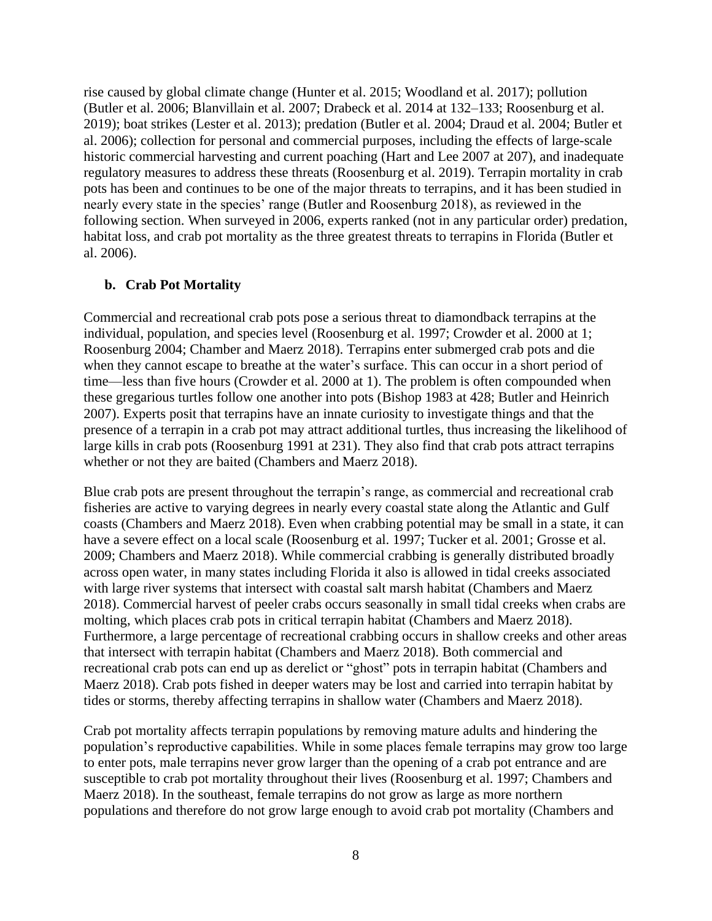rise caused by global climate change (Hunter et al. 2015; Woodland et al. 2017); pollution (Butler et al. 2006; Blanvillain et al. 2007; Drabeck et al. 2014 at 132–133; Roosenburg et al. 2019); boat strikes (Lester et al. 2013); predation (Butler et al. 2004; Draud et al. 2004; Butler et al. 2006); collection for personal and commercial purposes, including the effects of large-scale historic commercial harvesting and current poaching (Hart and Lee 2007 at 207), and inadequate regulatory measures to address these threats (Roosenburg et al. 2019). Terrapin mortality in crab pots has been and continues to be one of the major threats to terrapins, and it has been studied in nearly every state in the species' range (Butler and Roosenburg 2018), as reviewed in the following section. When surveyed in 2006, experts ranked (not in any particular order) predation, habitat loss, and crab pot mortality as the three greatest threats to terrapins in Florida (Butler et al. 2006).

### b. Crab Pot Mortality

Commercial and recreational crab pots pose a serious threat to diamondback terrapins at the individual, population, and species level (Roosenburg et al. 1997; Crowder et al. 2000 at 1; Roosenburg 2004; Chamber and Maerz 2018). Terrapins enter submerged crab pots and die when they cannot escape to breathe at the water's surface. This can occur in a short period of time—less than five hours (Crowder et al. 2000 at 1). The problem is often compounded when these gregarious turtles follow one another into pots (Bishop 1983 at 428; Butler and Heinrich 2007). Experts posit that terrapins have an innate curiosity to investigate things and that the presence of a terrapin in a crab pot may attract additional turtles, thus increasing the likelihood of large kills in crab pots (Roosenburg 1991 at 231). They also find that crab pots attract terrapins whether or not they are baited (Chambers and Maerz 2018).

Blue crab pots are present throughout the terrapin's range, as commercial and recreational crab fisheries are active to varying degrees in nearly every coastal state along the Atlantic and Gulf coasts (Chambers and Maerz 2018). Even when crabbing potential may be small in a state, it can have a severe effect on a local scale (Roosenburg et al. 1997; Tucker et al. 2001; Grosse et al. 2009; Chambers and Maerz 2018). While commercial crabbing is generally distributed broadly across open water, in many states including Florida it also is allowed in tidal creeks associated with large river systems that intersect with coastal salt marsh habitat (Chambers and Maerz 2018). Commercial harvest of peeler crabs occurs seasonally in small tidal creeks when crabs are molting, which places crab pots in critical terrapin habitat (Chambers and Maerz 2018). Furthermore, a large percentage of recreational crabbing occurs in shallow creeks and other areas that intersect with terrapin habitat (Chambers and Maerz 2018). Both commercial and recreational crab pots can end up as derelict or "ghost" pots in terrapin habitat (Chambers and Maerz 2018). Crab pots fished in deeper waters may be lost and carried into terrapin habitat by tides or storms, thereby affecting terrapins in shallow water (Chambers and Maerz 2018).

Crab pot mortality affects terrapin populations by removing mature adults and hindering the population's reproductive capabilities. While in some places female terrapins may grow too large to enter pots, male terrapins never grow larger than the opening of a crab pot entrance and are susceptible to crab pot mortality throughout their lives (Roosenburg et al. 1997; Chambers and Maerz 2018). In the southeast, female terrapins do not grow as large as more northern populations and therefore do not grow large enough to avoid crab pot mortality (Chambers and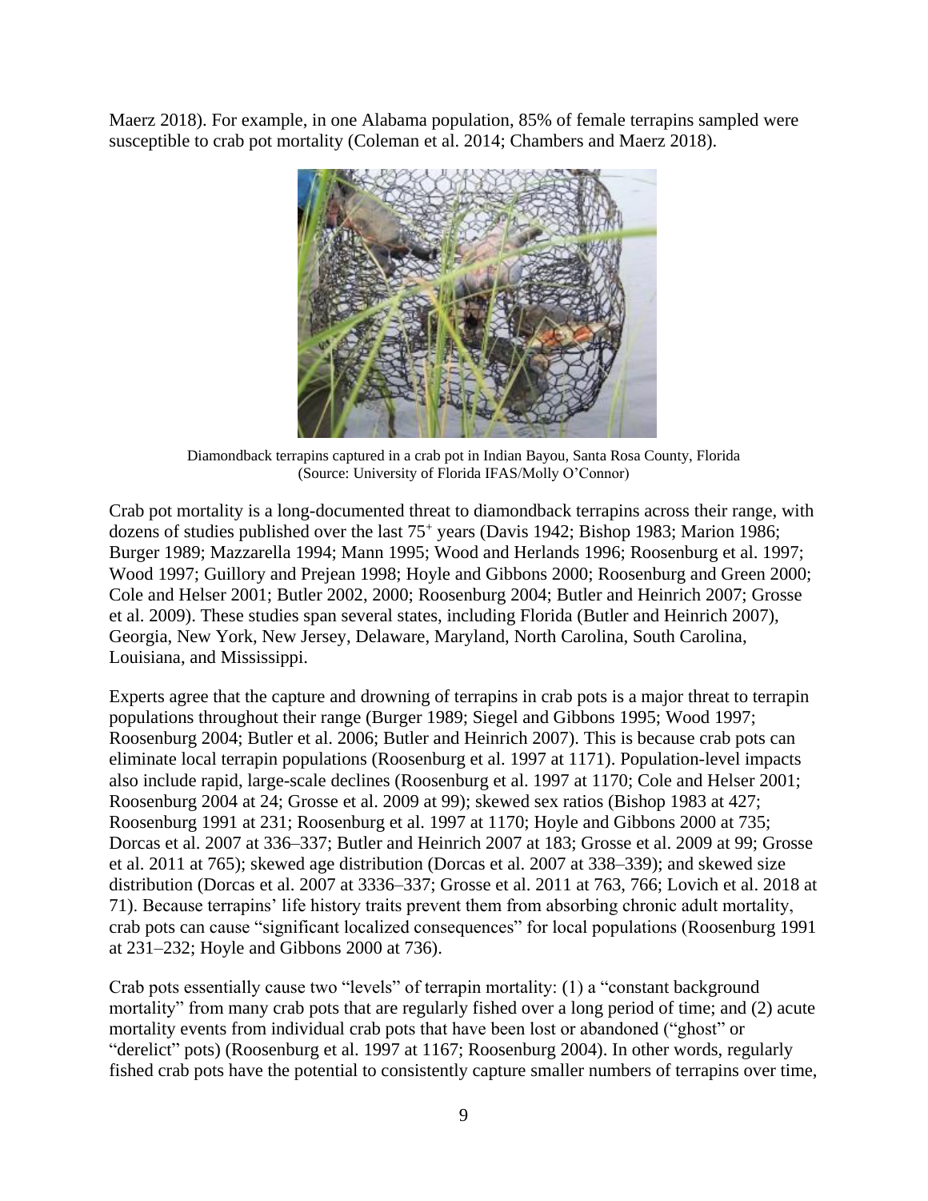Maerz 2018). For example, in one Alabama population, 85% of female terrapins sampled were susceptible to crab pot mortality (Coleman et al. 2014; Chambers and Maerz 2018).

Diamondback terrapins captured in a crab pot in Indian Bayou, Santa Rosa County, Florida (Source: University of Florida IFAS/Molly O'Connor)

Crab pot mortality is a long-documented threat to diamondback terrapins across their range, with dozens of studies published over the last $75^{+}$ years (Davis 1942; Bishop 1983; Marion 1986; Burger 1989; Mazzarella 1994; Mann 1995; Wood and Herlands 1996; Roosenburg et al. 1997; Wood 1997; Guillory and Prejean 1998; Hoyle and Gibbons 2000; Roosenburg and Green 2000; Cole and Helser 2001; Butler 2002, 2000; Roosenburg 2004; Butler and Heinrich 2007; Grosse et al. 2009). These studies span several states, including Florida (Butler and Heinrich 2007), Georgia, New York, New Jersey, Delaware, Maryland, North Carolina, South Carolina, Louisiana, and Mississippi.

Experts agree that the capture and drowning of terrapins in crab pots is a major threat to terrapin populations throughout their range (Burger 1989; Siegel and Gibbons 1995; Wood 1997; Roosenburg 2004; Butler et al. 2006; Butler and Heinrich 2007). This is because crab pots can eliminate local terrapin populations (Roosenburg et al. 1997 at 1171). Population-level impacts also include rapid, large-scale declines (Roosenburg et al. 1997 at 1170; Cole and Helser 2001; Roosenburg 2004 at 24; Grosse et al. 2009 at 99); skewed sex ratios (Bishop 1983 at 427; Roosenburg 1991 at 231; Roosenburg et al. 1997 at 1170; Hoyle and Gibbons 2000 at 735; Dorcas et al. 2007 at 336–337; Butler and Heinrich 2007 at 183; Grosse et al. 2009 at 99; Grosse et al. 2011 at 765); skewed age distribution (Dorcas et al. 2007 at 338–339); and skewed size distribution (Dorcas et al. 2007 at 3336–337; Grosse et al. 2011 at 763, 766; Lovich et al. 2018 at 71). Because terrapins' life history traits prevent them from absorbing chronic adult mortality, crab pots can cause "significant localized consequences" for local populations (Roosenburg 1991 at 231–232; Hoyle and Gibbons 2000 at 736).

Crab pots essentially cause two "levels" of terrapin mortality: (1) a "constant background mortality" from many crab pots that are regularly fished over a long period of time; and (2) acute mortality events from individual crab pots that have been lost or abandoned ("ghost" or "derelict" pots) (Roosenburg et al. 1997 at 1167; Roosenburg 2004). In other words, regularly fished crab pots have the potential to consistently capture smaller numbers of terrapins over time,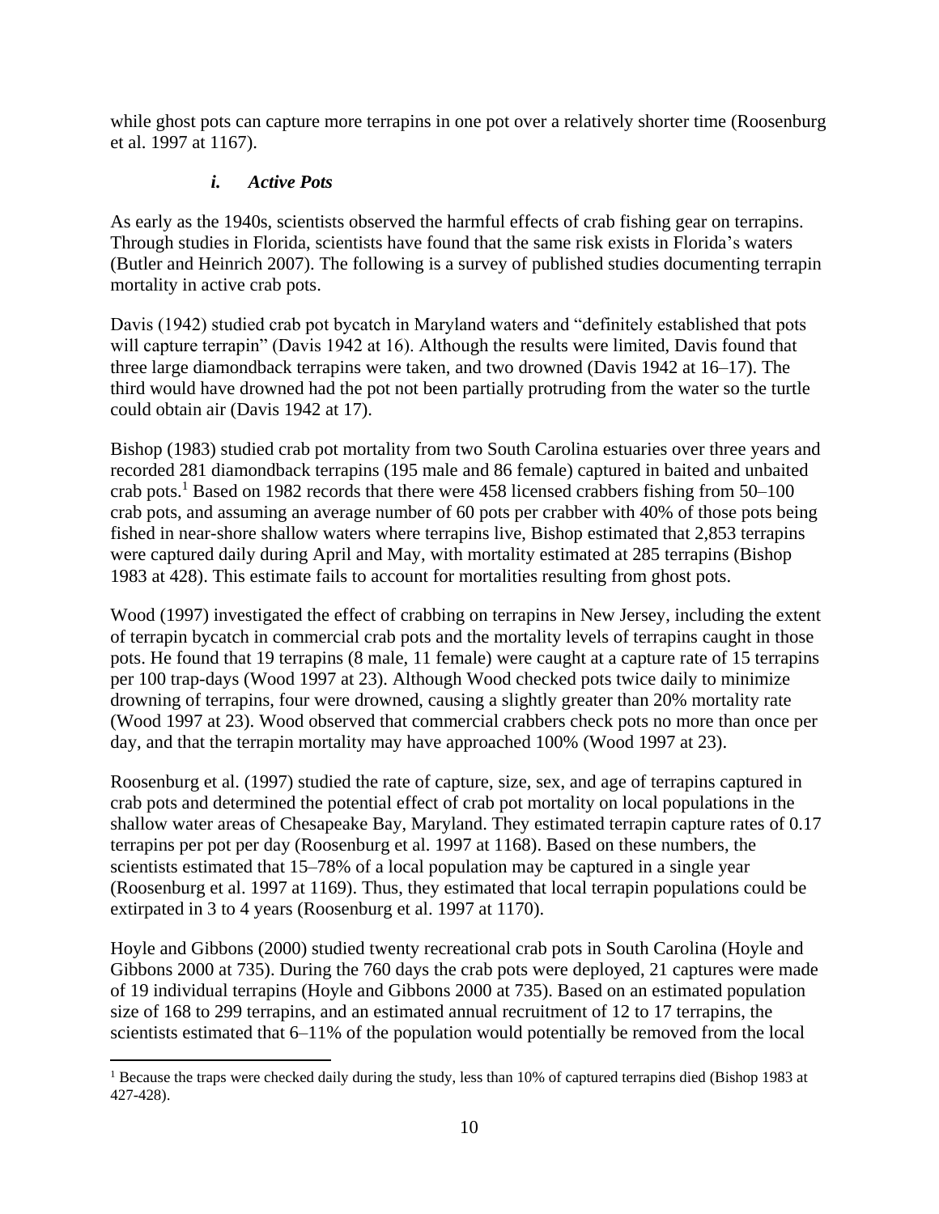while ghost pots can capture more terrapins in one pot over a relatively shorter time (Roosenburg et al. 1997 at 1167).

#### *i. Active Pots*

As early as the 1940s, scientists observed the harmful effects of crab fishing gear on terrapins. Through studies in Florida, scientists have found that the same risk exists in Florida's waters (Butler and Heinrich 2007). The following is a survey of published studies documenting terrapin mortality in active crab pots.

Davis (1942) studied crab pot bycatch in Maryland waters and "definitely established that pots will capture terrapin" (Davis 1942 at 16). Although the results were limited, Davis found that three large diamondback terrapins were taken, and two drowned (Davis 1942 at 16–17). The third would have drowned had the pot not been partially protruding from the water so the turtle could obtain air (Davis 1942 at 17).

Bishop (1983) studied crab pot mortality from two South Carolina estuaries over three years and recorded 281 diamondback terrapins (195 male and 86 female) captured in baited and unbaited crab pots.[1] Based on 1982 records that there were 458 licensed crabbers fishing from 50–100 crab pots, and assuming an average number of 60 pots per crabber with 40% of those pots being fished in near-shore shallow waters where terrapins live, Bishop estimated that 2,853 terrapins were captured daily during April and May, with mortality estimated at 285 terrapins (Bishop 1983 at 428). This estimate fails to account for mortalities resulting from ghost pots.

Wood (1997) investigated the effect of crabbing on terrapins in New Jersey, including the extent of terrapin bycatch in commercial crab pots and the mortality levels of terrapins caught in those pots. He found that 19 terrapins (8 male, 11 female) were caught at a capture rate of 15 terrapins per 100 trap-days (Wood 1997 at 23). Although Wood checked pots twice daily to minimize drowning of terrapins, four were drowned, causing a slightly greater than 20% mortality rate (Wood 1997 at 23). Wood observed that commercial crabbers check pots no more than once per day, and that the terrapin mortality may have approached 100% (Wood 1997 at 23).

Roosenburg et al. (1997) studied the rate of capture, size, sex, and age of terrapins captured in crab pots and determined the potential effect of crab pot mortality on local populations in the shallow water areas of Chesapeake Bay, Maryland. They estimated terrapin capture rates of 0.17 terrapins per pot per day (Roosenburg et al. 1997 at 1168). Based on these numbers, the scientists estimated that 15–78% of a local population may be captured in a single year (Roosenburg et al. 1997 at 1169). Thus, they estimated that local terrapin populations could be extirpated in 3 to 4 years (Roosenburg et al. 1997 at 1170).

Hoyle and Gibbons (2000) studied twenty recreational crab pots in South Carolina (Hoyle and Gibbons 2000 at 735). During the 760 days the crab pots were deployed, 21 captures were made of 19 individual terrapins (Hoyle and Gibbons 2000 at 735). Based on an estimated population size of 168 to 299 terrapins, and an estimated annual recruitment of 12 to 17 terrapins, the scientists estimated that 6–11% of the population would potentially be removed from the local

[1] Because the traps were checked daily during the study, less than 10% of captured terrapins died (Bishop 1983 at 427-428).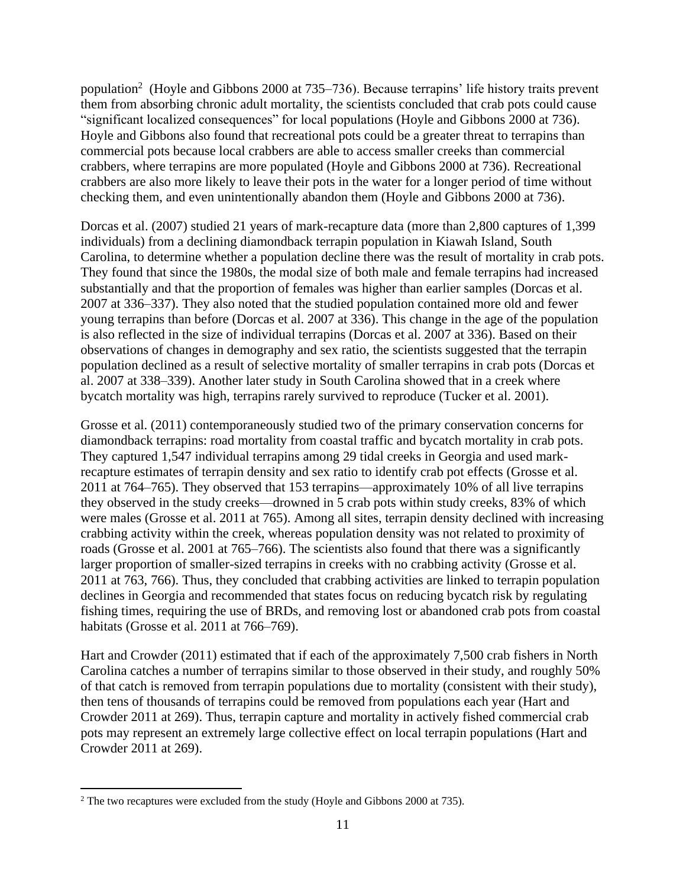population[2] (Hoyle and Gibbons 2000 at 735–736). Because terrapins' life history traits prevent them from absorbing chronic adult mortality, the scientists concluded that crab pots could cause "significant localized consequences" for local populations (Hoyle and Gibbons 2000 at 736). Hoyle and Gibbons also found that recreational pots could be a greater threat to terrapins than commercial pots because local crabbers are able to access smaller creeks than commercial crabbers, where terrapins are more populated (Hoyle and Gibbons 2000 at 736). Recreational crabbers are also more likely to leave their pots in the water for a longer period of time without checking them, and even unintentionally abandon them (Hoyle and Gibbons 2000 at 736).

Dorcas et al. (2007) studied 21 years of mark-recapture data (more than 2,800 captures of 1,399 individuals) from a declining diamondback terrapin population in Kiawah Island, South Carolina, to determine whether a population decline there was the result of mortality in crab pots. They found that since the 1980s, the modal size of both male and female terrapins had increased substantially and that the proportion of females was higher than earlier samples (Dorcas et al. 2007 at 336–337). They also noted that the studied population contained more old and fewer young terrapins than before (Dorcas et al. 2007 at 336). This change in the age of the population is also reflected in the size of individual terrapins (Dorcas et al. 2007 at 336). Based on their observations of changes in demography and sex ratio, the scientists suggested that the terrapin population declined as a result of selective mortality of smaller terrapins in crab pots (Dorcas et al. 2007 at 338–339). Another later study in South Carolina showed that in a creek where bycatch mortality was high, terrapins rarely survived to reproduce (Tucker et al. 2001).

Grosse et al. (2011) contemporaneously studied two of the primary conservation concerns for diamondback terrapins: road mortality from coastal traffic and bycatch mortality in crab pots. They captured 1,547 individual terrapins among 29 tidal creeks in Georgia and used mark-recapture estimates of terrapin density and sex ratio to identify crab pot effects (Grosse et al. 2011 at 764–765). They observed that 153 terrapins—approximately 10% of all live terrapins they observed in the study creeks—drowned in 5 crab pots within study creeks, 83% of which were males (Grosse et al. 2011 at 765). Among all sites, terrapin density declined with increasing crabbing activity within the creek, whereas population density was not related to proximity of roads (Grosse et al. 2001 at 765–766). The scientists also found that there was a significantly larger proportion of smaller-sized terrapins in creeks with no crabbing activity (Grosse et al. 2011 at 763, 766). Thus, they concluded that crabbing activities are linked to terrapin population declines in Georgia and recommended that states focus on reducing bycatch risk by regulating fishing times, requiring the use of BRDs, and removing lost or abandoned crab pots from coastal habitats (Grosse et al. 2011 at 766–769).

Hart and Crowder (2011) estimated that if each of the approximately 7,500 crab fishers in North Carolina catches a number of terrapins similar to those observed in their study, and roughly 50% of that catch is removed from terrapin populations due to mortality (consistent with their study), then tens of thousands of terrapins could be removed from populations each year (Hart and Crowder 2011 at 269). Thus, terrapin capture and mortality in actively fished commercial crab pots may represent an extremely large collective effect on local terrapin populations (Hart and Crowder 2011 at 269).

[2] The two recaptures were excluded from the study (Hoyle and Gibbons 2000 at 735).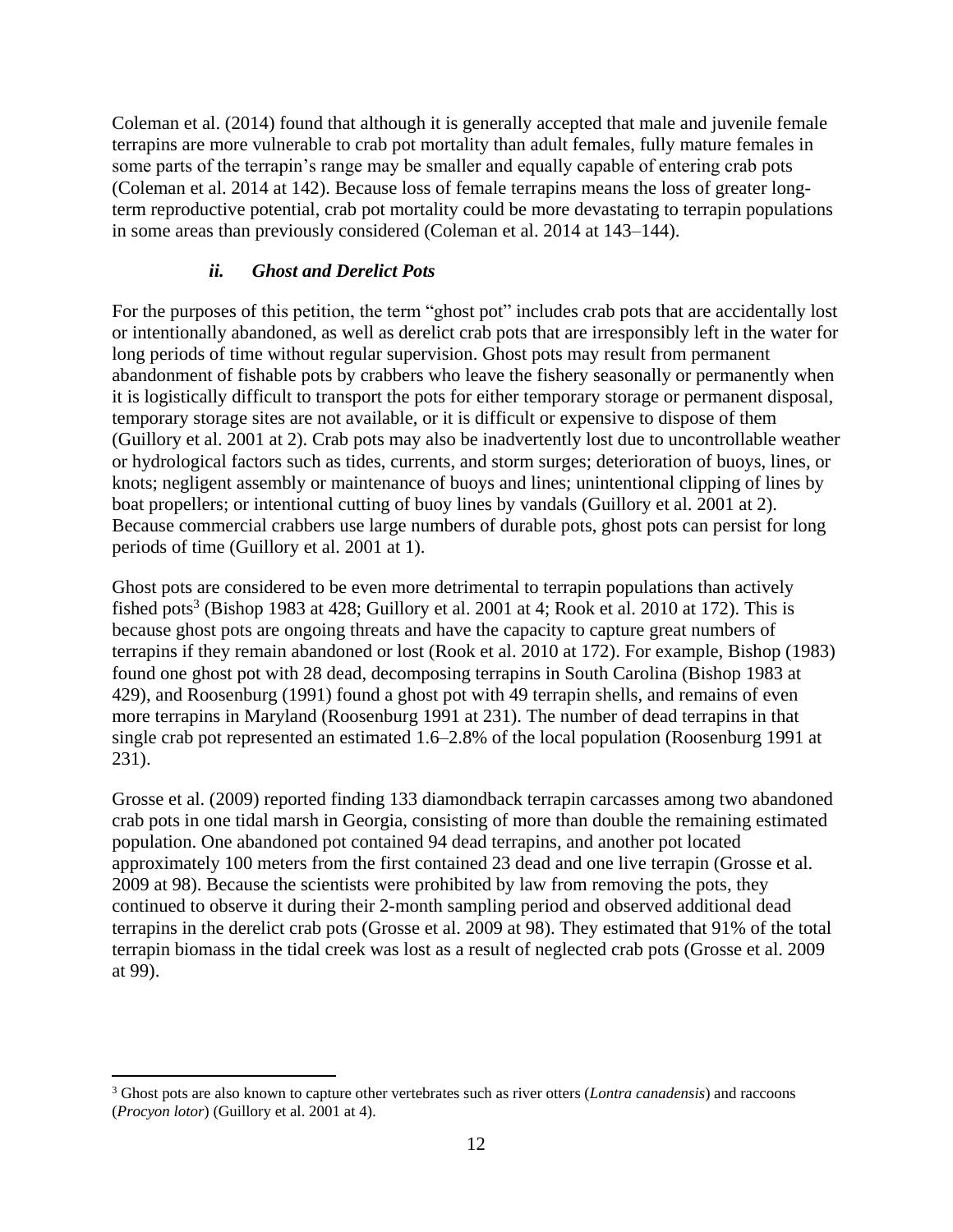Coleman et al. (2014) found that although it is generally accepted that male and juvenile female terrapins are more vulnerable to crab pot mortality than adult females, fully mature females in some parts of the terrapin's range may be smaller and equally capable of entering crab pots (Coleman et al. 2014 at 142). Because loss of female terrapins means the loss of greater long-term reproductive potential, crab pot mortality could be more devastating to terrapin populations in some areas than previously considered (Coleman et al. 2014 at 143–144).

### *ii. Ghost and Derelict Pots*

For the purposes of this petition, the term "ghost pot" includes crab pots that are accidentally lost or intentionally abandoned, as well as derelict crab pots that are irresponsibly left in the water for long periods of time without regular supervision. Ghost pots may result from permanent abandonment of fishable pots by crabbers who leave the fishery seasonally or permanently when it is logistically difficult to transport the pots for either temporary storage or permanent disposal, temporary storage sites are not available, or it is difficult or expensive to dispose of them (Guillory et al. 2001 at 2). Crab pots may also be inadvertently lost due to uncontrollable weather or hydrological factors such as tides, currents, and storm surges; deterioration of buoys, lines, or knots; negligent assembly or maintenance of buoys and lines; unintentional clipping of lines by boat propellers; or intentional cutting of buoy lines by vandals (Guillory et al. 2001 at 2). Because commercial crabbers use large numbers of durable pots, ghost pots can persist for long periods of time (Guillory et al. 2001 at 1).

Ghost pots are considered to be even more detrimental to terrapin populations than actively fished pots[3] (Bishop 1983 at 428; Guillory et al. 2001 at 4; Rook et al. 2010 at 172). This is because ghost pots are ongoing threats and have the capacity to capture great numbers of terrapins if they remain abandoned or lost (Rook et al. 2010 at 172). For example, Bishop (1983) found one ghost pot with 28 dead, decomposing terrapins in South Carolina (Bishop 1983 at 429), and Roosenburg (1991) found a ghost pot with 49 terrapin shells, and remains of even more terrapins in Maryland (Roosenburg 1991 at 231). The number of dead terrapins in that single crab pot represented an estimated 1.6–2.8% of the local population (Roosenburg 1991 at 231).

Grosse et al. (2009) reported finding 133 diamondback terrapin carcasses among two abandoned crab pots in one tidal marsh in Georgia, consisting of more than double the remaining estimated population. One abandoned pot contained 94 dead terrapins, and another pot located approximately 100 meters from the first contained 23 dead and one live terrapin (Grosse et al. 2009 at 98). Because the scientists were prohibited by law from removing the pots, they continued to observe it during their 2-month sampling period and observed additional dead terrapins in the derelict crab pots (Grosse et al. 2009 at 98). They estimated that 91% of the total terrapin biomass in the tidal creek was lost as a result of neglected crab pots (Grosse et al. 2009 at 99).

[3] Ghost pots are also known to capture other vertebrates such as river otters (*Lontra canadensis*) and raccoons (*Procyon lotor*) (Guillory et al. 2001 at 4).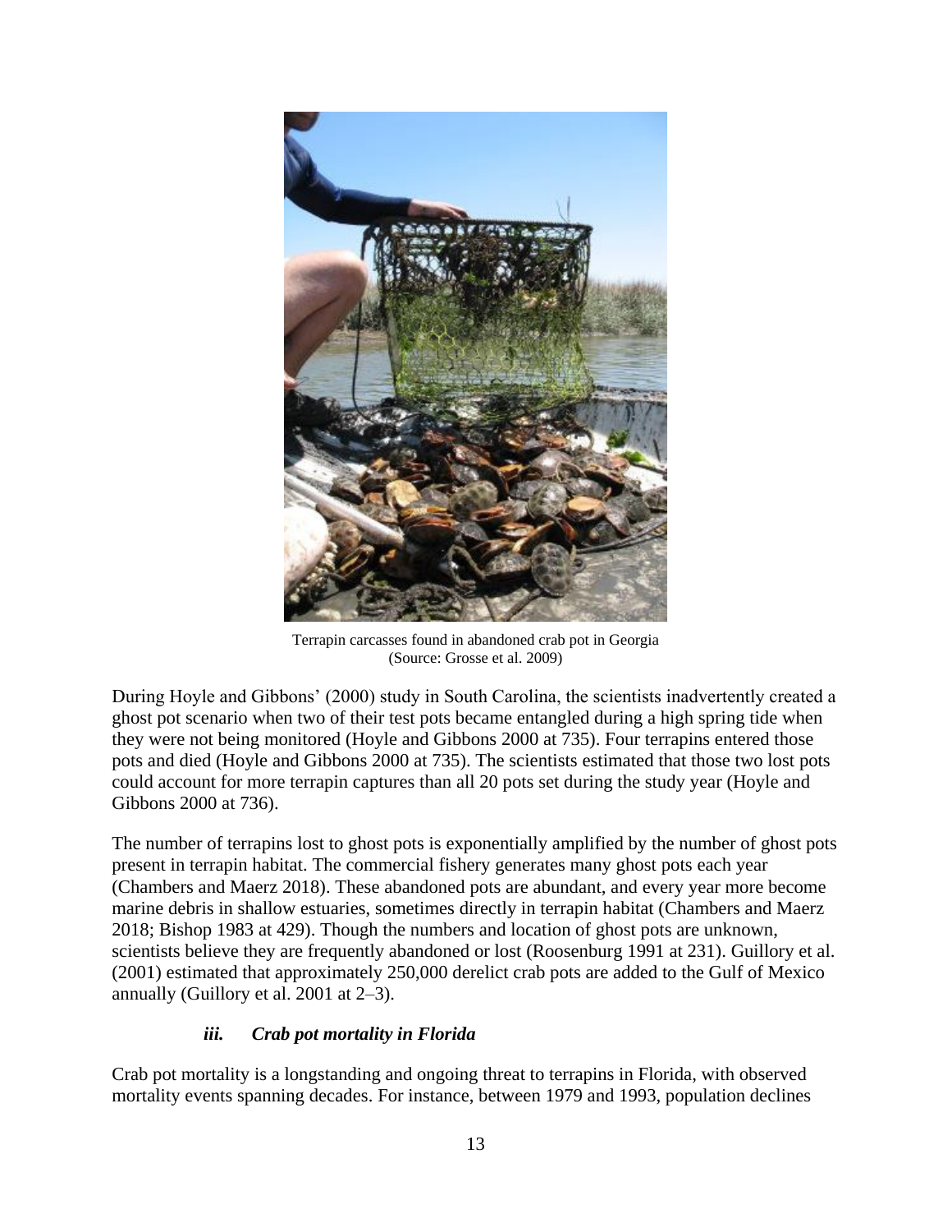Terrapin carcasses found in abandoned crab pot in Georgia
(Source: Grosse et al. 2009)

During Hoyle and Gibbons' (2000) study in South Carolina, the scientists inadvertently created a ghost pot scenario when two of their test pots became entangled during a high spring tide when they were not being monitored (Hoyle and Gibbons 2000 at 735). Four terrapins entered those pots and died (Hoyle and Gibbons 2000 at 735). The scientists estimated that those two lost pots could account for more terrapin captures than all 20 pots set during the study year (Hoyle and Gibbons 2000 at 736).

The number of terrapins lost to ghost pots is exponentially amplified by the number of ghost pots present in terrapin habitat. The commercial fishery generates many ghost pots each year (Chambers and Maerz 2018). These abandoned pots are abundant, and every year more become marine debris in shallow estuaries, sometimes directly in terrapin habitat (Chambers and Maerz 2018; Bishop 1983 at 429). Though the numbers and location of ghost pots are unknown, scientists believe they are frequently abandoned or lost (Roosenburg 1991 at 231). Guillory et al. (2001) estimated that approximately 250,000 derelict crab pots are added to the Gulf of Mexico annually (Guillory et al. 2001 at 2–3).

#### ***iii. Crab pot mortality in Florida***

Crab pot mortality is a longstanding and ongoing threat to terrapins in Florida, with observed mortality events spanning decades. For instance, between 1979 and 1993, population declines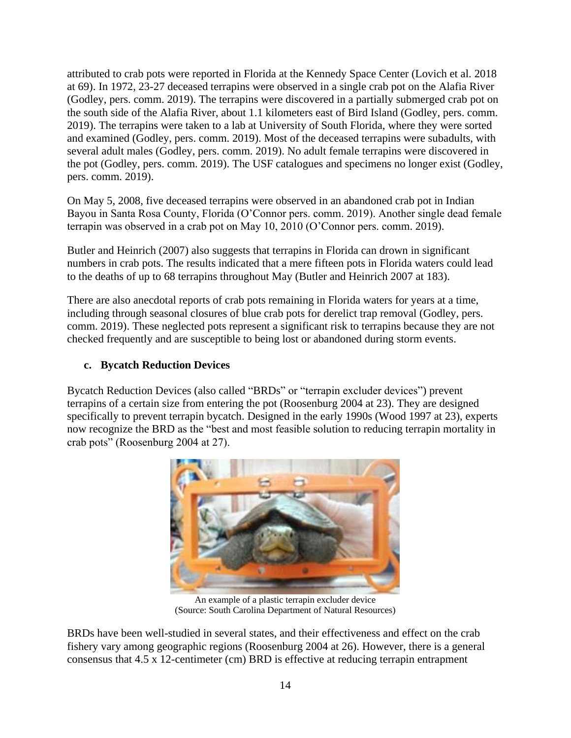attributed to crab pots were reported in Florida at the Kennedy Space Center (Lovich et al. 2018 at 69). In 1972, 23-27 deceased terrapins were observed in a single crab pot on the Alafia River (Godley, pers. comm. 2019). The terrapins were discovered in a partially submerged crab pot on the south side of the Alafia River, about 1.1 kilometers east of Bird Island (Godley, pers. comm. 2019). The terrapins were taken to a lab at University of South Florida, where they were sorted and examined (Godley, pers. comm. 2019). Most of the deceased terrapins were subadults, with several adult males (Godley, pers. comm. 2019). No adult female terrapins were discovered in the pot (Godley, pers. comm. 2019). The USF catalogues and specimens no longer exist (Godley, pers. comm. 2019).

On May 5, 2008, five deceased terrapins were observed in an abandoned crab pot in Indian Bayou in Santa Rosa County, Florida (O'Connor pers. comm. 2019). Another single dead female terrapin was observed in a crab pot on May 10, 2010 (O'Connor pers. comm. 2019).

Butler and Heinrich (2007) also suggests that terrapins in Florida can drown in significant numbers in crab pots. The results indicated that a mere fifteen pots in Florida waters could lead to the deaths of up to 68 terrapins throughout May (Butler and Heinrich 2007 at 183).

There are also anecdotal reports of crab pots remaining in Florida waters for years at a time, including through seasonal closures of blue crab pots for derelict trap removal (Godley, pers. comm. 2019). These neglected pots represent a significant risk to terrapins because they are not checked frequently and are susceptible to being lost or abandoned during storm events.

### c. Bycatch Reduction Devices

Bycatch Reduction Devices (also called "BRDs" or "terrapin excluder devices") prevent terrapins of a certain size from entering the pot (Roosenburg 2004 at 23). They are designed specifically to prevent terrapin bycatch. Designed in the early 1990s (Wood 1997 at 23), experts now recognize the BRD as the "best and most feasible solution to reducing terrapin mortality in crab pots" (Roosenburg 2004 at 27).

An example of a plastic terrapin excluder device
(Source: South Carolina Department of Natural Resources)

BRDs have been well-studied in several states, and their effectiveness and effect on the crab fishery vary among geographic regions (Roosenburg 2004 at 26). However, there is a general consensus that 4.5 x 12-centimeter (cm) BRD is effective at reducing terrapin entrapment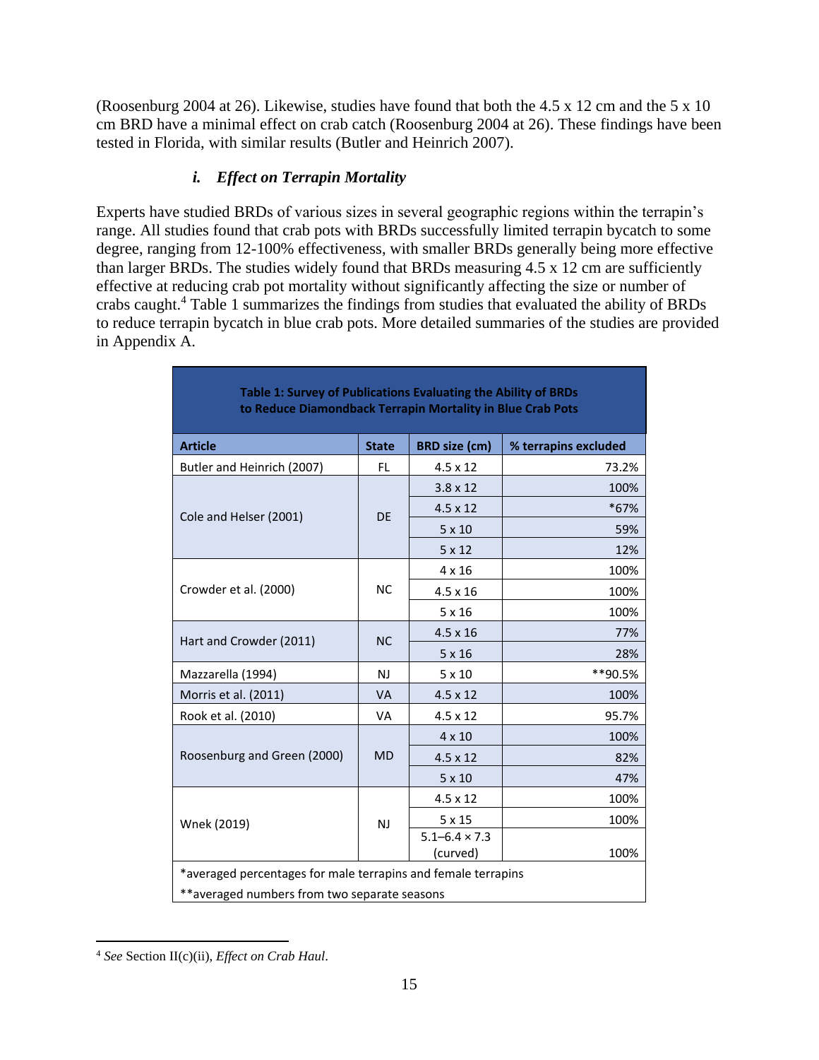(Roosenburg 2004 at 26). Likewise, studies have found that both the 4.5 x 12 cm and the 5 x 10 cm BRD have a minimal effect on crab catch (Roosenburg 2004 at 26). These findings have been tested in Florida, with similar results (Butler and Heinrich 2007).

#### *i. Effect on Terrapin Mortality*

Experts have studied BRDs of various sizes in several geographic regions within the terrapin's range. All studies found that crab pots with BRDs successfully limited terrapin bycatch to some degree, ranging from 12-100% effectiveness, with smaller BRDs generally being more effective than larger BRDs. The studies widely found that BRDs measuring 4.5 x 12 cm are sufficiently effective at reducing crab pot mortality without significantly affecting the size or number of crabs caught.[4] Table 1 summarizes the findings from studies that evaluated the ability of BRDs to reduce terrapin bycatch in blue crab pots. More detailed summaries of the studies are provided in Appendix A.

**Table 1: Survey of Publications Evaluating the Ability of BRDs to Reduce Diamondback Terrapin Mortality in Blue Crab Pots**

| Article | State | BRD size (cm) | % terrapins excluded |
|---|---|---|---|
| Butler and Heinrich (2007) | FL | 4.5 x 12 | 73.2% |
| Cole and Helser (2001) | DE | 3.8 x 12 | 100% |
| | | 4.5 x 12 | *67% |
| | | 5 x 10 | 59% |
| | | 5 x 12 | 12% |
| Crowder et al. (2000) | NC | 4 x 16 | 100% |
| | | 4.5 x 16 | 100% |
| | | 5 x 16 | 100% |
| Hart and Crowder (2011) | NC | 4.5 x 16 | 77% |
| | | 5 x 16 | 28% |
| Mazzarella (1994) | NJ | 5 x 10 | **90.5% |
| Morris et al. (2011) | VA | 4.5 x 12 | 100% |
| Rook et al. (2010) | VA | 4.5 x 12 | 95.7% |
| Roosenburg and Green (2000) | MD | 4 x 10 | 100% |
| | | 4.5 x 12 | 82% |
| | | 5 x 10 | 47% |
| Wnek (2019) | NJ | 4.5 x 12 | 100% |
| | | 5 x 15 | 100% |
| | | 5.1–6.4 × 7.3 (curved) | 100% |

*averaged percentages for male terrapins and female terrapins

**averaged numbers from two separate seasons

[4] *See* Section II(c)(ii), *Effect on Crab Haul*.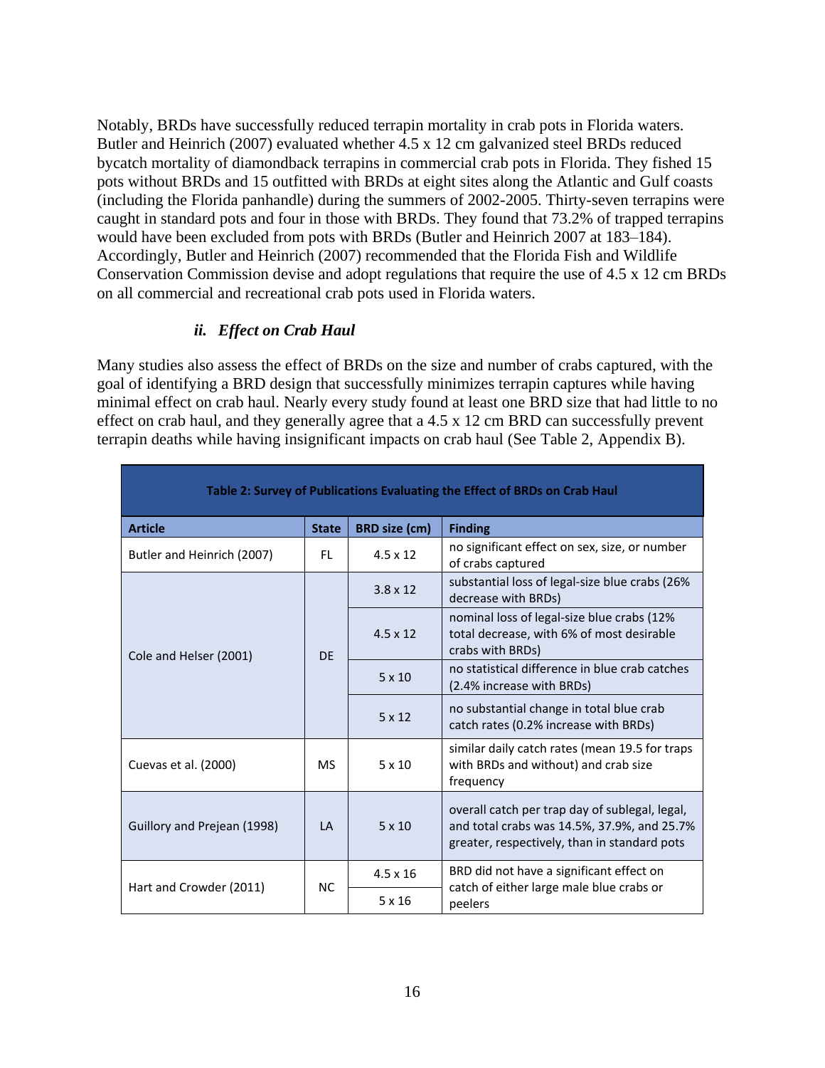Notably, BRDs have successfully reduced terrapin mortality in crab pots in Florida waters. Butler and Heinrich (2007) evaluated whether 4.5 x 12 cm galvanized steel BRDs reduced bycatch mortality of diamondback terrapins in commercial crab pots in Florida. They fished 15 pots without BRDs and 15 outfitted with BRDs at eight sites along the Atlantic and Gulf coasts (including the Florida panhandle) during the summers of 2002-2005. Thirty-seven terrapins were caught in standard pots and four in those with BRDs. They found that 73.2% of trapped terrapins would have been excluded from pots with BRDs (Butler and Heinrich 2007 at 183–184). Accordingly, Butler and Heinrich (2007) recommended that the Florida Fish and Wildlife Conservation Commission devise and adopt regulations that require the use of 4.5 x 12 cm BRDs on all commercial and recreational crab pots used in Florida waters.

#### *ii. Effect on Crab Haul*

Many studies also assess the effect of BRDs on the size and number of crabs captured, with the goal of identifying a BRD design that successfully minimizes terrapin captures while having minimal effect on crab haul. Nearly every study found at least one BRD size that had little to no effect on crab haul, and they generally agree that a 4.5 x 12 cm BRD can successfully prevent terrapin deaths while having insignificant impacts on crab haul (See Table 2, Appendix B).

**Table 2: Survey of Publications Evaluating the Effect of BRDs on Crab Haul**

| Article | State | BRD size (cm) | Finding |
|---|---|---|---|
| Butler and Heinrich (2007) | FL | 4.5 x 12 | no significant effect on sex, size, or number of crabs captured |
| Cole and Helser (2001) | DE | 3.8 x 12 | substantial loss of legal-size blue crabs (26% decrease with BRDs) |
| | | 4.5 x 12 | nominal loss of legal-size blue crabs (12% total decrease, with 6% of most desirable crabs with BRDs) |
| | | 5 x 10 | no statistical difference in blue crab catches (2.4% increase with BRDs) |
| | | 5 x 12 | no substantial change in total blue crab catch rates (0.2% increase with BRDs) |
| Cuevas et al. (2000) | MS | 5 x 10 | similar daily catch rates (mean 19.5 for traps with BRDs and without) and crab size frequency |
| Guillory and Prejean (1998) | LA | 5 x 10 | overall catch per trap day of sublegal, legal, and total crabs was 14.5%, 37.9%, and 25.7% greater, respectively, than in standard pots |
| Hart and Crowder (2011) | NC | 4.5 x 16 | BRD did not have a significant effect on catch of either large male blue crabs or peelers |
| | | 5 x 16 | |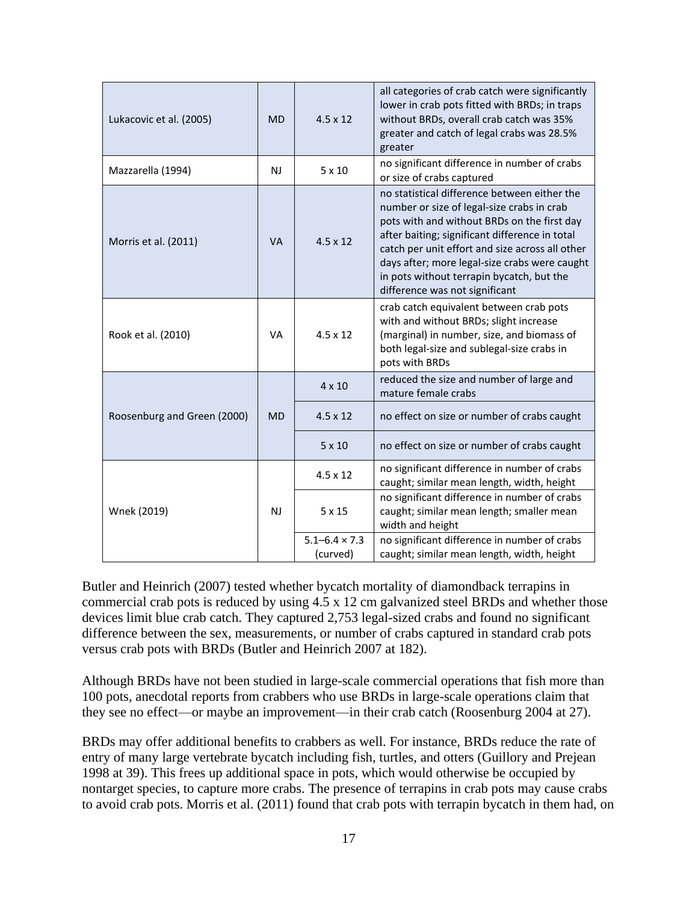| | | | |
|---|---|---|---|
| Lukacovic et al. (2005) | MD | 4.5 x 12 | all categories of crab catch were significantly lower in crab pots fitted with BRDs; in traps without BRDs, overall crab catch was 35% greater and catch of legal crabs was 28.5% greater |
| Mazzarella (1994) | NJ | 5 x 10 | no significant difference in number of crabs or size of crabs captured |
| Morris et al. (2011) | VA | 4.5 x 12 | no statistical difference between either the number or size of legal-size crabs in crab pots with and without BRDs on the first day after baiting; significant difference in total catch per unit effort and size across all other days after; more legal-size crabs were caught in pots without terrapin bycatch, but the difference was not significant |
| Rook et al. (2010) | VA | 4.5 x 12 | crab catch equivalent between crab pots with and without BRDs; slight increase (marginal) in number, size, and biomass of both legal-size and sublegal-size crabs in pots with BRDs |
| Roosenburg and Green (2000) | MD | 4 x 10 | reduced the size and number of large and mature female crabs |
| | | 4.5 x 12 | no effect on size or number of crabs caught |
| | | 5 x 10 | no effect on size or number of crabs caught |
| Wnek (2019) | NJ | 4.5 x 12 | no significant difference in number of crabs caught; similar mean length, width, height |
| | | 5 x 15 | no significant difference in number of crabs caught; similar mean length; smaller mean width and height |
| | | 5.1–6.4 × 7.3 (curved) | no significant difference in number of crabs caught; similar mean length, width, height |

Butler and Heinrich (2007) tested whether bycatch mortality of diamondback terrapins in commercial crab pots is reduced by using 4.5 x 12 cm galvanized steel BRDs and whether those devices limit blue crab catch. They captured 2,753 legal-sized crabs and found no significant difference between the sex, measurements, or number of crabs captured in standard crab pots versus crab pots with BRDs (Butler and Heinrich 2007 at 182).

Although BRDs have not been studied in large-scale commercial operations that fish more than 100 pots, anecdotal reports from crabbers who use BRDs in large-scale operations claim that they see no effect—or maybe an improvement—in their crab catch (Roosenburg 2004 at 27).

BRDs may offer additional benefits to crabbers as well. For instance, BRDs reduce the rate of entry of many large vertebrate bycatch including fish, turtles, and otters (Guillory and Prejean 1998 at 39). This frees up additional space in pots, which would otherwise be occupied by nontarget species, to capture more crabs. The presence of terrapins in crab pots may cause crabs to avoid crab pots. Morris et al. (2011) found that crab pots with terrapin bycatch in them had, on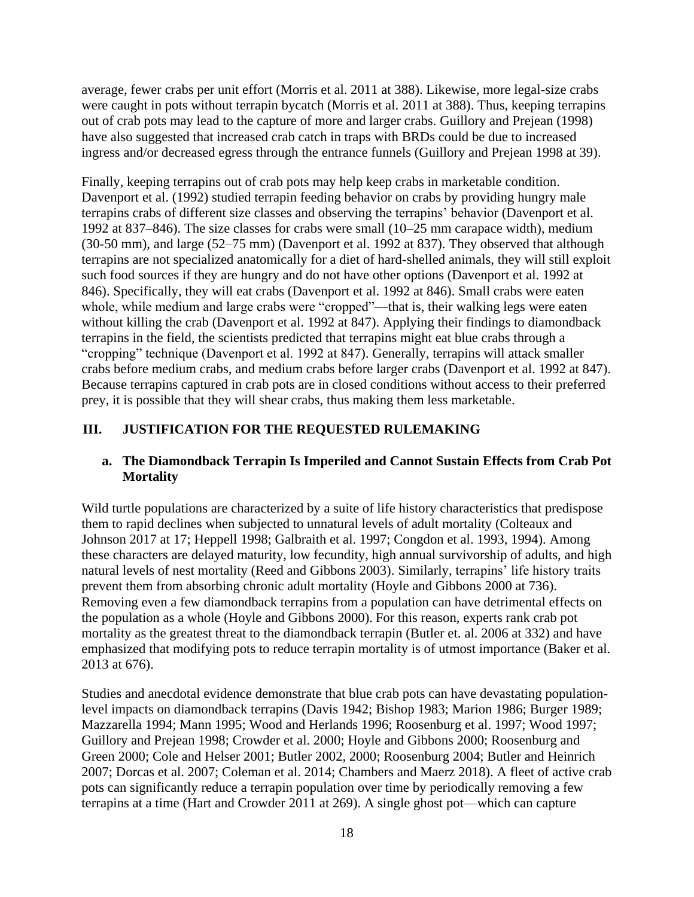average, fewer crabs per unit effort (Morris et al. 2011 at 388). Likewise, more legal-size crabs were caught in pots without terrapin bycatch (Morris et al. 2011 at 388). Thus, keeping terrapins out of crab pots may lead to the capture of more and larger crabs. Guillory and Prejean (1998) have also suggested that increased crab catch in traps with BRDs could be due to increased ingress and/or decreased egress through the entrance funnels (Guillory and Prejean 1998 at 39).

Finally, keeping terrapins out of crab pots may help keep crabs in marketable condition. Davenport et al. (1992) studied terrapin feeding behavior on crabs by providing hungry male terrapins crabs of different size classes and observing the terrapins' behavior (Davenport et al. 1992 at 837–846). The size classes for crabs were small (10–25 mm carapace width), medium (30-50 mm), and large (52–75 mm) (Davenport et al. 1992 at 837). They observed that although terrapins are not specialized anatomically for a diet of hard-shelled animals, they will still exploit such food sources if they are hungry and do not have other options (Davenport et al. 1992 at 846). Specifically, they will eat crabs (Davenport et al. 1992 at 846). Small crabs were eaten whole, while medium and large crabs were "cropped"—that is, their walking legs were eaten without killing the crab (Davenport et al. 1992 at 847). Applying their findings to diamondback terrapins in the field, the scientists predicted that terrapins might eat blue crabs through a "cropping" technique (Davenport et al. 1992 at 847). Generally, terrapins will attack smaller crabs before medium crabs, and medium crabs before larger crabs (Davenport et al. 1992 at 847). Because terrapins captured in crab pots are in closed conditions without access to their preferred prey, it is possible that they will shear crabs, thus making them less marketable.

## III. JUSTIFICATION FOR THE REQUESTED RULEMAKING

### a. The Diamondback Terrapin Is Imperiled and Cannot Sustain Effects from Crab Pot Mortality

Wild turtle populations are characterized by a suite of life history characteristics that predispose them to rapid declines when subjected to unnatural levels of adult mortality (Colteaux and Johnson 2017 at 17; Heppell 1998; Galbraith et al. 1997; Congdon et al. 1993, 1994). Among these characters are delayed maturity, low fecundity, high annual survivorship of adults, and high natural levels of nest mortality (Reed and Gibbons 2003). Similarly, terrapins' life history traits prevent them from absorbing chronic adult mortality (Hoyle and Gibbons 2000 at 736). Removing even a few diamondback terrapins from a population can have detrimental effects on the population as a whole (Hoyle and Gibbons 2000). For this reason, experts rank crab pot mortality as the greatest threat to the diamondback terrapin (Butler et. al. 2006 at 332) and have emphasized that modifying pots to reduce terrapin mortality is of utmost importance (Baker et al. 2013 at 676).

Studies and anecdotal evidence demonstrate that blue crab pots can have devastating population-level impacts on diamondback terrapins (Davis 1942; Bishop 1983; Marion 1986; Burger 1989; Mazzarella 1994; Mann 1995; Wood and Herlands 1996; Roosenburg et al. 1997; Wood 1997; Guillory and Prejean 1998; Crowder et al. 2000; Hoyle and Gibbons 2000; Roosenburg and Green 2000; Cole and Helser 2001; Butler 2002, 2000; Roosenburg 2004; Butler and Heinrich 2007; Dorcas et al. 2007; Coleman et al. 2014; Chambers and Maerz 2018). A fleet of active crab pots can significantly reduce a terrapin population over time by periodically removing a few terrapins at a time (Hart and Crowder 2011 at 269). A single ghost pot—which can capture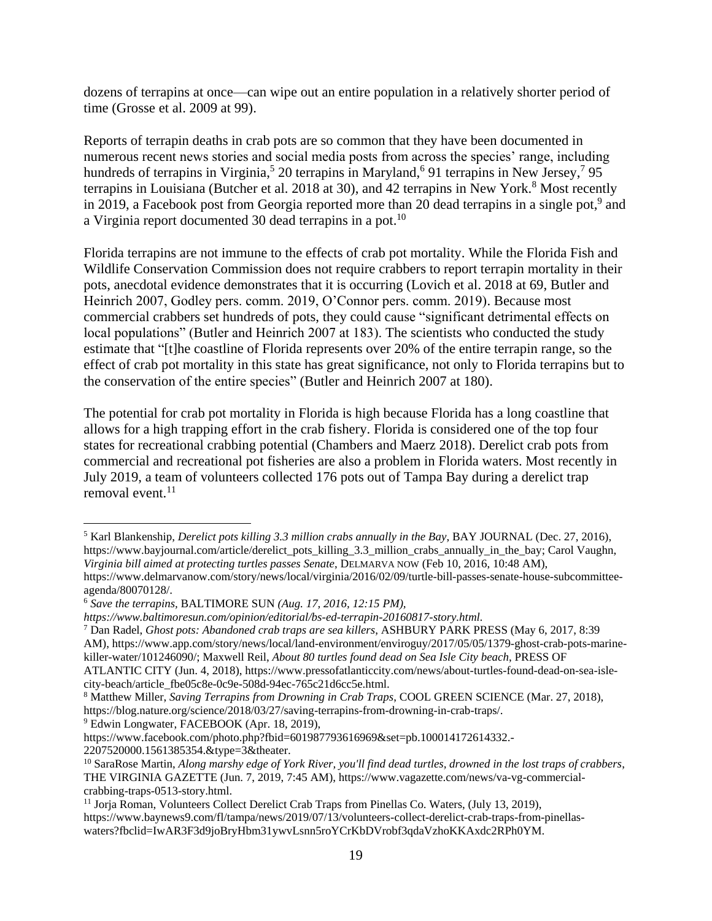dozens of terrapins at once—can wipe out an entire population in a relatively shorter period of time (Grosse et al. 2009 at 99).

Reports of terrapin deaths in crab pots are so common that they have been documented in numerous recent news stories and social media posts from across the species' range, including hundreds of terrapins in Virginia,[5] 20 terrapins in Maryland,[6] 91 terrapins in New Jersey,[7] 95 terrapins in Louisiana (Butcher et al. 2018 at 30), and 42 terrapins in New York.[8] Most recently in 2019, a Facebook post from Georgia reported more than 20 dead terrapins in a single pot,[9] and a Virginia report documented 30 dead terrapins in a pot.[10]

Florida terrapins are not immune to the effects of crab pot mortality. While the Florida Fish and Wildlife Conservation Commission does not require crabbers to report terrapin mortality in their pots, anecdotal evidence demonstrates that it is occurring (Lovich et al. 2018 at 69, Butler and Heinrich 2007, Godley pers. comm. 2019, O'Connor pers. comm. 2019). Because most commercial crabbers set hundreds of pots, they could cause "significant detrimental effects on local populations" (Butler and Heinrich 2007 at 183). The scientists who conducted the study estimate that "[t]he coastline of Florida represents over 20% of the entire terrapin range, so the effect of crab pot mortality in this state has great significance, not only to Florida terrapins but to the conservation of the entire species" (Butler and Heinrich 2007 at 180).

The potential for crab pot mortality in Florida is high because Florida has a long coastline that allows for a high trapping effort in the crab fishery. Florida is considered one of the top four states for recreational crabbing potential (Chambers and Maerz 2018). Derelict crab pots from commercial and recreational pot fisheries are also a problem in Florida waters. Most recently in July 2019, a team of volunteers collected 176 pots out of Tampa Bay during a derelict trap removal event.[11]

---

[5] Karl Blankenship, *Derelict pots killing 3.3 million crabs annually in the Bay*, BAY JOURNAL (Dec. 27, 2016), https://www.bayjournal.com/article/derelict_pots_killing_3.3_million_crabs_annually_in_the_bay; Carol Vaughn, *Virginia bill aimed at protecting turtles passes Senate*, DELMARVA NOW (Feb 10, 2016, 10:48 AM), https://www.delmarvanow.com/story/news/local/virginia/2016/02/09/turtle-bill-passes-senate-house-subcommittee-agenda/80070128/.

[6] *Save the terrapins,* BALTIMORE SUN *(Aug. 17, 2016, 12:15 PM), https://www.baltimoresun.com/opinion/editorial/bs-ed-terrapin-20160817-story.html.*

[7] Dan Radel, *Ghost pots: Abandoned crab traps are sea killers*, ASHBURY PARK PRESS (May 6, 2017, 8:39 AM), https://www.app.com/story/news/local/land-environment/enviroguy/2017/05/05/1379-ghost-crab-pots-marine-killer-water/101246090/; Maxwell Reil, *About 80 turtles found dead on Sea Isle City beach*, PRESS OF ATLANTIC CITY (Jun. 4, 2018), https://www.pressofatlanticcity.com/news/about-turtles-found-dead-on-sea-isle-city-beach/article_fbe05c8e-0c9e-508d-94ec-765c21d6cc5e.html.

[8] Matthew Miller, *Saving Terrapins from Drowning in Crab Traps*, COOL GREEN SCIENCE (Mar. 27, 2018), https://blog.nature.org/science/2018/03/27/saving-terrapins-from-drowning-in-crab-traps/.

[9] Edwin Longwater, FACEBOOK (Apr. 18, 2019), https://www.facebook.com/photo.php?fbid=601987793616969&set=pb.100014172614332.-2207520000.1561385354.&type=3&theater.

[10] SaraRose Martin, *Along marshy edge of York River, you'll find dead turtles, drowned in the lost traps of crabbers*, THE VIRGINIA GAZETTE (Jun. 7, 2019, 7:45 AM), https://www.vagazette.com/news/va-vg-commercial-crabbing-traps-0513-story.html.

[11] Jorja Roman, Volunteers Collect Derelict Crab Traps from Pinellas Co. Waters, (July 13, 2019), https://www.baynews9.com/fl/tampa/news/2019/07/13/volunteers-collect-derelict-crab-traps-from-pinellas-waters?fbclid=IwAR3F3d9joBryHbm31ywvLsnn5roYCrKbDVrobf3qdaVzhoKKAxdc2RPh0YM.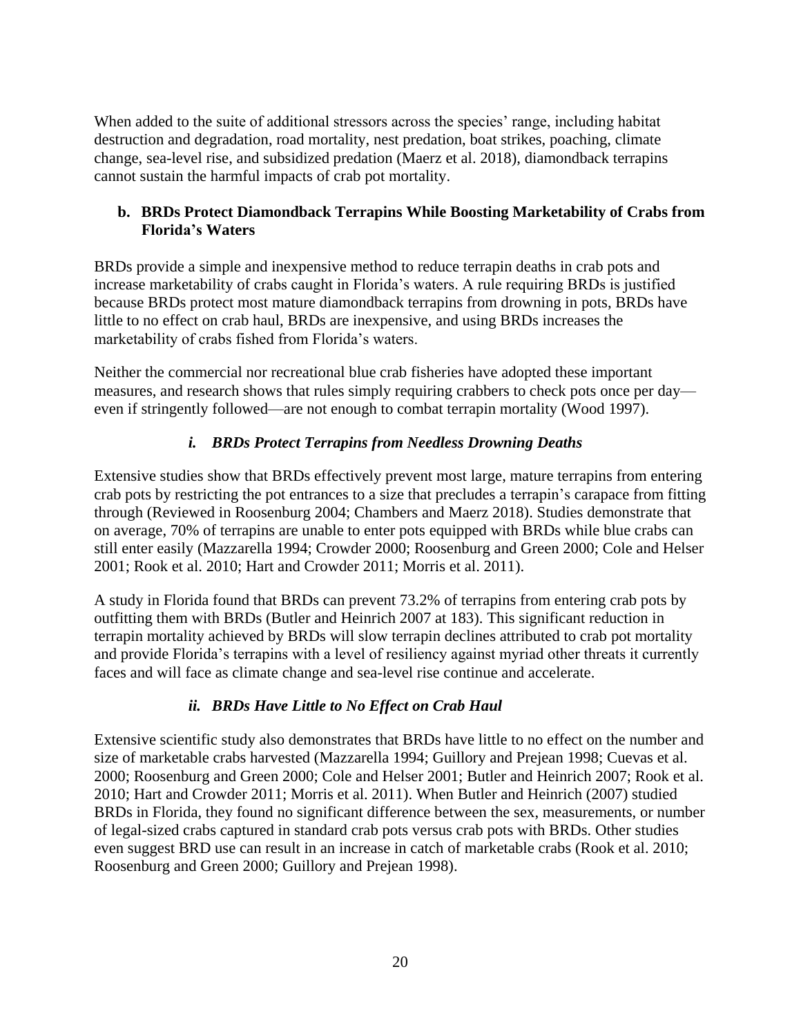When added to the suite of additional stressors across the species' range, including habitat destruction and degradation, road mortality, nest predation, boat strikes, poaching, climate change, sea-level rise, and subsidized predation (Maerz et al. 2018), diamondback terrapins cannot sustain the harmful impacts of crab pot mortality.

### b. BRDs Protect Diamondback Terrapins While Boosting Marketability of Crabs from Florida's Waters

BRDs provide a simple and inexpensive method to reduce terrapin deaths in crab pots and increase marketability of crabs caught in Florida's waters. A rule requiring BRDs is justified because BRDs protect most mature diamondback terrapins from drowning in pots, BRDs have little to no effect on crab haul, BRDs are inexpensive, and using BRDs increases the marketability of crabs fished from Florida's waters.

Neither the commercial nor recreational blue crab fisheries have adopted these important measures, and research shows that rules simply requiring crabbers to check pots once per day—even if stringently followed—are not enough to combat terrapin mortality (Wood 1997).

#### *i. BRDs Protect Terrapins from Needless Drowning Deaths*

Extensive studies show that BRDs effectively prevent most large, mature terrapins from entering crab pots by restricting the pot entrances to a size that precludes a terrapin's carapace from fitting through (Reviewed in Roosenburg 2004; Chambers and Maerz 2018). Studies demonstrate that on average, 70% of terrapins are unable to enter pots equipped with BRDs while blue crabs can still enter easily (Mazzarella 1994; Crowder 2000; Roosenburg and Green 2000; Cole and Helser 2001; Rook et al. 2010; Hart and Crowder 2011; Morris et al. 2011).

A study in Florida found that BRDs can prevent 73.2% of terrapins from entering crab pots by outfitting them with BRDs (Butler and Heinrich 2007 at 183). This significant reduction in terrapin mortality achieved by BRDs will slow terrapin declines attributed to crab pot mortality and provide Florida's terrapins with a level of resiliency against myriad other threats it currently faces and will face as climate change and sea-level rise continue and accelerate.

#### *ii. BRDs Have Little to No Effect on Crab Haul*

Extensive scientific study also demonstrates that BRDs have little to no effect on the number and size of marketable crabs harvested (Mazzarella 1994; Guillory and Prejean 1998; Cuevas et al. 2000; Roosenburg and Green 2000; Cole and Helser 2001; Butler and Heinrich 2007; Rook et al. 2010; Hart and Crowder 2011; Morris et al. 2011). When Butler and Heinrich (2007) studied BRDs in Florida, they found no significant difference between the sex, measurements, or number of legal-sized crabs captured in standard crab pots versus crab pots with BRDs. Other studies even suggest BRD use can result in an increase in catch of marketable crabs (Rook et al. 2010; Roosenburg and Green 2000; Guillory and Prejean 1998).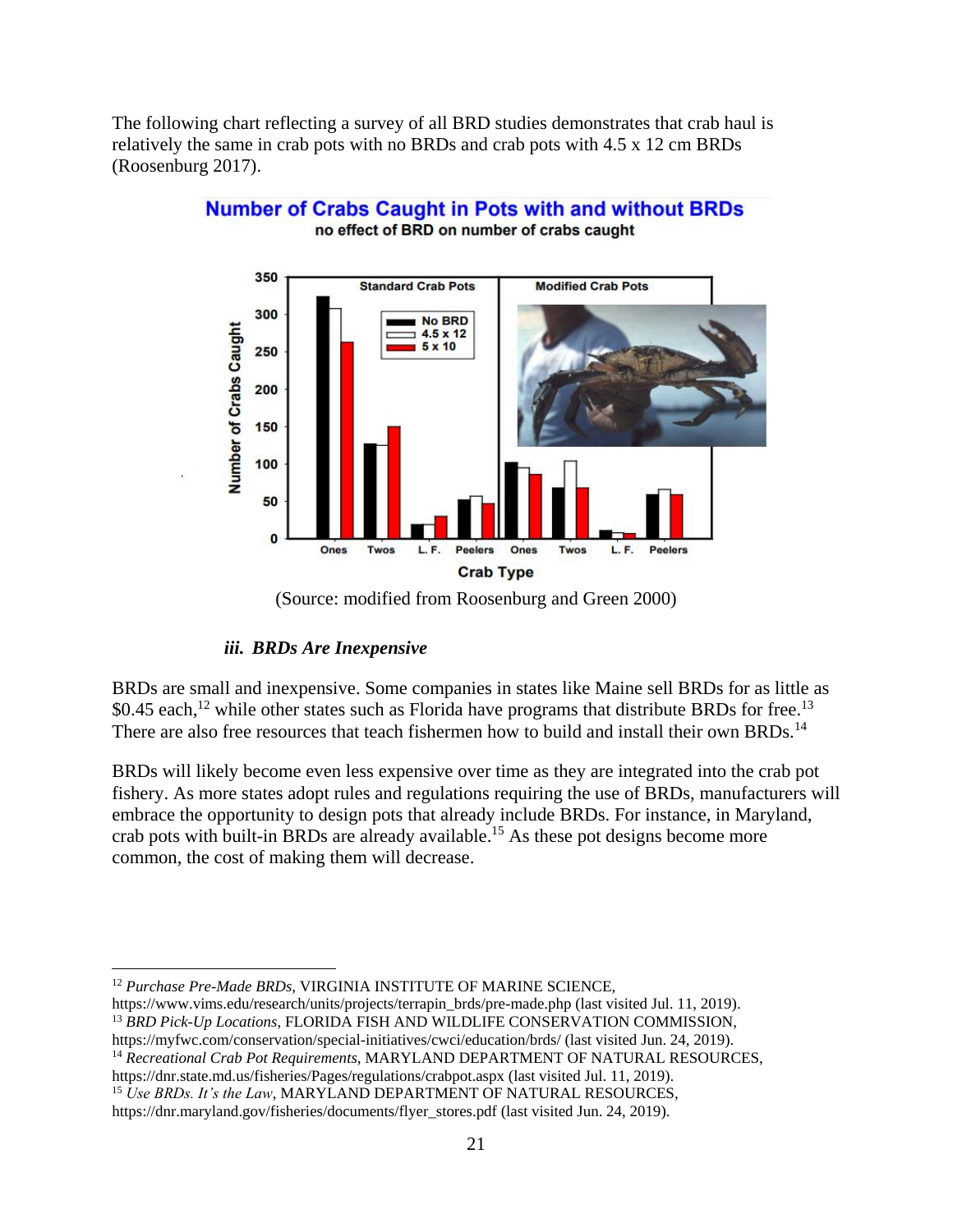The following chart reflecting a survey of all BRD studies demonstrates that crab haul is relatively the same in crab pots with no BRDs and crab pots with 4.5 x 12 cm BRDs (Roosenburg 2017).

(Source: modified from Roosenburg and Green 2000)

#### *iii. BRDs Are Inexpensive*

BRDs are small and inexpensive. Some companies in states like Maine sell BRDs for as little as $0.45 each,[12] while other states such as Florida have programs that distribute BRDs for free.[13] There are also free resources that teach fishermen how to build and install their own BRDs.[14]

BRDs will likely become even less expensive over time as they are integrated into the crab pot fishery. As more states adopt rules and regulations requiring the use of BRDs, manufacturers will embrace the opportunity to design pots that already include BRDs. For instance, in Maryland, crab pots with built-in BRDs are already available.[15] As these pot designs become more common, the cost of making them will decrease.

---

[12] *Purchase Pre-Made BRDs*, VIRGINIA INSTITUTE OF MARINE SCIENCE, https://www.vims.edu/research/units/projects/terrapin_brds/pre-made.php (last visited Jul. 11, 2019).

[13] *BRD Pick-Up Locations*, FLORIDA FISH AND WILDLIFE CONSERVATION COMMISSION, https://myfwc.com/conservation/special-initiatives/cwci/education/brds/ (last visited Jun. 24, 2019).

[14] *Recreational Crab Pot Requirements*, MARYLAND DEPARTMENT OF NATURAL RESOURCES, https://dnr.state.md.us/fisheries/Pages/regulations/crabpot.aspx (last visited Jul. 11, 2019).

[15] *Use BRDs. It's the Law*, MARYLAND DEPARTMENT OF NATURAL RESOURCES, https://dnr.maryland.gov/fisheries/documents/flyer_stores.pdf (last visited Jun. 24, 2019).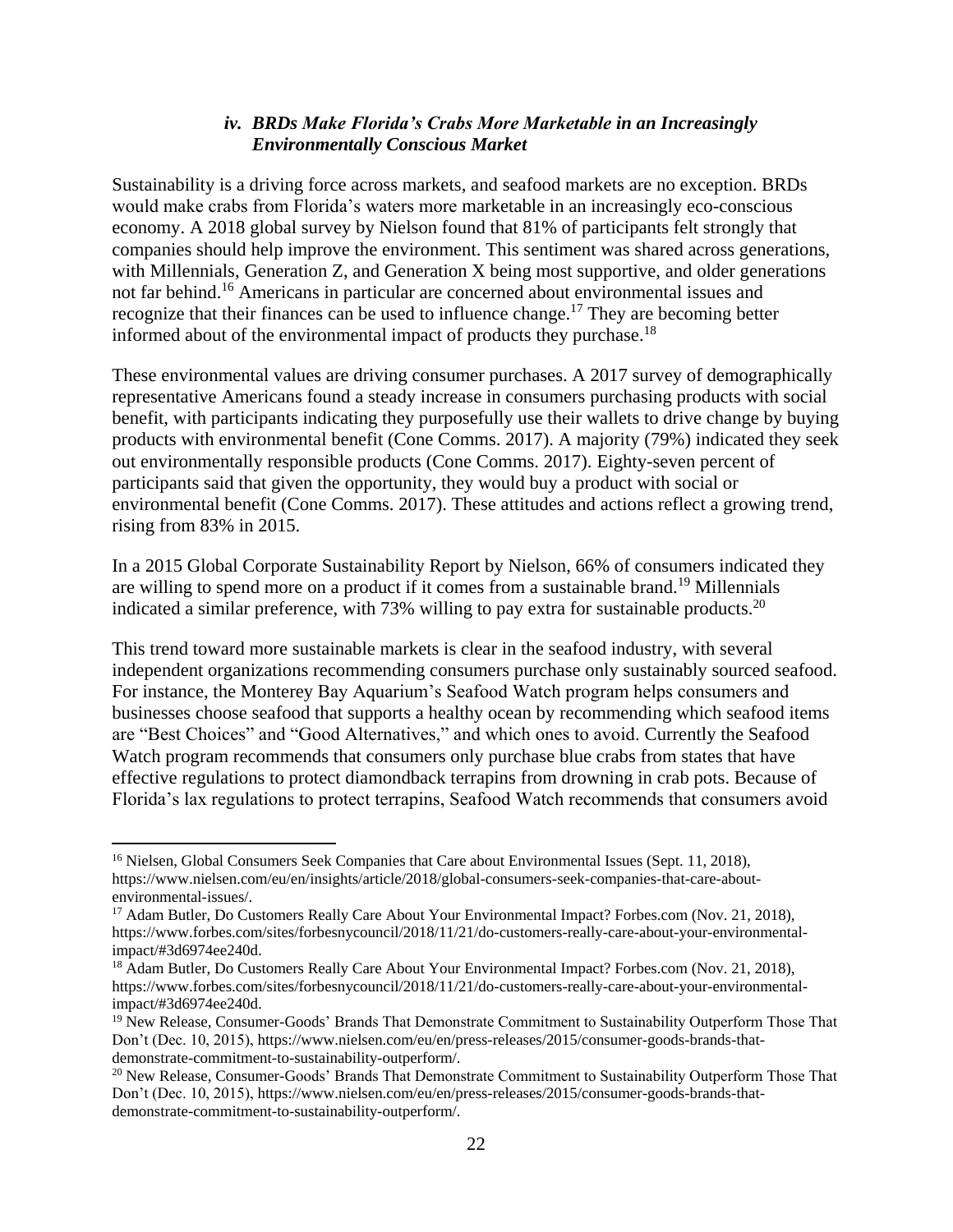#### *iv. BRDs Make Florida's Crabs More Marketable in an Increasingly Environmentally Conscious Market*

Sustainability is a driving force across markets, and seafood markets are no exception. BRDs would make crabs from Florida's waters more marketable in an increasingly eco-conscious economy. A 2018 global survey by Nielson found that 81% of participants felt strongly that companies should help improve the environment. This sentiment was shared across generations, with Millennials, Generation Z, and Generation X being most supportive, and older generations not far behind.[16] Americans in particular are concerned about environmental issues and recognize that their finances can be used to influence change.[17] They are becoming better informed about of the environmental impact of products they purchase.[18]

These environmental values are driving consumer purchases. A 2017 survey of demographically representative Americans found a steady increase in consumers purchasing products with social benefit, with participants indicating they purposefully use their wallets to drive change by buying products with environmental benefit (Cone Comms. 2017). A majority (79%) indicated they seek out environmentally responsible products (Cone Comms. 2017). Eighty-seven percent of participants said that given the opportunity, they would buy a product with social or environmental benefit (Cone Comms. 2017). These attitudes and actions reflect a growing trend, rising from 83% in 2015.

In a 2015 Global Corporate Sustainability Report by Nielson, 66% of consumers indicated they are willing to spend more on a product if it comes from a sustainable brand.[19] Millennials indicated a similar preference, with 73% willing to pay extra for sustainable products.[20]

This trend toward more sustainable markets is clear in the seafood industry, with several independent organizations recommending consumers purchase only sustainably sourced seafood. For instance, the Monterey Bay Aquarium's Seafood Watch program helps consumers and businesses choose seafood that supports a healthy ocean by recommending which seafood items are "Best Choices" and "Good Alternatives," and which ones to avoid. Currently the Seafood Watch program recommends that consumers only purchase blue crabs from states that have effective regulations to protect diamondback terrapins from drowning in crab pots. Because of Florida's lax regulations to protect terrapins, Seafood Watch recommends that consumers avoid

---

[16] Nielsen, Global Consumers Seek Companies that Care about Environmental Issues (Sept. 11, 2018), https://www.nielsen.com/eu/en/insights/article/2018/global-consumers-seek-companies-that-care-about-environmental-issues/.

[17] Adam Butler, Do Customers Really Care About Your Environmental Impact? Forbes.com (Nov. 21, 2018), https://www.forbes.com/sites/forbesnycouncil/2018/11/21/do-customers-really-care-about-your-environmental-impact/#3d6974ee240d.

[18] Adam Butler, Do Customers Really Care About Your Environmental Impact? Forbes.com (Nov. 21, 2018), https://www.forbes.com/sites/forbesnycouncil/2018/11/21/do-customers-really-care-about-your-environmental-impact/#3d6974ee240d.

[19] New Release, Consumer-Goods' Brands That Demonstrate Commitment to Sustainability Outperform Those That Don't (Dec. 10, 2015), https://www.nielsen.com/eu/en/press-releases/2015/consumer-goods-brands-that-demonstrate-commitment-to-sustainability-outperform/.

[20] New Release, Consumer-Goods' Brands That Demonstrate Commitment to Sustainability Outperform Those That Don't (Dec. 10, 2015), https://www.nielsen.com/eu/en/press-releases/2015/consumer-goods-brands-that-demonstrate-commitment-to-sustainability-outperform/.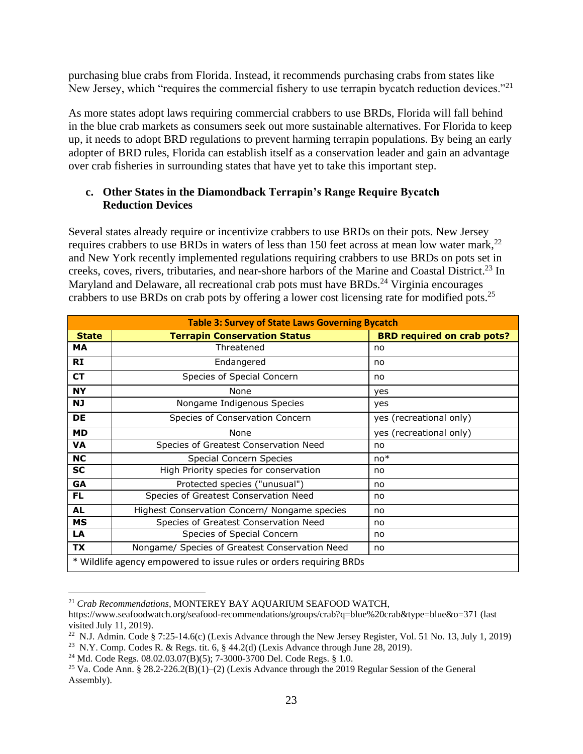purchasing blue crabs from Florida. Instead, it recommends purchasing crabs from states like New Jersey, which "requires the commercial fishery to use terrapin bycatch reduction devices."[21]

As more states adopt laws requiring commercial crabbers to use BRDs, Florida will fall behind in the blue crab markets as consumers seek out more sustainable alternatives. For Florida to keep up, it needs to adopt BRD regulations to prevent harming terrapin populations. By being an early adopter of BRD rules, Florida can establish itself as a conservation leader and gain an advantage over crab fisheries in surrounding states that have yet to take this important step.

### c. Other States in the Diamondback Terrapin's Range Require Bycatch Reduction Devices

Several states already require or incentivize crabbers to use BRDs on their pots. New Jersey requires crabbers to use BRDs in waters of less than 150 feet across at mean low water mark,[22] and New York recently implemented regulations requiring crabbers to use BRDs on pots set in creeks, coves, rivers, tributaries, and near-shore harbors of the Marine and Coastal District.[23] In Maryland and Delaware, all recreational crab pots must have BRDs.[24] Virginia encourages crabbers to use BRDs on crab pots by offering a lower cost licensing rate for modified pots.[25]

**Table 3: Survey of State Laws Governing Bycatch**

| State | Terrapin Conservation Status | BRD required on crab pots? |
|---|---|---|
| MA | Threatened | no |
| RI | Endangered | no |
| CT | Species of Special Concern | no |
| NY | None | yes |
| NJ | Nongame Indigenous Species | yes |
| DE | Species of Conservation Concern | yes (recreational only) |
| MD | None | yes (recreational only) |
| VA | Species of Greatest Conservation Need | no |
| NC | Special Concern Species | no* |
| SC | High Priority species for conservation | no |
| GA | Protected species ("unusual") | no |
| FL | Species of Greatest Conservation Need | no |
| AL | Highest Conservation Concern/ Nongame species | no |
| MS | Species of Greatest Conservation Need | no |
| LA | Species of Special Concern | no |
| TX | Nongame/ Species of Greatest Conservation Need | no |

* Wildlife agency empowered to issue rules or orders requiring BRDs

---

[21] *Crab Recommendations*, MONTEREY BAY AQUARIUM SEAFOOD WATCH, https://www.seafoodwatch.org/seafood-recommendations/groups/crab?q=blue%20crab&type=blue&o=371 (last visited July 11, 2019).

[22] N.J. Admin. Code § 7:25-14.6(c) (Lexis Advance through the New Jersey Register, Vol. 51 No. 13, July 1, 2019)

[23] N.Y. Comp. Codes R. & Regs. tit. 6, § 44.2(d) (Lexis Advance through June 28, 2019).

[24] Md. Code Regs. 08.02.03.07(B)(5); 7-3000-3700 Del. Code Regs. § 1.0.

[25] Va. Code Ann. § 28.2-226.2(B)(1)–(2) (Lexis Advance through the 2019 Regular Session of the General Assembly).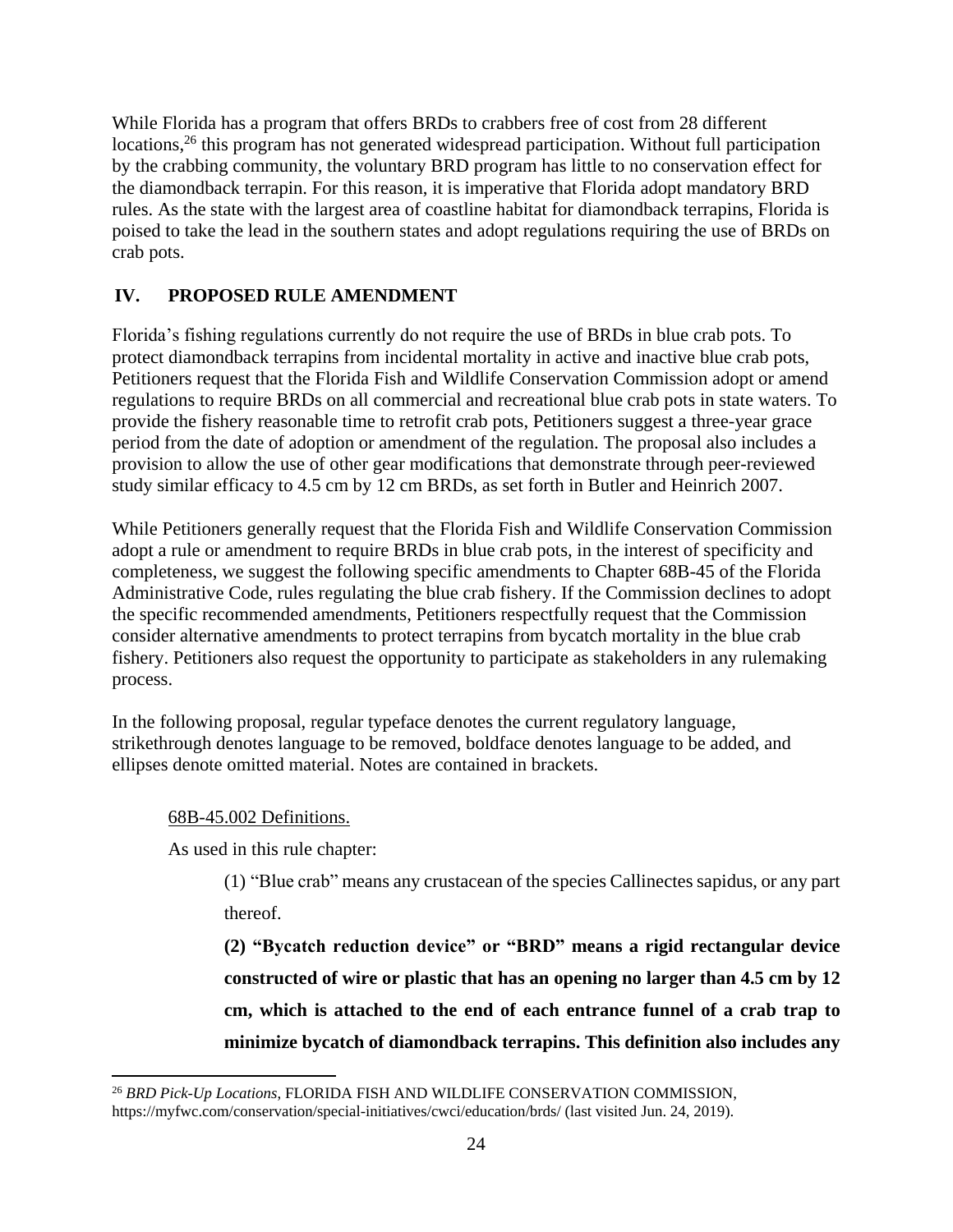While Florida has a program that offers BRDs to crabbers free of cost from 28 different locations,[26] this program has not generated widespread participation. Without full participation by the crabbing community, the voluntary BRD program has little to no conservation effect for the diamondback terrapin. For this reason, it is imperative that Florida adopt mandatory BRD rules. As the state with the largest area of coastline habitat for diamondback terrapins, Florida is poised to take the lead in the southern states and adopt regulations requiring the use of BRDs on crab pots.

## IV. PROPOSED RULE AMENDMENT

Florida's fishing regulations currently do not require the use of BRDs in blue crab pots. To protect diamondback terrapins from incidental mortality in active and inactive blue crab pots, Petitioners request that the Florida Fish and Wildlife Conservation Commission adopt or amend regulations to require BRDs on all commercial and recreational blue crab pots in state waters. To provide the fishery reasonable time to retrofit crab pots, Petitioners suggest a three-year grace period from the date of adoption or amendment of the regulation. The proposal also includes a provision to allow the use of other gear modifications that demonstrate through peer-reviewed study similar efficacy to 4.5 cm by 12 cm BRDs, as set forth in Butler and Heinrich 2007.

While Petitioners generally request that the Florida Fish and Wildlife Conservation Commission adopt a rule or amendment to require BRDs in blue crab pots, in the interest of specificity and completeness, we suggest the following specific amendments to Chapter 68B-45 of the Florida Administrative Code, rules regulating the blue crab fishery. If the Commission declines to adopt the specific recommended amendments, Petitioners respectfully request that the Commission consider alternative amendments to protect terrapins from bycatch mortality in the blue crab fishery. Petitioners also request the opportunity to participate as stakeholders in any rulemaking process.

In the following proposal, regular typeface denotes the current regulatory language, strikethrough denotes language to be removed, boldface denotes language to be added, and ellipses denote omitted material. Notes are contained in brackets.

68B-45.002 Definitions.

As used in this rule chapter:

(1) "Blue crab" means any crustacean of the species Callinectes sapidus, or any part thereof.

**(2) "Bycatch reduction device" or "BRD" means a rigid rectangular device constructed of wire or plastic that has an opening no larger than 4.5 cm by 12 cm, which is attached to the end of each entrance funnel of a crab trap to minimize bycatch of diamondback terrapins. This definition also includes any**

[26] *BRD Pick-Up Locations*, FLORIDA FISH AND WILDLIFE CONSERVATION COMMISSION, https://myfwc.com/conservation/special-initiatives/cwci/education/brds/ (last visited Jun. 24, 2019).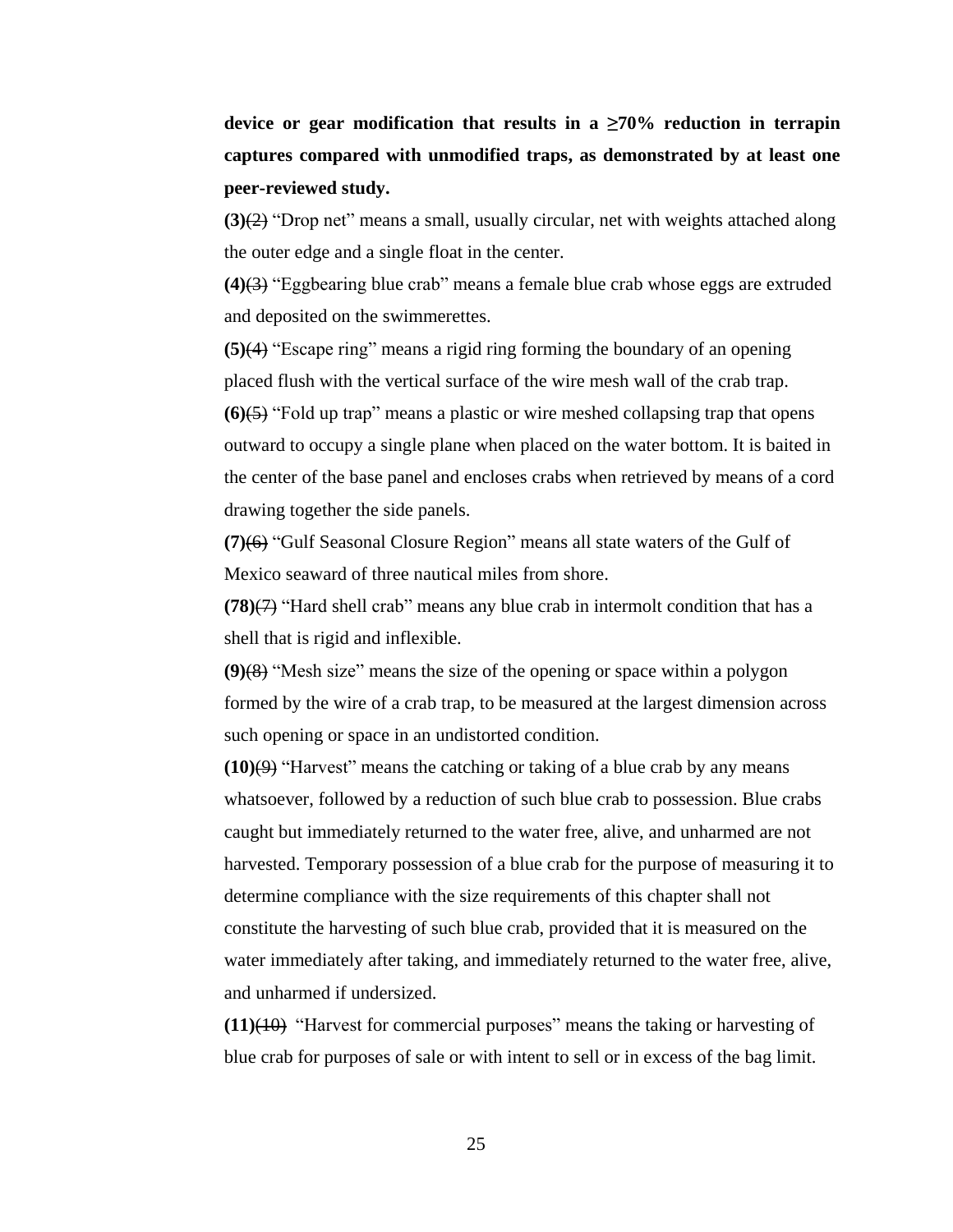**device or gear modification that results in a ≥70% reduction in terrapin captures compared with unmodified traps, as demonstrated by at least one peer-reviewed study.**

**(3)**~~(2)~~ "Drop net" means a small, usually circular, net with weights attached along the outer edge and a single float in the center.

**(4)**~~(3)~~ "Eggbearing blue crab" means a female blue crab whose eggs are extruded and deposited on the swimmerettes.

**(5)**~~(4)~~ "Escape ring" means a rigid ring forming the boundary of an opening placed flush with the vertical surface of the wire mesh wall of the crab trap.

**(6)**~~(5)~~ "Fold up trap" means a plastic or wire meshed collapsing trap that opens outward to occupy a single plane when placed on the water bottom. It is baited in the center of the base panel and encloses crabs when retrieved by means of a cord drawing together the side panels.

**(7)**~~(6)~~ "Gulf Seasonal Closure Region" means all state waters of the Gulf of Mexico seaward of three nautical miles from shore.

**(78)**~~(7)~~ "Hard shell crab" means any blue crab in intermolt condition that has a shell that is rigid and inflexible.

**(9)**~~(8)~~ "Mesh size" means the size of the opening or space within a polygon formed by the wire of a crab trap, to be measured at the largest dimension across such opening or space in an undistorted condition.

**(10)**~~(9)~~ "Harvest" means the catching or taking of a blue crab by any means whatsoever, followed by a reduction of such blue crab to possession. Blue crabs caught but immediately returned to the water free, alive, and unharmed are not harvested. Temporary possession of a blue crab for the purpose of measuring it to determine compliance with the size requirements of this chapter shall not constitute the harvesting of such blue crab, provided that it is measured on the water immediately after taking, and immediately returned to the water free, alive, and unharmed if undersized.

**(11)**~~(10)~~ "Harvest for commercial purposes" means the taking or harvesting of blue crab for purposes of sale or with intent to sell or in excess of the bag limit.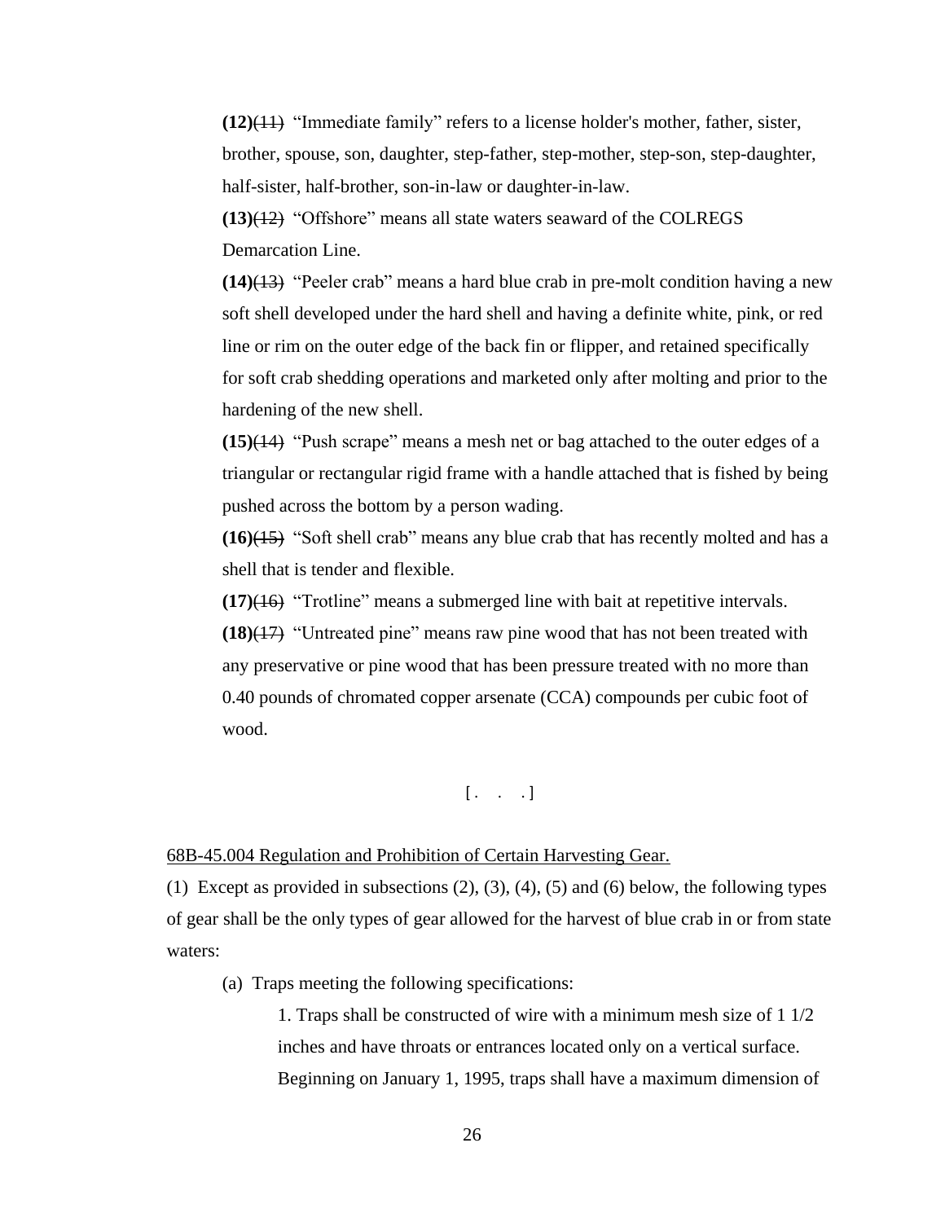**(12)**~~(11)~~ "Immediate family" refers to a license holder's mother, father, sister, brother, spouse, son, daughter, step-father, step-mother, step-son, step-daughter, half-sister, half-brother, son-in-law or daughter-in-law.

**(13)**~~(12)~~ "Offshore" means all state waters seaward of the COLREGS Demarcation Line.

**(14)**~~(13)~~ "Peeler crab" means a hard blue crab in pre-molt condition having a new soft shell developed under the hard shell and having a definite white, pink, or red line or rim on the outer edge of the back fin or flipper, and retained specifically for soft crab shedding operations and marketed only after molting and prior to the hardening of the new shell.

**(15)**~~(14)~~ "Push scrape" means a mesh net or bag attached to the outer edges of a triangular or rectangular rigid frame with a handle attached that is fished by being pushed across the bottom by a person wading.

**(16)**~~(15)~~ "Soft shell crab" means any blue crab that has recently molted and has a shell that is tender and flexible.

**(17)**~~(16)~~ "Trotline" means a submerged line with bait at repetitive intervals.

**(18)**~~(17)~~ "Untreated pine" means raw pine wood that has not been treated with any preservative or pine wood that has been pressure treated with no more than 0.40 pounds of chromated copper arsenate (CCA) compounds per cubic foot of wood.

[ . . . ]

<u>68B-45.004 Regulation and Prohibition of Certain Harvesting Gear.</u>

(1) Except as provided in subsections (2), (3), (4), (5) and (6) below, the following types of gear shall be the only types of gear allowed for the harvest of blue crab in or from state waters:

(a) Traps meeting the following specifications:

1. Traps shall be constructed of wire with a minimum mesh size of 1 1/2 inches and have throats or entrances located only on a vertical surface. Beginning on January 1, 1995, traps shall have a maximum dimension of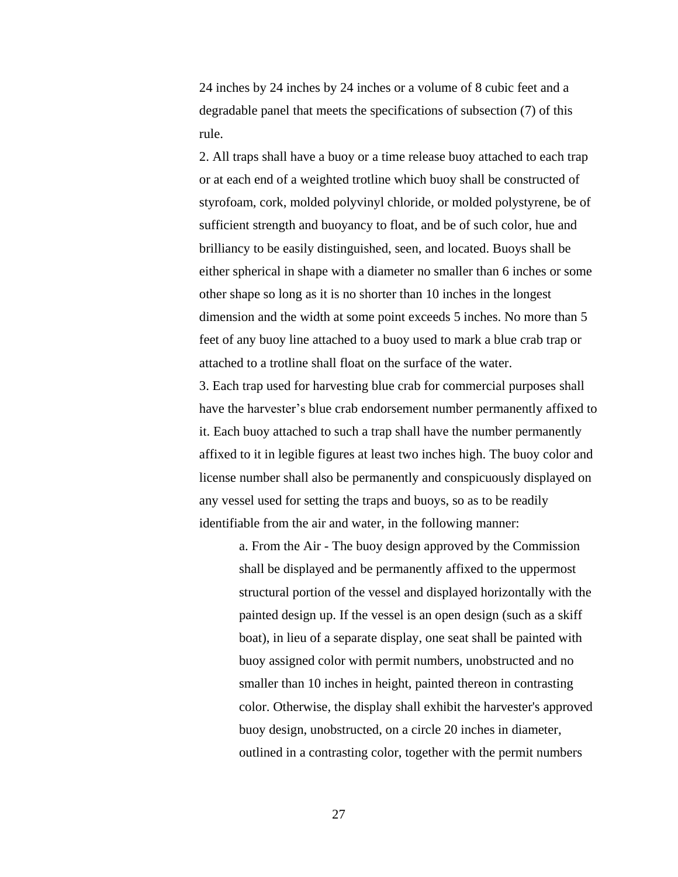24 inches by 24 inches by 24 inches or a volume of 8 cubic feet and a degradable panel that meets the specifications of subsection (7) of this rule.

2. All traps shall have a buoy or a time release buoy attached to each trap or at each end of a weighted trotline which buoy shall be constructed of styrofoam, cork, molded polyvinyl chloride, or molded polystyrene, be of sufficient strength and buoyancy to float, and be of such color, hue and brilliancy to be easily distinguished, seen, and located. Buoys shall be either spherical in shape with a diameter no smaller than 6 inches or some other shape so long as it is no shorter than 10 inches in the longest dimension and the width at some point exceeds 5 inches. No more than 5 feet of any buoy line attached to a buoy used to mark a blue crab trap or attached to a trotline shall float on the surface of the water.

3. Each trap used for harvesting blue crab for commercial purposes shall have the harvester's blue crab endorsement number permanently affixed to it. Each buoy attached to such a trap shall have the number permanently affixed to it in legible figures at least two inches high. The buoy color and license number shall also be permanently and conspicuously displayed on any vessel used for setting the traps and buoys, so as to be readily identifiable from the air and water, in the following manner:

   a. From the Air - The buoy design approved by the Commission shall be displayed and be permanently affixed to the uppermost structural portion of the vessel and displayed horizontally with the painted design up. If the vessel is an open design (such as a skiff boat), in lieu of a separate display, one seat shall be painted with buoy assigned color with permit numbers, unobstructed and no smaller than 10 inches in height, painted thereon in contrasting color. Otherwise, the display shall exhibit the harvester's approved buoy design, unobstructed, on a circle 20 inches in diameter, outlined in a contrasting color, together with the permit numbers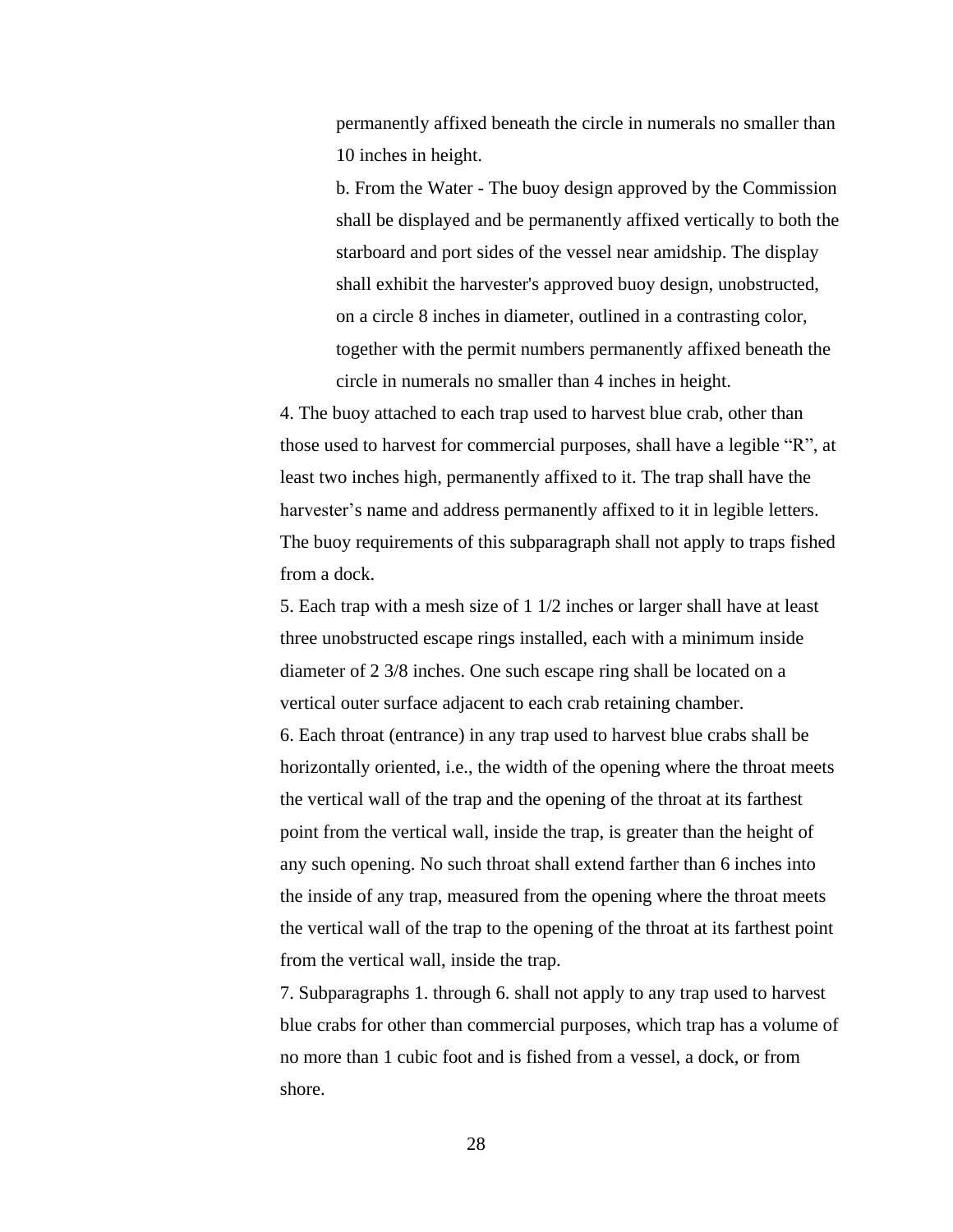permanently affixed beneath the circle in numerals no smaller than 10 inches in height.

b. From the Water - The buoy design approved by the Commission shall be displayed and be permanently affixed vertically to both the starboard and port sides of the vessel near amidship. The display shall exhibit the harvester's approved buoy design, unobstructed, on a circle 8 inches in diameter, outlined in a contrasting color, together with the permit numbers permanently affixed beneath the circle in numerals no smaller than 4 inches in height.

4. The buoy attached to each trap used to harvest blue crab, other than those used to harvest for commercial purposes, shall have a legible "R", at least two inches high, permanently affixed to it. The trap shall have the harvester's name and address permanently affixed to it in legible letters. The buoy requirements of this subparagraph shall not apply to traps fished from a dock.

5. Each trap with a mesh size of 1 1/2 inches or larger shall have at least three unobstructed escape rings installed, each with a minimum inside diameter of 2 3/8 inches. One such escape ring shall be located on a vertical outer surface adjacent to each crab retaining chamber.

6. Each throat (entrance) in any trap used to harvest blue crabs shall be horizontally oriented, i.e., the width of the opening where the throat meets the vertical wall of the trap and the opening of the throat at its farthest point from the vertical wall, inside the trap, is greater than the height of any such opening. No such throat shall extend farther than 6 inches into the inside of any trap, measured from the opening where the throat meets the vertical wall of the trap to the opening of the throat at its farthest point from the vertical wall, inside the trap.

7. Subparagraphs 1. through 6. shall not apply to any trap used to harvest blue crabs for other than commercial purposes, which trap has a volume of no more than 1 cubic foot and is fished from a vessel, a dock, or from shore.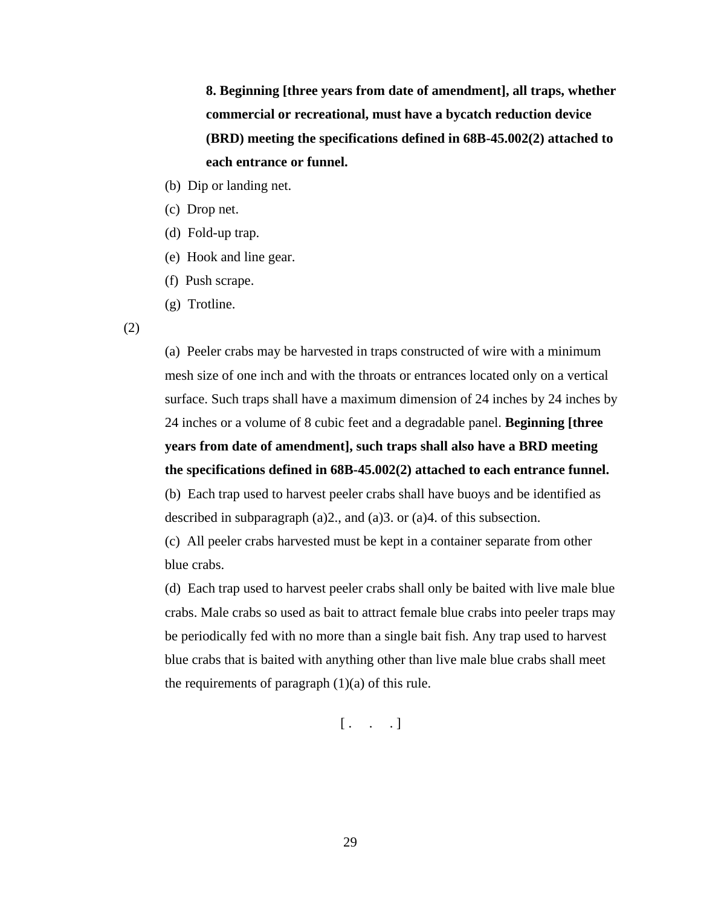**8. Beginning [three years from date of amendment], all traps, whether commercial or recreational, must have a bycatch reduction device (BRD) meeting the specifications defined in 68B-45.002(2) attached to each entrance or funnel.**

(b) Dip or landing net.

(c) Drop net.

(d) Fold-up trap.

(e) Hook and line gear.

(f) Push scrape.

(g) Trotline.

(2)

(a) Peeler crabs may be harvested in traps constructed of wire with a minimum mesh size of one inch and with the throats or entrances located only on a vertical surface. Such traps shall have a maximum dimension of 24 inches by 24 inches by 24 inches or a volume of 8 cubic feet and a degradable panel. **Beginning [three years from date of amendment], such traps shall also have a BRD meeting the specifications defined in 68B-45.002(2) attached to each entrance funnel.**

(b) Each trap used to harvest peeler crabs shall have buoys and be identified as described in subparagraph (a)2., and (a)3. or (a)4. of this subsection.

(c) All peeler crabs harvested must be kept in a container separate from other blue crabs.

(d) Each trap used to harvest peeler crabs shall only be baited with live male blue crabs. Male crabs so used as bait to attract female blue crabs into peeler traps may be periodically fed with no more than a single bait fish. Any trap used to harvest blue crabs that is baited with anything other than live male blue crabs shall meet the requirements of paragraph (1)(a) of this rule.

[ . . . ]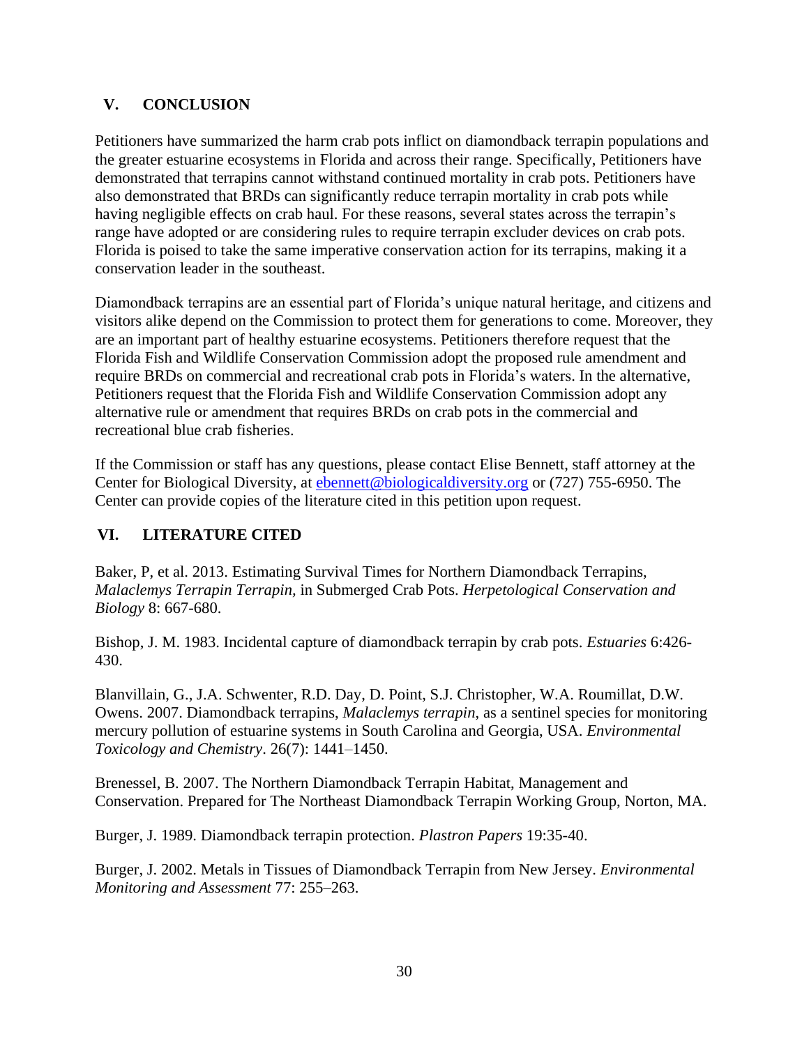## V. CONCLUSION

Petitioners have summarized the harm crab pots inflict on diamondback terrapin populations and the greater estuarine ecosystems in Florida and across their range. Specifically, Petitioners have demonstrated that terrapins cannot withstand continued mortality in crab pots. Petitioners have also demonstrated that BRDs can significantly reduce terrapin mortality in crab pots while having negligible effects on crab haul. For these reasons, several states across the terrapin's range have adopted or are considering rules to require terrapin excluder devices on crab pots. Florida is poised to take the same imperative conservation action for its terrapins, making it a conservation leader in the southeast.

Diamondback terrapins are an essential part of Florida's unique natural heritage, and citizens and visitors alike depend on the Commission to protect them for generations to come. Moreover, they are an important part of healthy estuarine ecosystems. Petitioners therefore request that the Florida Fish and Wildlife Conservation Commission adopt the proposed rule amendment and require BRDs on commercial and recreational crab pots in Florida's waters. In the alternative, Petitioners request that the Florida Fish and Wildlife Conservation Commission adopt any alternative rule or amendment that requires BRDs on crab pots in the commercial and recreational blue crab fisheries.

If the Commission or staff has any questions, please contact Elise Bennett, staff attorney at the Center for Biological Diversity, at [ebennett@biologicaldiversity.org](mailto:ebennett@biologicaldiversity.org) or (727) 755-6950. The Center can provide copies of the literature cited in this petition upon request.

## VI. LITERATURE CITED

Baker, P, et al. 2013. Estimating Survival Times for Northern Diamondback Terrapins, *Malaclemys Terrapin Terrapin,* in Submerged Crab Pots. *Herpetological Conservation and Biology* 8: 667-680.

Bishop, J. M. 1983. Incidental capture of diamondback terrapin by crab pots. *Estuaries* 6:426-430.

Blanvillain, G., J.A. Schwenter, R.D. Day, D. Point, S.J. Christopher, W.A. Roumillat, D.W. Owens. 2007. Diamondback terrapins, *Malaclemys terrapin*, as a sentinel species for monitoring mercury pollution of estuarine systems in South Carolina and Georgia, USA. *Environmental Toxicology and Chemistry*. 26(7): 1441–1450.

Brenessel, B. 2007. The Northern Diamondback Terrapin Habitat, Management and Conservation. Prepared for The Northeast Diamondback Terrapin Working Group, Norton, MA.

Burger, J. 1989. Diamondback terrapin protection. *Plastron Papers* 19:35-40.

Burger, J. 2002. Metals in Tissues of Diamondback Terrapin from New Jersey. *Environmental Monitoring and Assessment* 77: 255–263.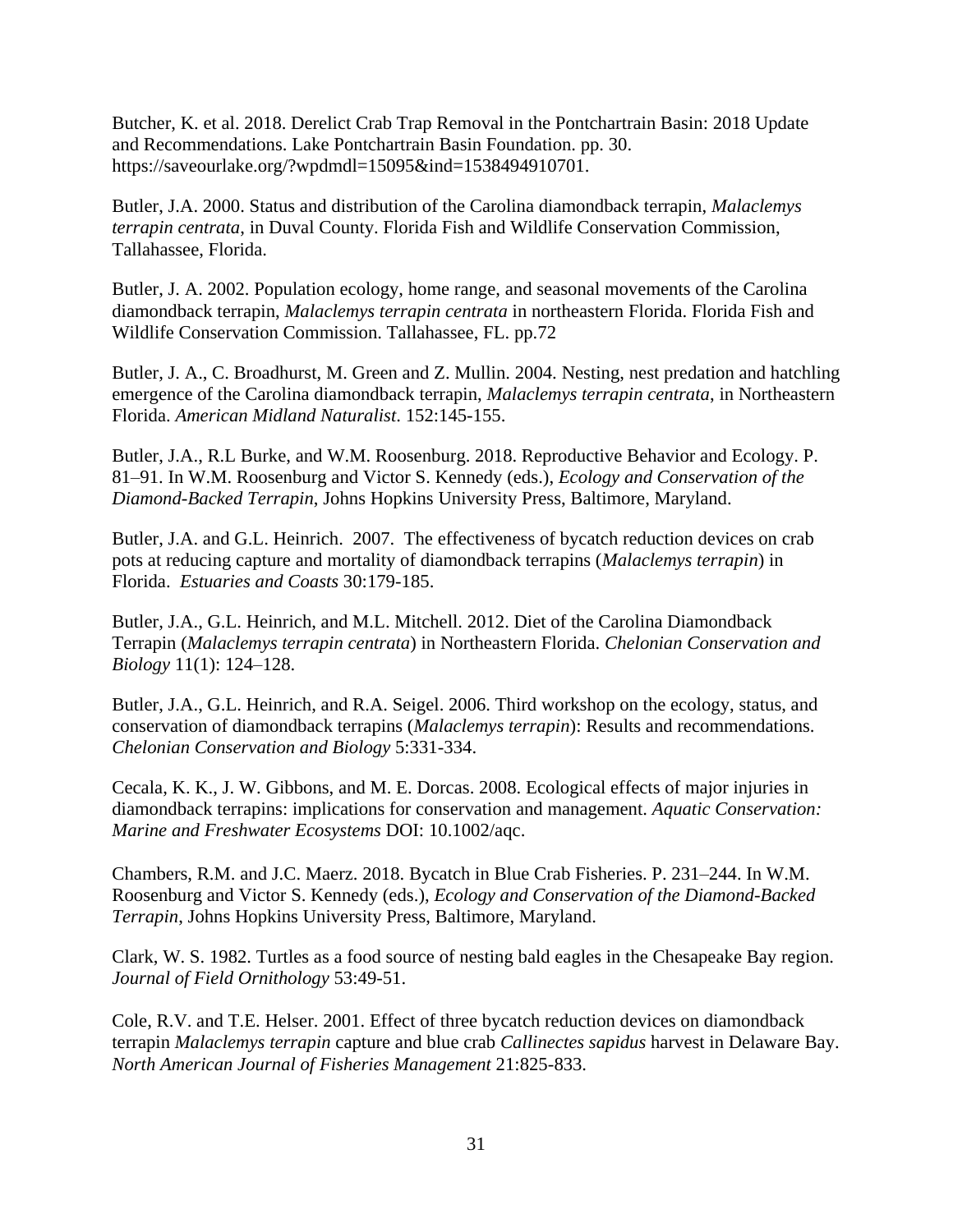Butcher, K. et al. 2018. Derelict Crab Trap Removal in the Pontchartrain Basin: 2018 Update and Recommendations. Lake Pontchartrain Basin Foundation. pp. 30. https://saveourlake.org/?wpdmdl=15095&ind=1538494910701.

Butler, J.A. 2000. Status and distribution of the Carolina diamondback terrapin, *Malaclemys terrapin centrata*, in Duval County. Florida Fish and Wildlife Conservation Commission, Tallahassee, Florida.

Butler, J. A. 2002. Population ecology, home range, and seasonal movements of the Carolina diamondback terrapin, *Malaclemys terrapin centrata* in northeastern Florida. Florida Fish and Wildlife Conservation Commission. Tallahassee, FL. pp.72

Butler, J. A., C. Broadhurst, M. Green and Z. Mullin. 2004. Nesting, nest predation and hatchling emergence of the Carolina diamondback terrapin, *Malaclemys terrapin centrata*, in Northeastern Florida. *American Midland Naturalist*. 152:145-155.

Butler, J.A., R.L Burke, and W.M. Roosenburg. 2018. Reproductive Behavior and Ecology. P. 81–91. In W.M. Roosenburg and Victor S. Kennedy (eds.), *Ecology and Conservation of the Diamond-Backed Terrapin*, Johns Hopkins University Press, Baltimore, Maryland.

Butler, J.A. and G.L. Heinrich. 2007. The effectiveness of bycatch reduction devices on crab pots at reducing capture and mortality of diamondback terrapins (*Malaclemys terrapin*) in Florida. *Estuaries and Coasts* 30:179-185.

Butler, J.A., G.L. Heinrich, and M.L. Mitchell. 2012. Diet of the Carolina Diamondback Terrapin (*Malaclemys terrapin centrata*) in Northeastern Florida. *Chelonian Conservation and Biology* 11(1): 124–128.

Butler, J.A., G.L. Heinrich, and R.A. Seigel. 2006. Third workshop on the ecology, status, and conservation of diamondback terrapins (*Malaclemys terrapin*): Results and recommendations. *Chelonian Conservation and Biology* 5:331-334.

Cecala, K. K., J. W. Gibbons, and M. E. Dorcas. 2008. Ecological effects of major injuries in diamondback terrapins: implications for conservation and management. *Aquatic Conservation: Marine and Freshwater Ecosystems* DOI: 10.1002/aqc.

Chambers, R.M. and J.C. Maerz. 2018. Bycatch in Blue Crab Fisheries. P. 231–244. In W.M. Roosenburg and Victor S. Kennedy (eds.), *Ecology and Conservation of the Diamond-Backed Terrapin*, Johns Hopkins University Press, Baltimore, Maryland.

Clark, W. S. 1982. Turtles as a food source of nesting bald eagles in the Chesapeake Bay region. *Journal of Field Ornithology* 53:49-51.

Cole, R.V. and T.E. Helser. 2001. Effect of three bycatch reduction devices on diamondback terrapin *Malaclemys terrapin* capture and blue crab *Callinectes sapidus* harvest in Delaware Bay. *North American Journal of Fisheries Management* 21:825-833.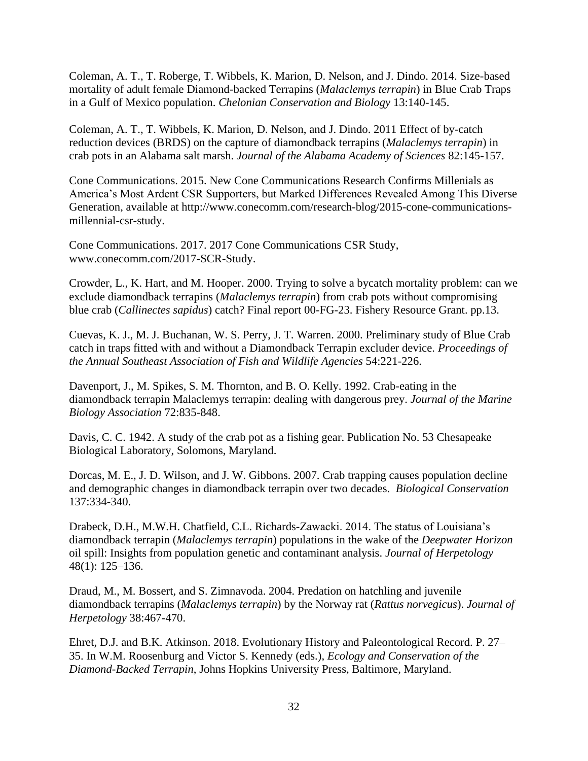Coleman, A. T., T. Roberge, T. Wibbels, K. Marion, D. Nelson, and J. Dindo. 2014. Size-based mortality of adult female Diamond-backed Terrapins (*Malaclemys terrapin*) in Blue Crab Traps in a Gulf of Mexico population. *Chelonian Conservation and Biology* 13:140-145.

Coleman, A. T., T. Wibbels, K. Marion, D. Nelson, and J. Dindo. 2011 Effect of by-catch reduction devices (BRDS) on the capture of diamondback terrapins (*Malaclemys terrapin*) in crab pots in an Alabama salt marsh. *Journal of the Alabama Academy of Sciences* 82:145-157.

Cone Communications. 2015. New Cone Communications Research Confirms Millenials as America's Most Ardent CSR Supporters, but Marked Differences Revealed Among This Diverse Generation, available at http://www.conecomm.com/research-blog/2015-cone-communications-millennial-csr-study.

Cone Communications. 2017. 2017 Cone Communications CSR Study, www.conecomm.com/2017-SCR-Study.

Crowder, L., K. Hart, and M. Hooper. 2000. Trying to solve a bycatch mortality problem: can we exclude diamondback terrapins (*Malaclemys terrapin*) from crab pots without compromising blue crab (*Callinectes sapidus*) catch? Final report 00-FG-23. Fishery Resource Grant. pp.13.

Cuevas, K. J., M. J. Buchanan, W. S. Perry, J. T. Warren. 2000. Preliminary study of Blue Crab catch in traps fitted with and without a Diamondback Terrapin excluder device. *Proceedings of the Annual Southeast Association of Fish and Wildlife Agencies* 54:221-226.

Davenport, J., M. Spikes, S. M. Thornton, and B. O. Kelly. 1992. Crab-eating in the diamondback terrapin Malaclemys terrapin: dealing with dangerous prey. *Journal of the Marine Biology Association* 72:835-848.

Davis, C. C. 1942. A study of the crab pot as a fishing gear. Publication No. 53 Chesapeake Biological Laboratory, Solomons, Maryland.

Dorcas, M. E., J. D. Wilson, and J. W. Gibbons. 2007. Crab trapping causes population decline and demographic changes in diamondback terrapin over two decades. *Biological Conservation* 137:334-340.

Drabeck, D.H., M.W.H. Chatfield, C.L. Richards-Zawacki. 2014. The status of Louisiana's diamondback terrapin (*Malaclemys terrapin*) populations in the wake of the *Deepwater Horizon* oil spill: Insights from population genetic and contaminant analysis. *Journal of Herpetology* 48(1): 125–136.

Draud, M., M. Bossert, and S. Zimnavoda. 2004. Predation on hatchling and juvenile diamondback terrapins (*Malaclemys terrapin*) by the Norway rat (*Rattus norvegicus*). *Journal of Herpetology* 38:467-470.

Ehret, D.J. and B.K. Atkinson. 2018. Evolutionary History and Paleontological Record. P. 27–35. In W.M. Roosenburg and Victor S. Kennedy (eds.), *Ecology and Conservation of the Diamond-Backed Terrapin*, Johns Hopkins University Press, Baltimore, Maryland.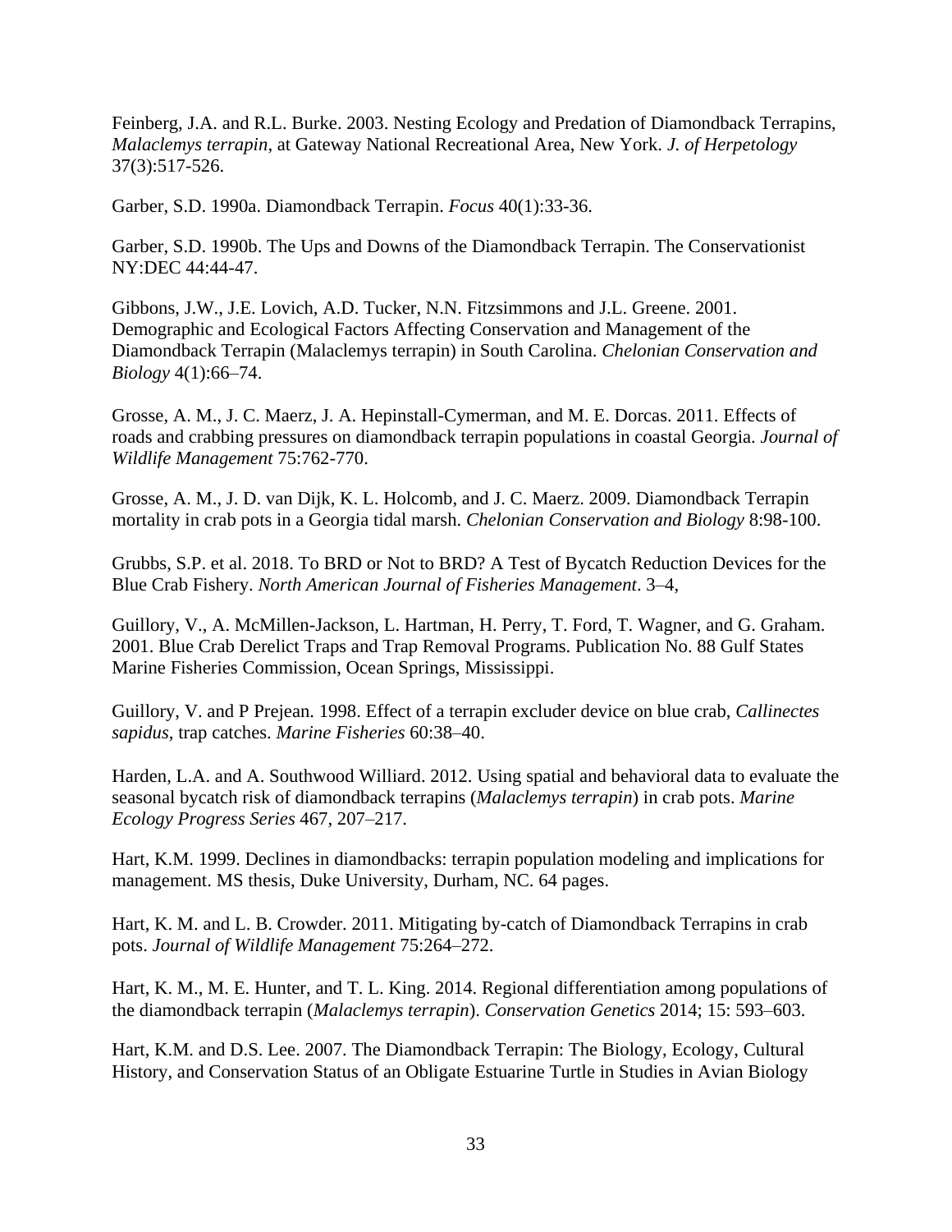Feinberg, J.A. and R.L. Burke. 2003. Nesting Ecology and Predation of Diamondback Terrapins, *Malaclemys terrapin*, at Gateway National Recreational Area, New York. *J. of Herpetology* 37(3):517-526.

Garber, S.D. 1990a. Diamondback Terrapin. *Focus* 40(1):33-36.

Garber, S.D. 1990b. The Ups and Downs of the Diamondback Terrapin. The Conservationist NY:DEC 44:44-47.

Gibbons, J.W., J.E. Lovich, A.D. Tucker, N.N. Fitzsimmons and J.L. Greene. 2001. Demographic and Ecological Factors Affecting Conservation and Management of the Diamondback Terrapin (Malaclemys terrapin) in South Carolina. *Chelonian Conservation and Biology* 4(1):66–74.

Grosse, A. M., J. C. Maerz, J. A. Hepinstall-Cymerman, and M. E. Dorcas. 2011. Effects of roads and crabbing pressures on diamondback terrapin populations in coastal Georgia. *Journal of Wildlife Management* 75:762-770.

Grosse, A. M., J. D. van Dijk, K. L. Holcomb, and J. C. Maerz. 2009. Diamondback Terrapin mortality in crab pots in a Georgia tidal marsh. *Chelonian Conservation and Biology* 8:98-100.

Grubbs, S.P. et al. 2018. To BRD or Not to BRD? A Test of Bycatch Reduction Devices for the Blue Crab Fishery. *North American Journal of Fisheries Management*. 3–4,

Guillory, V., A. McMillen-Jackson, L. Hartman, H. Perry, T. Ford, T. Wagner, and G. Graham. 2001. Blue Crab Derelict Traps and Trap Removal Programs. Publication No. 88 Gulf States Marine Fisheries Commission, Ocean Springs, Mississippi.

Guillory, V. and P Prejean. 1998. Effect of a terrapin excluder device on blue crab, *Callinectes sapidus*, trap catches. *Marine Fisheries* 60:38–40.

Harden, L.A. and A. Southwood Williard. 2012. Using spatial and behavioral data to evaluate the seasonal bycatch risk of diamondback terrapins (*Malaclemys terrapin*) in crab pots. *Marine Ecology Progress Series* 467, 207–217.

Hart, K.M. 1999. Declines in diamondbacks: terrapin population modeling and implications for management. MS thesis, Duke University, Durham, NC. 64 pages.

Hart, K. M. and L. B. Crowder. 2011. Mitigating by-catch of Diamondback Terrapins in crab pots. *Journal of Wildlife Management* 75:264–272.

Hart, K. M., M. E. Hunter, and T. L. King. 2014. Regional differentiation among populations of the diamondback terrapin (*Malaclemys terrapin*). *Conservation Genetics* 2014; 15: 593–603.

Hart, K.M. and D.S. Lee. 2007. The Diamondback Terrapin: The Biology, Ecology, Cultural History, and Conservation Status of an Obligate Estuarine Turtle in Studies in Avian Biology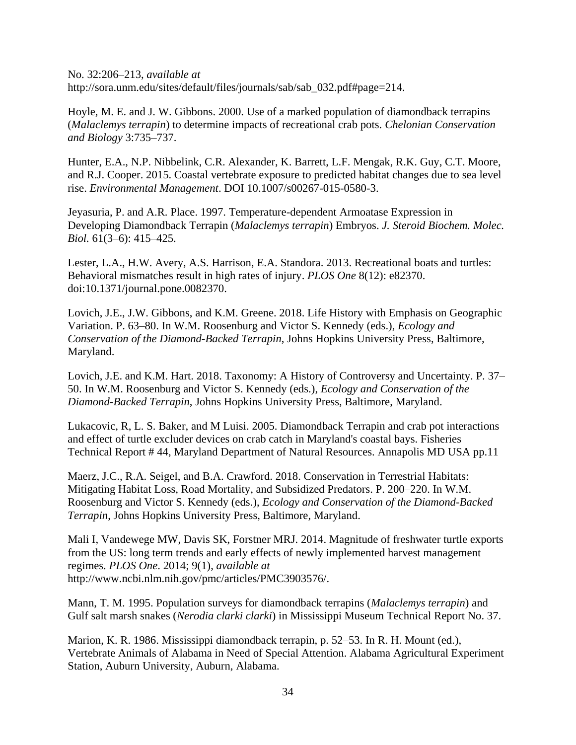No. 32:206–213, *available at* http://sora.unm.edu/sites/default/files/journals/sab/sab_032.pdf#page=214.

Hoyle, M. E. and J. W. Gibbons. 2000. Use of a marked population of diamondback terrapins (*Malaclemys terrapin*) to determine impacts of recreational crab pots. *Chelonian Conservation and Biology* 3:735–737.

Hunter, E.A., N.P. Nibbelink, C.R. Alexander, K. Barrett, L.F. Mengak, R.K. Guy, C.T. Moore, and R.J. Cooper. 2015. Coastal vertebrate exposure to predicted habitat changes due to sea level rise. *Environmental Management*. DOI 10.1007/s00267-015-0580-3.

Jeyasuria, P. and A.R. Place. 1997. Temperature-dependent Armoatase Expression in Developing Diamondback Terrapin (*Malaclemys terrapin*) Embryos. *J. Steroid Biochem. Molec. Biol.* 61(3–6): 415–425.

Lester, L.A., H.W. Avery, A.S. Harrison, E.A. Standora. 2013. Recreational boats and turtles: Behavioral mismatches result in high rates of injury. *PLOS One* 8(12): e82370. doi:10.1371/journal.pone.0082370.

Lovich, J.E., J.W. Gibbons, and K.M. Greene. 2018. Life History with Emphasis on Geographic Variation. P. 63–80. In W.M. Roosenburg and Victor S. Kennedy (eds.), *Ecology and Conservation of the Diamond-Backed Terrapin*, Johns Hopkins University Press, Baltimore, Maryland.

Lovich, J.E. and K.M. Hart. 2018. Taxonomy: A History of Controversy and Uncertainty. P. 37–50. In W.M. Roosenburg and Victor S. Kennedy (eds.), *Ecology and Conservation of the Diamond-Backed Terrapin*, Johns Hopkins University Press, Baltimore, Maryland.

Lukacovic, R, L. S. Baker, and M Luisi. 2005. Diamondback Terrapin and crab pot interactions and effect of turtle excluder devices on crab catch in Maryland's coastal bays. Fisheries Technical Report # 44, Maryland Department of Natural Resources. Annapolis MD USA pp.11

Maerz, J.C., R.A. Seigel, and B.A. Crawford. 2018. Conservation in Terrestrial Habitats: Mitigating Habitat Loss, Road Mortality, and Subsidized Predators. P. 200–220. In W.M. Roosenburg and Victor S. Kennedy (eds.), *Ecology and Conservation of the Diamond-Backed Terrapin*, Johns Hopkins University Press, Baltimore, Maryland.

Mali I, Vandewege MW, Davis SK, Forstner MRJ. 2014. Magnitude of freshwater turtle exports from the US: long term trends and early effects of newly implemented harvest management regimes. *PLOS One*. 2014; 9(1), *available at* http://www.ncbi.nlm.nih.gov/pmc/articles/PMC3903576/.

Mann, T. M. 1995. Population surveys for diamondback terrapins (*Malaclemys terrapin*) and Gulf salt marsh snakes (*Nerodia clarki clarki*) in Mississippi Museum Technical Report No. 37.

Marion, K. R. 1986. Mississippi diamondback terrapin, p. 52–53. In R. H. Mount (ed.), Vertebrate Animals of Alabama in Need of Special Attention. Alabama Agricultural Experiment Station, Auburn University, Auburn, Alabama.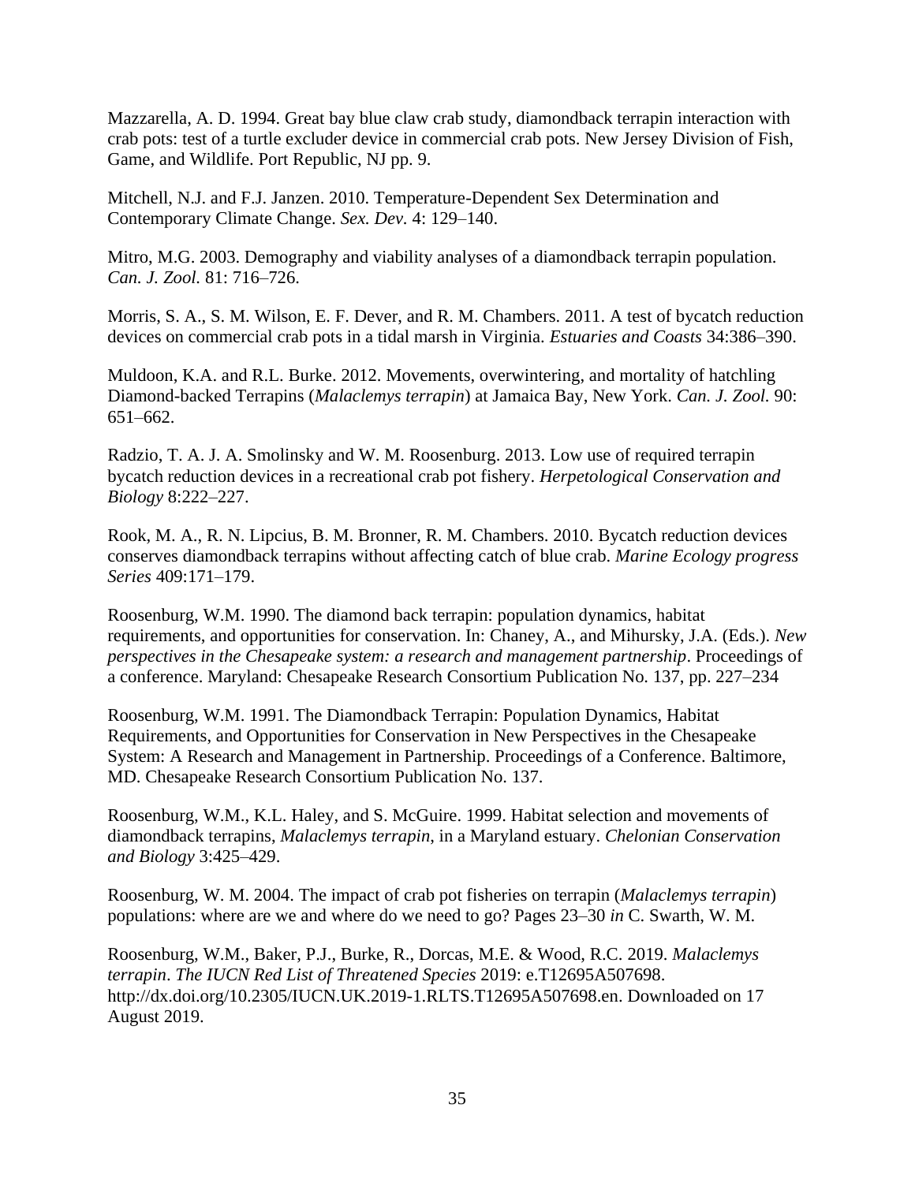Mazzarella, A. D. 1994. Great bay blue claw crab study, diamondback terrapin interaction with crab pots: test of a turtle excluder device in commercial crab pots. New Jersey Division of Fish, Game, and Wildlife. Port Republic, NJ pp. 9.

Mitchell, N.J. and F.J. Janzen. 2010. Temperature-Dependent Sex Determination and Contemporary Climate Change. *Sex. Dev.* 4: 129–140.

Mitro, M.G. 2003. Demography and viability analyses of a diamondback terrapin population. *Can. J. Zool.* 81: 716–726.

Morris, S. A., S. M. Wilson, E. F. Dever, and R. M. Chambers. 2011. A test of bycatch reduction devices on commercial crab pots in a tidal marsh in Virginia. *Estuaries and Coasts* 34:386–390.

Muldoon, K.A. and R.L. Burke. 2012. Movements, overwintering, and mortality of hatchling Diamond-backed Terrapins (*Malaclemys terrapin*) at Jamaica Bay, New York. *Can. J. Zool.* 90: 651–662.

Radzio, T. A. J. A. Smolinsky and W. M. Roosenburg. 2013. Low use of required terrapin bycatch reduction devices in a recreational crab pot fishery. *Herpetological Conservation and Biology* 8:222–227.

Rook, M. A., R. N. Lipcius, B. M. Bronner, R. M. Chambers. 2010. Bycatch reduction devices conserves diamondback terrapins without affecting catch of blue crab. *Marine Ecology progress Series* 409:171–179.

Roosenburg, W.M. 1990. The diamond back terrapin: population dynamics, habitat requirements, and opportunities for conservation. In: Chaney, A., and Mihursky, J.A. (Eds.). *New perspectives in the Chesapeake system: a research and management partnership*. Proceedings of a conference. Maryland: Chesapeake Research Consortium Publication No. 137, pp. 227–234

Roosenburg, W.M. 1991. The Diamondback Terrapin: Population Dynamics, Habitat Requirements, and Opportunities for Conservation in New Perspectives in the Chesapeake System: A Research and Management in Partnership. Proceedings of a Conference. Baltimore, MD. Chesapeake Research Consortium Publication No. 137.

Roosenburg, W.M., K.L. Haley, and S. McGuire. 1999. Habitat selection and movements of diamondback terrapins, *Malaclemys terrapin*, in a Maryland estuary. *Chelonian Conservation and Biology* 3:425–429.

Roosenburg, W. M. 2004. The impact of crab pot fisheries on terrapin (*Malaclemys terrapin*) populations: where are we and where do we need to go? Pages 23–30 *in* C. Swarth, W. M.

Roosenburg, W.M., Baker, P.J., Burke, R., Dorcas, M.E. & Wood, R.C. 2019. *Malaclemys terrapin*. *The IUCN Red List of Threatened Species* 2019: e.T12695A507698. http://dx.doi.org/10.2305/IUCN.UK.2019-1.RLTS.T12695A507698.en. Downloaded on 17 August 2019.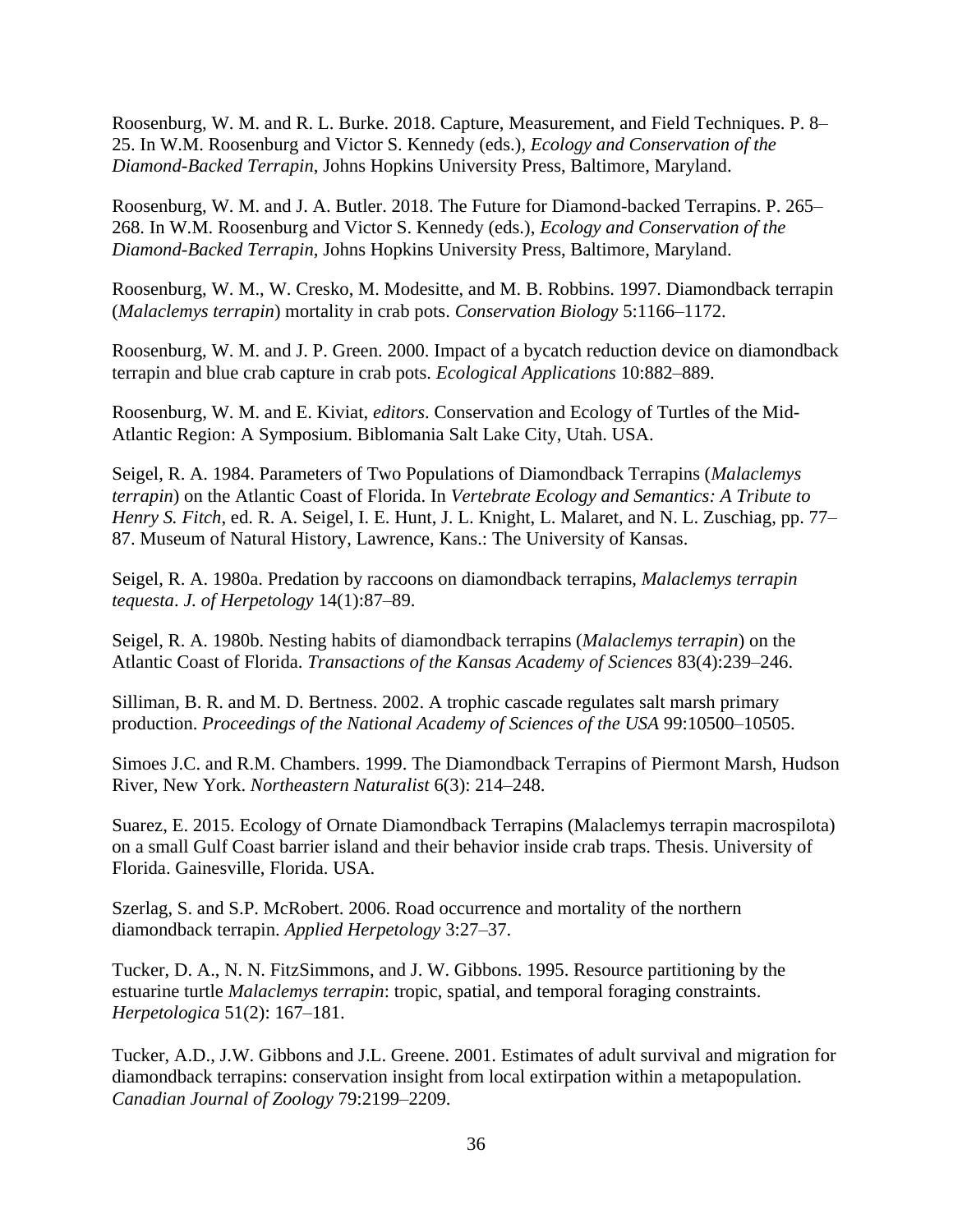Roosenburg, W. M. and R. L. Burke. 2018. Capture, Measurement, and Field Techniques. P. 8–25. In W.M. Roosenburg and Victor S. Kennedy (eds.), *Ecology and Conservation of the Diamond-Backed Terrapin*, Johns Hopkins University Press, Baltimore, Maryland.

Roosenburg, W. M. and J. A. Butler. 2018. The Future for Diamond-backed Terrapins. P. 265–268. In W.M. Roosenburg and Victor S. Kennedy (eds.), *Ecology and Conservation of the Diamond-Backed Terrapin*, Johns Hopkins University Press, Baltimore, Maryland.

Roosenburg, W. M., W. Cresko, M. Modesitte, and M. B. Robbins. 1997. Diamondback terrapin (*Malaclemys terrapin*) mortality in crab pots. *Conservation Biology* 5:1166–1172.

Roosenburg, W. M. and J. P. Green. 2000. Impact of a bycatch reduction device on diamondback terrapin and blue crab capture in crab pots. *Ecological Applications* 10:882–889.

Roosenburg, W. M. and E. Kiviat, *editors*. Conservation and Ecology of Turtles of the Mid-Atlantic Region: A Symposium. Biblomania Salt Lake City, Utah. USA.

Seigel, R. A. 1984. Parameters of Two Populations of Diamondback Terrapins (*Malaclemys terrapin*) on the Atlantic Coast of Florida. In *Vertebrate Ecology and Semantics: A Tribute to Henry S. Fitch*, ed. R. A. Seigel, I. E. Hunt, J. L. Knight, L. Malaret, and N. L. Zuschiag, pp. 77–87. Museum of Natural History, Lawrence, Kans.: The University of Kansas.

Seigel, R. A. 1980a. Predation by raccoons on diamondback terrapins, *Malaclemys terrapin tequesta*. *J. of Herpetology* 14(1):87–89.

Seigel, R. A. 1980b. Nesting habits of diamondback terrapins (*Malaclemys terrapin*) on the Atlantic Coast of Florida. *Transactions of the Kansas Academy of Sciences* 83(4):239–246.

Silliman, B. R. and M. D. Bertness. 2002. A trophic cascade regulates salt marsh primary production. *Proceedings of the National Academy of Sciences of the USA* 99:10500–10505.

Simoes J.C. and R.M. Chambers. 1999. The Diamondback Terrapins of Piermont Marsh, Hudson River, New York. *Northeastern Naturalist* 6(3): 214–248.

Suarez, E. 2015. Ecology of Ornate Diamondback Terrapins (Malaclemys terrapin macrospilota) on a small Gulf Coast barrier island and their behavior inside crab traps. Thesis. University of Florida. Gainesville, Florida. USA.

Szerlag, S. and S.P. McRobert. 2006. Road occurrence and mortality of the northern diamondback terrapin. *Applied Herpetology* 3:27–37.

Tucker, D. A., N. N. FitzSimmons, and J. W. Gibbons. 1995. Resource partitioning by the estuarine turtle *Malaclemys terrapin*: tropic, spatial, and temporal foraging constraints. *Herpetologica* 51(2): 167–181.

Tucker, A.D., J.W. Gibbons and J.L. Greene. 2001. Estimates of adult survival and migration for diamondback terrapins: conservation insight from local extirpation within a metapopulation. *Canadian Journal of Zoology* 79:2199–2209.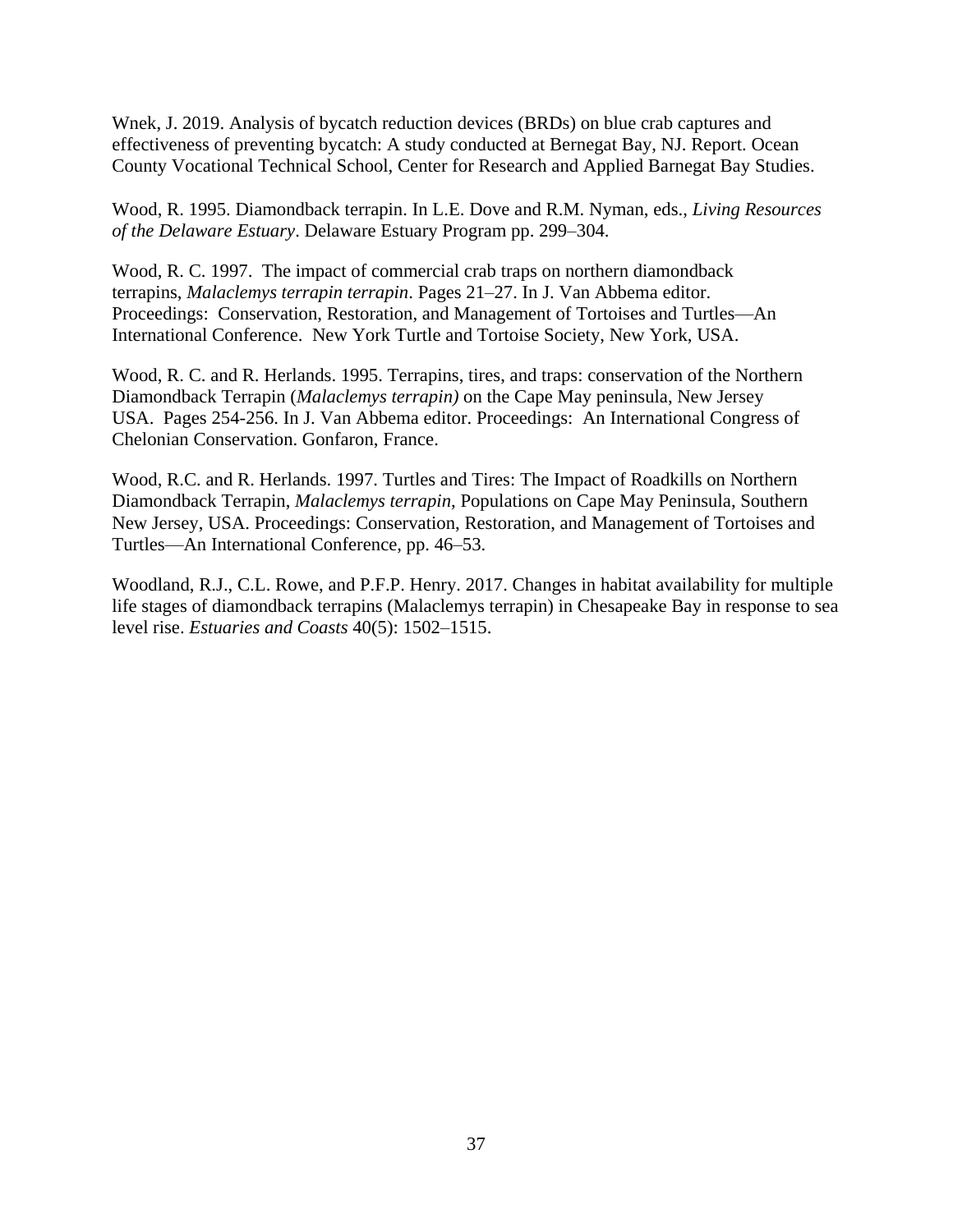Wnek, J. 2019. Analysis of bycatch reduction devices (BRDs) on blue crab captures and effectiveness of preventing bycatch: A study conducted at Bernegat Bay, NJ. Report. Ocean County Vocational Technical School, Center for Research and Applied Barnegat Bay Studies.

Wood, R. 1995. Diamondback terrapin. In L.E. Dove and R.M. Nyman, eds., *Living Resources of the Delaware Estuary*. Delaware Estuary Program pp. 299–304.

Wood, R. C. 1997. The impact of commercial crab traps on northern diamondback terrapins, *Malaclemys terrapin terrapin*. Pages 21–27. In J. Van Abbema editor. Proceedings: Conservation, Restoration, and Management of Tortoises and Turtles—An International Conference. New York Turtle and Tortoise Society, New York, USA.

Wood, R. C. and R. Herlands. 1995. Terrapins, tires, and traps: conservation of the Northern Diamondback Terrapin (*Malaclemys terrapin)* on the Cape May peninsula, New Jersey USA. Pages 254-256. In J. Van Abbema editor. Proceedings: An International Congress of Chelonian Conservation. Gonfaron, France.

Wood, R.C. and R. Herlands. 1997. Turtles and Tires: The Impact of Roadkills on Northern Diamondback Terrapin, *Malaclemys terrapin*, Populations on Cape May Peninsula, Southern New Jersey, USA. Proceedings: Conservation, Restoration, and Management of Tortoises and Turtles—An International Conference, pp. 46–53.

Woodland, R.J., C.L. Rowe, and P.F.P. Henry. 2017. Changes in habitat availability for multiple life stages of diamondback terrapins (Malaclemys terrapin) in Chesapeake Bay in response to sea level rise. *Estuaries and Coasts* 40(5): 1502–1515.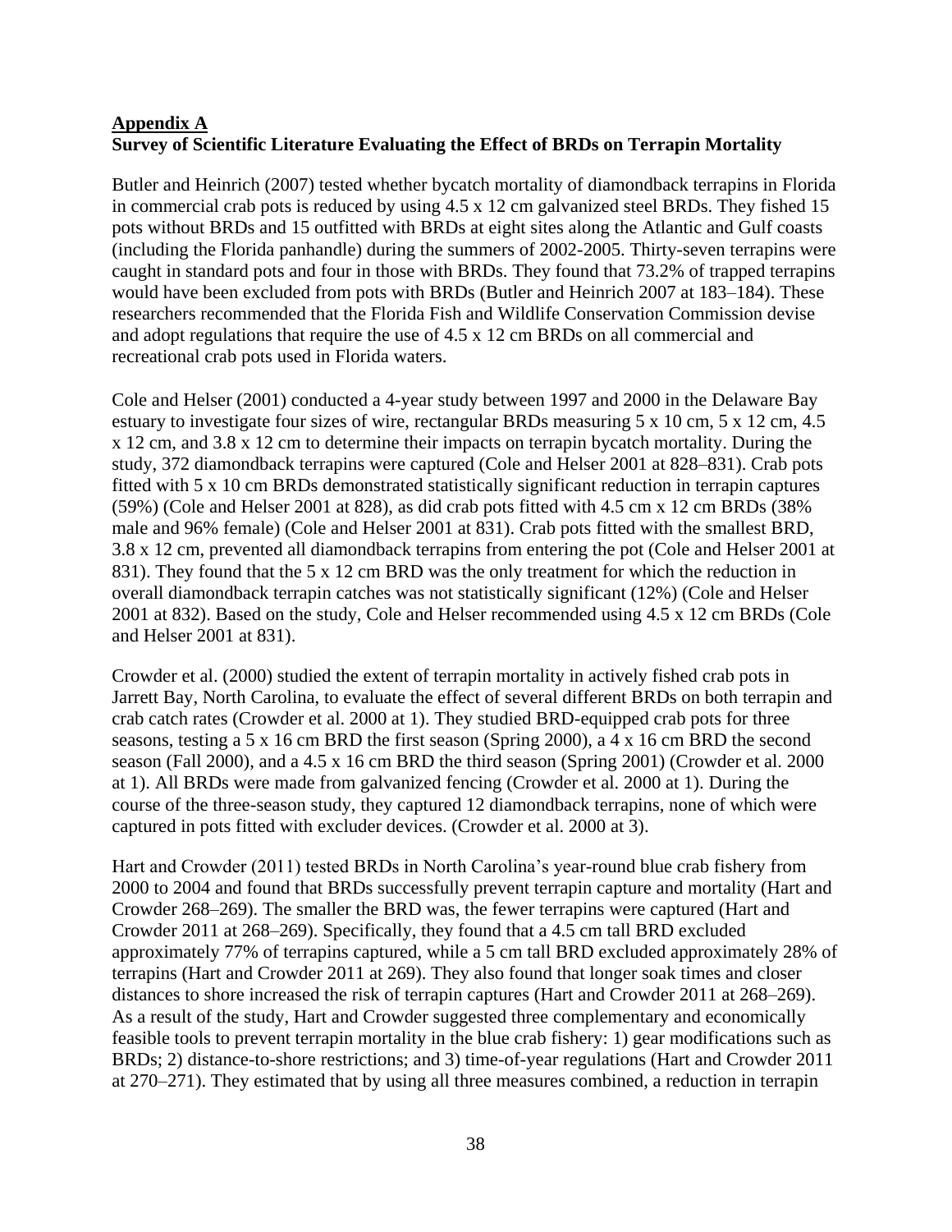**Appendix A**
**Survey of Scientific Literature Evaluating the Effect of BRDs on Terrapin Mortality**

Butler and Heinrich (2007) tested whether bycatch mortality of diamondback terrapins in Florida in commercial crab pots is reduced by using 4.5 x 12 cm galvanized steel BRDs. They fished 15 pots without BRDs and 15 outfitted with BRDs at eight sites along the Atlantic and Gulf coasts (including the Florida panhandle) during the summers of 2002-2005. Thirty-seven terrapins were caught in standard pots and four in those with BRDs. They found that 73.2% of trapped terrapins would have been excluded from pots with BRDs (Butler and Heinrich 2007 at 183–184). These researchers recommended that the Florida Fish and Wildlife Conservation Commission devise and adopt regulations that require the use of 4.5 x 12 cm BRDs on all commercial and recreational crab pots used in Florida waters.

Cole and Helser (2001) conducted a 4-year study between 1997 and 2000 in the Delaware Bay estuary to investigate four sizes of wire, rectangular BRDs measuring 5 x 10 cm, 5 x 12 cm, 4.5 x 12 cm, and 3.8 x 12 cm to determine their impacts on terrapin bycatch mortality. During the study, 372 diamondback terrapins were captured (Cole and Helser 2001 at 828–831). Crab pots fitted with 5 x 10 cm BRDs demonstrated statistically significant reduction in terrapin captures (59%) (Cole and Helser 2001 at 828), as did crab pots fitted with 4.5 cm x 12 cm BRDs (38% male and 96% female) (Cole and Helser 2001 at 831). Crab pots fitted with the smallest BRD, 3.8 x 12 cm, prevented all diamondback terrapins from entering the pot (Cole and Helser 2001 at 831). They found that the 5 x 12 cm BRD was the only treatment for which the reduction in overall diamondback terrapin catches was not statistically significant (12%) (Cole and Helser 2001 at 832). Based on the study, Cole and Helser recommended using 4.5 x 12 cm BRDs (Cole and Helser 2001 at 831).

Crowder et al. (2000) studied the extent of terrapin mortality in actively fished crab pots in Jarrett Bay, North Carolina, to evaluate the effect of several different BRDs on both terrapin and crab catch rates (Crowder et al. 2000 at 1). They studied BRD-equipped crab pots for three seasons, testing a 5 x 16 cm BRD the first season (Spring 2000), a 4 x 16 cm BRD the second season (Fall 2000), and a 4.5 x 16 cm BRD the third season (Spring 2001) (Crowder et al. 2000 at 1). All BRDs were made from galvanized fencing (Crowder et al. 2000 at 1). During the course of the three-season study, they captured 12 diamondback terrapins, none of which were captured in pots fitted with excluder devices. (Crowder et al. 2000 at 3).

Hart and Crowder (2011) tested BRDs in North Carolina's year-round blue crab fishery from 2000 to 2004 and found that BRDs successfully prevent terrapin capture and mortality (Hart and Crowder 268–269). The smaller the BRD was, the fewer terrapins were captured (Hart and Crowder 2011 at 268–269). Specifically, they found that a 4.5 cm tall BRD excluded approximately 77% of terrapins captured, while a 5 cm tall BRD excluded approximately 28% of terrapins (Hart and Crowder 2011 at 269). They also found that longer soak times and closer distances to shore increased the risk of terrapin captures (Hart and Crowder 2011 at 268–269). As a result of the study, Hart and Crowder suggested three complementary and economically feasible tools to prevent terrapin mortality in the blue crab fishery: 1) gear modifications such as BRDs; 2) distance-to-shore restrictions; and 3) time-of-year regulations (Hart and Crowder 2011 at 270–271). They estimated that by using all three measures combined, a reduction in terrapin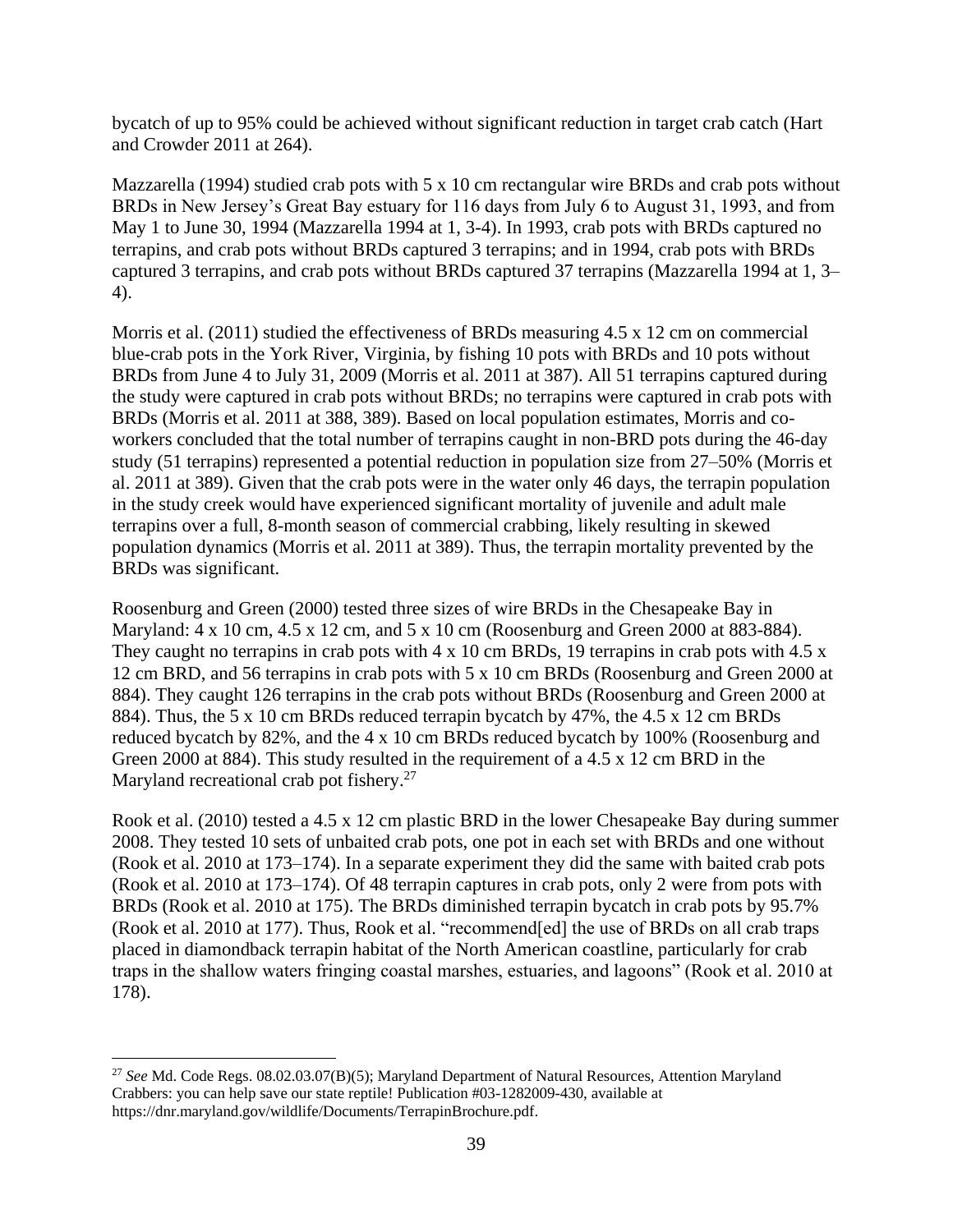bycatch of up to 95% could be achieved without significant reduction in target crab catch (Hart and Crowder 2011 at 264).

Mazzarella (1994) studied crab pots with 5 x 10 cm rectangular wire BRDs and crab pots without BRDs in New Jersey's Great Bay estuary for 116 days from July 6 to August 31, 1993, and from May 1 to June 30, 1994 (Mazzarella 1994 at 1, 3-4). In 1993, crab pots with BRDs captured no terrapins, and crab pots without BRDs captured 3 terrapins; and in 1994, crab pots with BRDs captured 3 terrapins, and crab pots without BRDs captured 37 terrapins (Mazzarella 1994 at 1, 3–4).

Morris et al. (2011) studied the effectiveness of BRDs measuring 4.5 x 12 cm on commercial blue-crab pots in the York River, Virginia, by fishing 10 pots with BRDs and 10 pots without BRDs from June 4 to July 31, 2009 (Morris et al. 2011 at 387). All 51 terrapins captured during the study were captured in crab pots without BRDs; no terrapins were captured in crab pots with BRDs (Morris et al. 2011 at 388, 389). Based on local population estimates, Morris and co-workers concluded that the total number of terrapins caught in non-BRD pots during the 46-day study (51 terrapins) represented a potential reduction in population size from 27–50% (Morris et al. 2011 at 389). Given that the crab pots were in the water only 46 days, the terrapin population in the study creek would have experienced significant mortality of juvenile and adult male terrapins over a full, 8-month season of commercial crabbing, likely resulting in skewed population dynamics (Morris et al. 2011 at 389). Thus, the terrapin mortality prevented by the BRDs was significant.

Roosenburg and Green (2000) tested three sizes of wire BRDs in the Chesapeake Bay in Maryland: 4 x 10 cm, 4.5 x 12 cm, and 5 x 10 cm (Roosenburg and Green 2000 at 883-884). They caught no terrapins in crab pots with 4 x 10 cm BRDs, 19 terrapins in crab pots with 4.5 x 12 cm BRD, and 56 terrapins in crab pots with 5 x 10 cm BRDs (Roosenburg and Green 2000 at 884). They caught 126 terrapins in the crab pots without BRDs (Roosenburg and Green 2000 at 884). Thus, the 5 x 10 cm BRDs reduced terrapin bycatch by 47%, the 4.5 x 12 cm BRDs reduced bycatch by 82%, and the 4 x 10 cm BRDs reduced bycatch by 100% (Roosenburg and Green 2000 at 884). This study resulted in the requirement of a 4.5 x 12 cm BRD in the Maryland recreational crab pot fishery.[27]

Rook et al. (2010) tested a 4.5 x 12 cm plastic BRD in the lower Chesapeake Bay during summer 2008. They tested 10 sets of unbaited crab pots, one pot in each set with BRDs and one without (Rook et al. 2010 at 173–174). In a separate experiment they did the same with baited crab pots (Rook et al. 2010 at 173–174). Of 48 terrapin captures in crab pots, only 2 were from pots with BRDs (Rook et al. 2010 at 175). The BRDs diminished terrapin bycatch in crab pots by 95.7% (Rook et al. 2010 at 177). Thus, Rook et al. "recommend[ed] the use of BRDs on all crab traps placed in diamondback terrapin habitat of the North American coastline, particularly for crab traps in the shallow waters fringing coastal marshes, estuaries, and lagoons" (Rook et al. 2010 at 178).

---

[27] *See* Md. Code Regs. 08.02.03.07(B)(5); Maryland Department of Natural Resources, Attention Maryland Crabbers: you can help save our state reptile! Publication #03-1282009-430, available at https://dnr.maryland.gov/wildlife/Documents/TerrapinBrochure.pdf.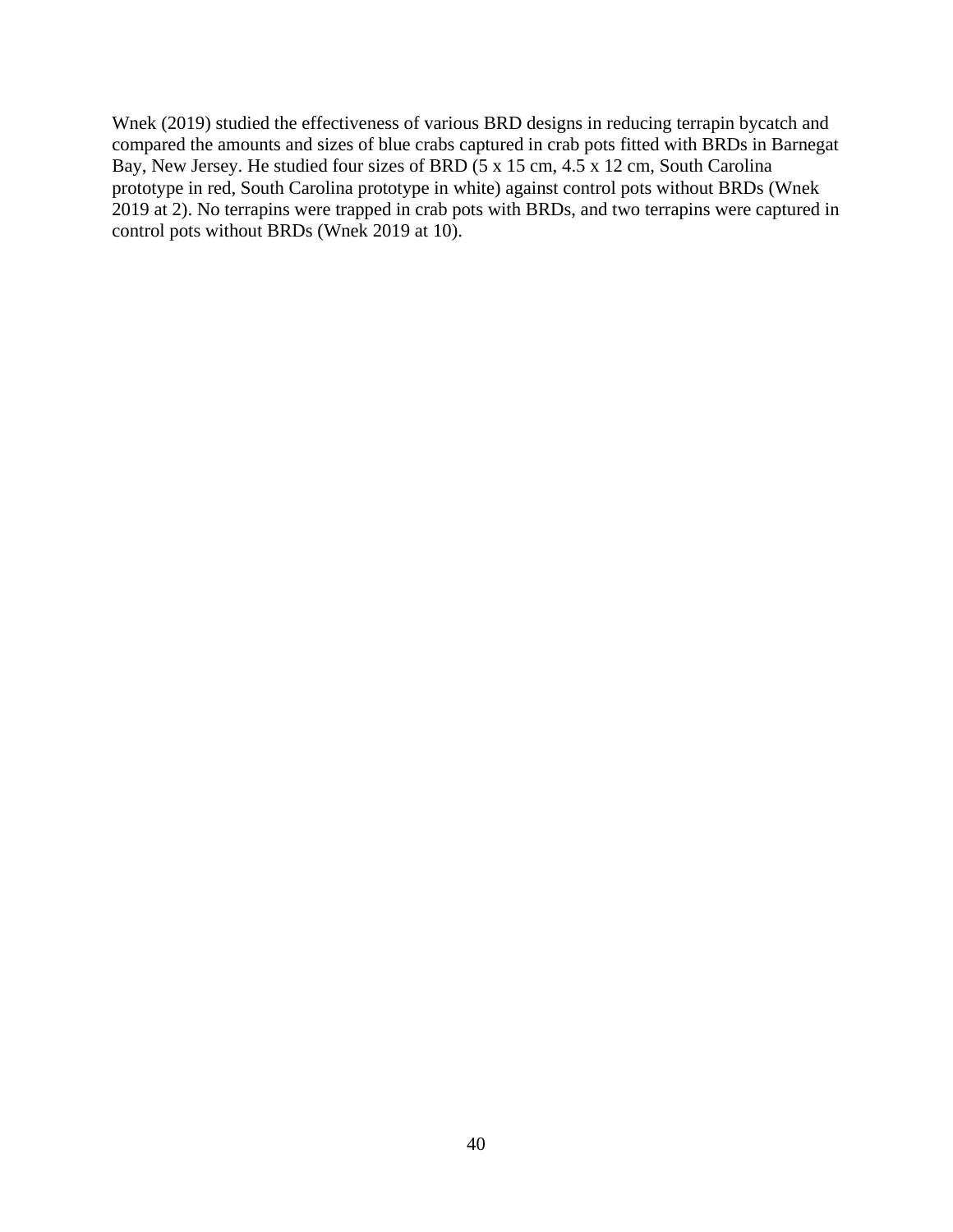Wnek (2019) studied the effectiveness of various BRD designs in reducing terrapin bycatch and compared the amounts and sizes of blue crabs captured in crab pots fitted with BRDs in Barnegat Bay, New Jersey. He studied four sizes of BRD (5 x 15 cm, 4.5 x 12 cm, South Carolina prototype in red, South Carolina prototype in white) against control pots without BRDs (Wnek 2019 at 2). No terrapins were trapped in crab pots with BRDs, and two terrapins were captured in control pots without BRDs (Wnek 2019 at 10).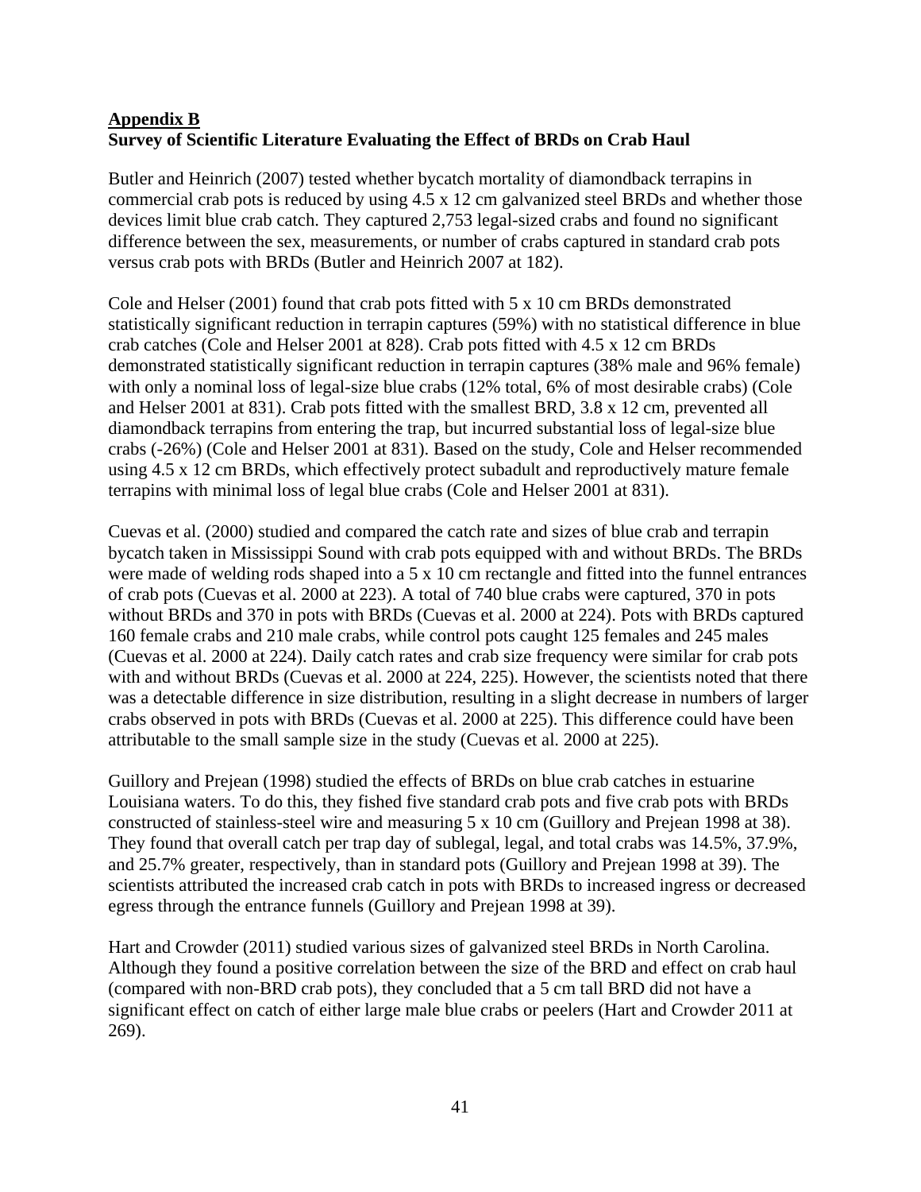**<u>Appendix B</u>**
**Survey of Scientific Literature Evaluating the Effect of BRDs on Crab Haul**

Butler and Heinrich (2007) tested whether bycatch mortality of diamondback terrapins in commercial crab pots is reduced by using 4.5 x 12 cm galvanized steel BRDs and whether those devices limit blue crab catch. They captured 2,753 legal-sized crabs and found no significant difference between the sex, measurements, or number of crabs captured in standard crab pots versus crab pots with BRDs (Butler and Heinrich 2007 at 182).

Cole and Helser (2001) found that crab pots fitted with 5 x 10 cm BRDs demonstrated statistically significant reduction in terrapin captures (59%) with no statistical difference in blue crab catches (Cole and Helser 2001 at 828). Crab pots fitted with 4.5 x 12 cm BRDs demonstrated statistically significant reduction in terrapin captures (38% male and 96% female) with only a nominal loss of legal-size blue crabs (12% total, 6% of most desirable crabs) (Cole and Helser 2001 at 831). Crab pots fitted with the smallest BRD, 3.8 x 12 cm, prevented all diamondback terrapins from entering the trap, but incurred substantial loss of legal-size blue crabs (-26%) (Cole and Helser 2001 at 831). Based on the study, Cole and Helser recommended using 4.5 x 12 cm BRDs, which effectively protect subadult and reproductively mature female terrapins with minimal loss of legal blue crabs (Cole and Helser 2001 at 831).

Cuevas et al. (2000) studied and compared the catch rate and sizes of blue crab and terrapin bycatch taken in Mississippi Sound with crab pots equipped with and without BRDs. The BRDs were made of welding rods shaped into a 5 x 10 cm rectangle and fitted into the funnel entrances of crab pots (Cuevas et al. 2000 at 223). A total of 740 blue crabs were captured, 370 in pots without BRDs and 370 in pots with BRDs (Cuevas et al. 2000 at 224). Pots with BRDs captured 160 female crabs and 210 male crabs, while control pots caught 125 females and 245 males (Cuevas et al. 2000 at 224). Daily catch rates and crab size frequency were similar for crab pots with and without BRDs (Cuevas et al. 2000 at 224, 225). However, the scientists noted that there was a detectable difference in size distribution, resulting in a slight decrease in numbers of larger crabs observed in pots with BRDs (Cuevas et al. 2000 at 225). This difference could have been attributable to the small sample size in the study (Cuevas et al. 2000 at 225).

Guillory and Prejean (1998) studied the effects of BRDs on blue crab catches in estuarine Louisiana waters. To do this, they fished five standard crab pots and five crab pots with BRDs constructed of stainless-steel wire and measuring 5 x 10 cm (Guillory and Prejean 1998 at 38). They found that overall catch per trap day of sublegal, legal, and total crabs was 14.5%, 37.9%, and 25.7% greater, respectively, than in standard pots (Guillory and Prejean 1998 at 39). The scientists attributed the increased crab catch in pots with BRDs to increased ingress or decreased egress through the entrance funnels (Guillory and Prejean 1998 at 39).

Hart and Crowder (2011) studied various sizes of galvanized steel BRDs in North Carolina. Although they found a positive correlation between the size of the BRD and effect on crab haul (compared with non-BRD crab pots), they concluded that a 5 cm tall BRD did not have a significant effect on catch of either large male blue crabs or peelers (Hart and Crowder 2011 at 269).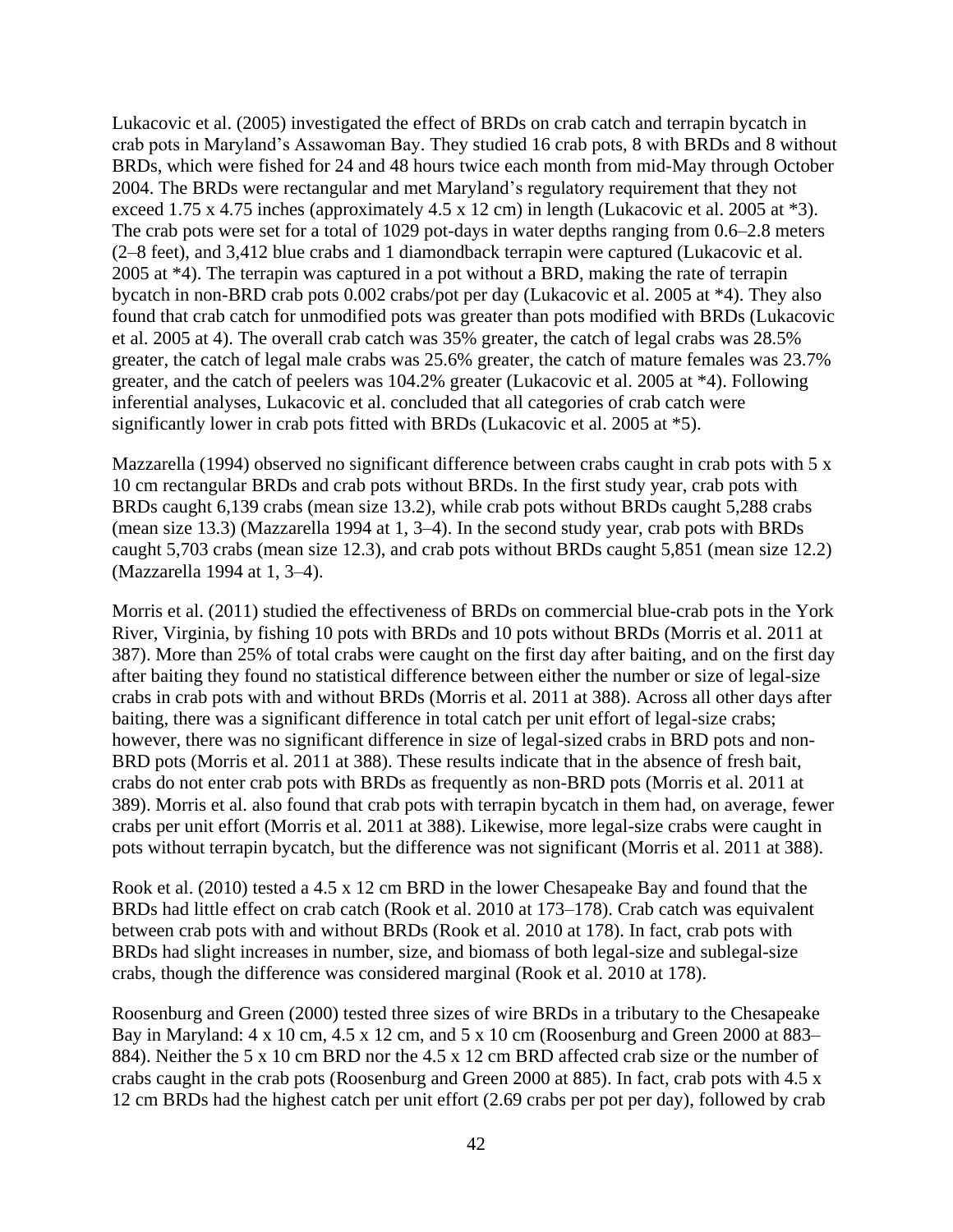Lukacovic et al. (2005) investigated the effect of BRDs on crab catch and terrapin bycatch in crab pots in Maryland's Assawoman Bay. They studied 16 crab pots, 8 with BRDs and 8 without BRDs, which were fished for 24 and 48 hours twice each month from mid-May through October 2004. The BRDs were rectangular and met Maryland's regulatory requirement that they not exceed 1.75 x 4.75 inches (approximately 4.5 x 12 cm) in length (Lukacovic et al. 2005 at *3). The crab pots were set for a total of 1029 pot-days in water depths ranging from 0.6–2.8 meters (2–8 feet), and 3,412 blue crabs and 1 diamondback terrapin were captured (Lukacovic et al. 2005 at *4). The terrapin was captured in a pot without a BRD, making the rate of terrapin bycatch in non-BRD crab pots 0.002 crabs/pot per day (Lukacovic et al. 2005 at *4). They also found that crab catch for unmodified pots was greater than pots modified with BRDs (Lukacovic et al. 2005 at 4). The overall crab catch was 35% greater, the catch of legal crabs was 28.5% greater, the catch of legal male crabs was 25.6% greater, the catch of mature females was 23.7% greater, and the catch of peelers was 104.2% greater (Lukacovic et al. 2005 at *4). Following inferential analyses, Lukacovic et al. concluded that all categories of crab catch were significantly lower in crab pots fitted with BRDs (Lukacovic et al. 2005 at *5).

Mazzarella (1994) observed no significant difference between crabs caught in crab pots with 5 x 10 cm rectangular BRDs and crab pots without BRDs. In the first study year, crab pots with BRDs caught 6,139 crabs (mean size 13.2), while crab pots without BRDs caught 5,288 crabs (mean size 13.3) (Mazzarella 1994 at 1, 3–4). In the second study year, crab pots with BRDs caught 5,703 crabs (mean size 12.3), and crab pots without BRDs caught 5,851 (mean size 12.2) (Mazzarella 1994 at 1, 3–4).

Morris et al. (2011) studied the effectiveness of BRDs on commercial blue-crab pots in the York River, Virginia, by fishing 10 pots with BRDs and 10 pots without BRDs (Morris et al. 2011 at 387). More than 25% of total crabs were caught on the first day after baiting, and on the first day after baiting they found no statistical difference between either the number or size of legal-size crabs in crab pots with and without BRDs (Morris et al. 2011 at 388). Across all other days after baiting, there was a significant difference in total catch per unit effort of legal-size crabs; however, there was no significant difference in size of legal-sized crabs in BRD pots and non-BRD pots (Morris et al. 2011 at 388). These results indicate that in the absence of fresh bait, crabs do not enter crab pots with BRDs as frequently as non-BRD pots (Morris et al. 2011 at 389). Morris et al. also found that crab pots with terrapin bycatch in them had, on average, fewer crabs per unit effort (Morris et al. 2011 at 388). Likewise, more legal-size crabs were caught in pots without terrapin bycatch, but the difference was not significant (Morris et al. 2011 at 388).

Rook et al. (2010) tested a 4.5 x 12 cm BRD in the lower Chesapeake Bay and found that the BRDs had little effect on crab catch (Rook et al. 2010 at 173–178). Crab catch was equivalent between crab pots with and without BRDs (Rook et al. 2010 at 178). In fact, crab pots with BRDs had slight increases in number, size, and biomass of both legal-size and sublegal-size crabs, though the difference was considered marginal (Rook et al. 2010 at 178).

Roosenburg and Green (2000) tested three sizes of wire BRDs in a tributary to the Chesapeake Bay in Maryland: 4 x 10 cm, 4.5 x 12 cm, and 5 x 10 cm (Roosenburg and Green 2000 at 883–884). Neither the 5 x 10 cm BRD nor the 4.5 x 12 cm BRD affected crab size or the number of crabs caught in the crab pots (Roosenburg and Green 2000 at 885). In fact, crab pots with 4.5 x 12 cm BRDs had the highest catch per unit effort (2.69 crabs per pot per day), followed by crab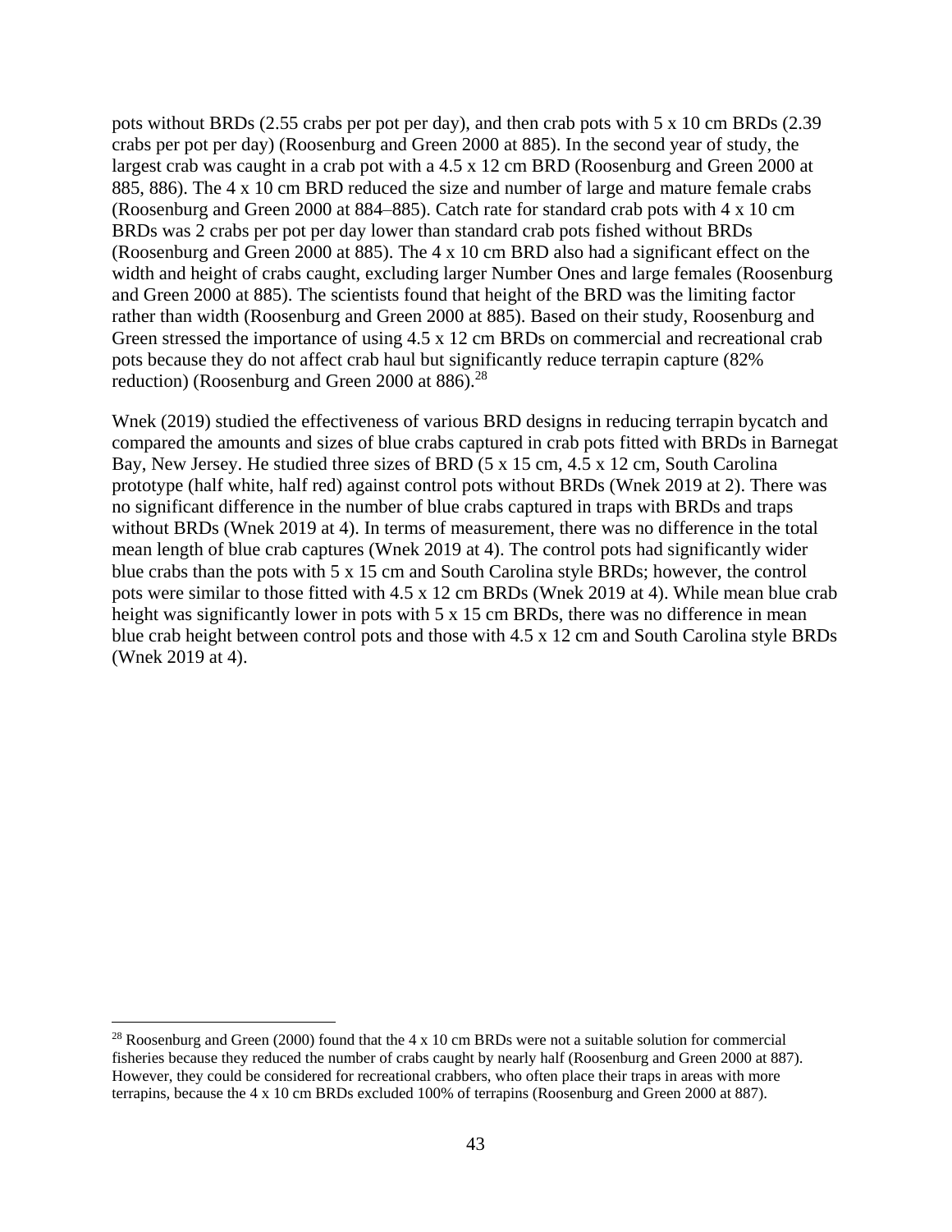pots without BRDs (2.55 crabs per pot per day), and then crab pots with 5 x 10 cm BRDs (2.39 crabs per pot per day) (Roosenburg and Green 2000 at 885). In the second year of study, the largest crab was caught in a crab pot with a 4.5 x 12 cm BRD (Roosenburg and Green 2000 at 885, 886). The 4 x 10 cm BRD reduced the size and number of large and mature female crabs (Roosenburg and Green 2000 at 884–885). Catch rate for standard crab pots with 4 x 10 cm BRDs was 2 crabs per pot per day lower than standard crab pots fished without BRDs (Roosenburg and Green 2000 at 885). The 4 x 10 cm BRD also had a significant effect on the width and height of crabs caught, excluding larger Number Ones and large females (Roosenburg and Green 2000 at 885). The scientists found that height of the BRD was the limiting factor rather than width (Roosenburg and Green 2000 at 885). Based on their study, Roosenburg and Green stressed the importance of using 4.5 x 12 cm BRDs on commercial and recreational crab pots because they do not affect crab haul but significantly reduce terrapin capture (82% reduction) (Roosenburg and Green 2000 at 886).[28]

Wnek (2019) studied the effectiveness of various BRD designs in reducing terrapin bycatch and compared the amounts and sizes of blue crabs captured in crab pots fitted with BRDs in Barnegat Bay, New Jersey. He studied three sizes of BRD (5 x 15 cm, 4.5 x 12 cm, South Carolina prototype (half white, half red) against control pots without BRDs (Wnek 2019 at 2). There was no significant difference in the number of blue crabs captured in traps with BRDs and traps without BRDs (Wnek 2019 at 4). In terms of measurement, there was no difference in the total mean length of blue crab captures (Wnek 2019 at 4). The control pots had significantly wider blue crabs than the pots with 5 x 15 cm and South Carolina style BRDs; however, the control pots were similar to those fitted with 4.5 x 12 cm BRDs (Wnek 2019 at 4). While mean blue crab height was significantly lower in pots with 5 x 15 cm BRDs, there was no difference in mean blue crab height between control pots and those with 4.5 x 12 cm and South Carolina style BRDs (Wnek 2019 at 4).

[28] Roosenburg and Green (2000) found that the 4 x 10 cm BRDs were not a suitable solution for commercial fisheries because they reduced the number of crabs caught by nearly half (Roosenburg and Green 2000 at 887). However, they could be considered for recreational crabbers, who often place their traps in areas with more terrapins, because the 4 x 10 cm BRDs excluded 100% of terrapins (Roosenburg and Green 2000 at 887).